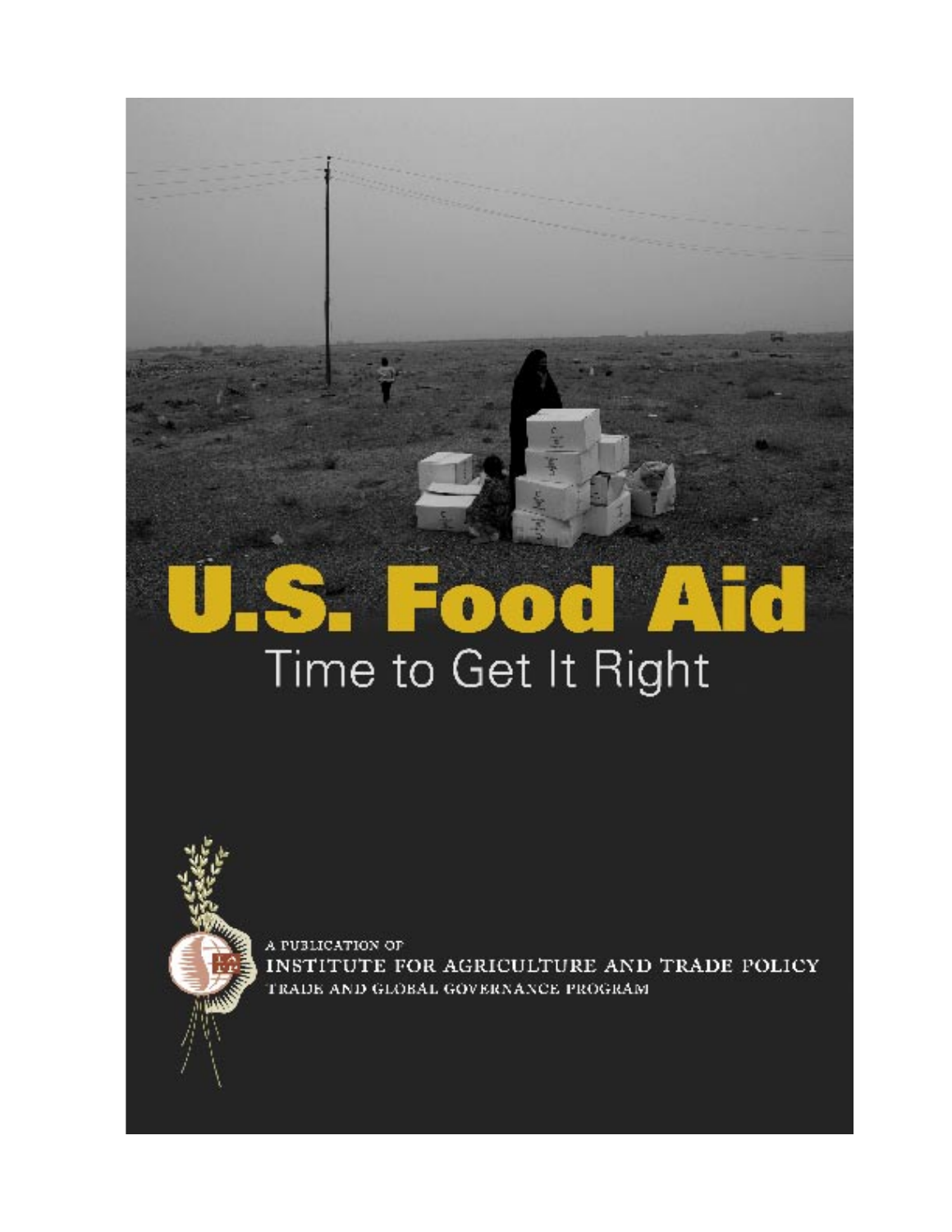# U.S. Food Aid

## Time to Get It Right

A PUBLICATION OF
INSTITUTE FOR AGRICULTURE AND TRADE POLICY
TRADE AND GLOBAL GOVERNANCE PROGRAM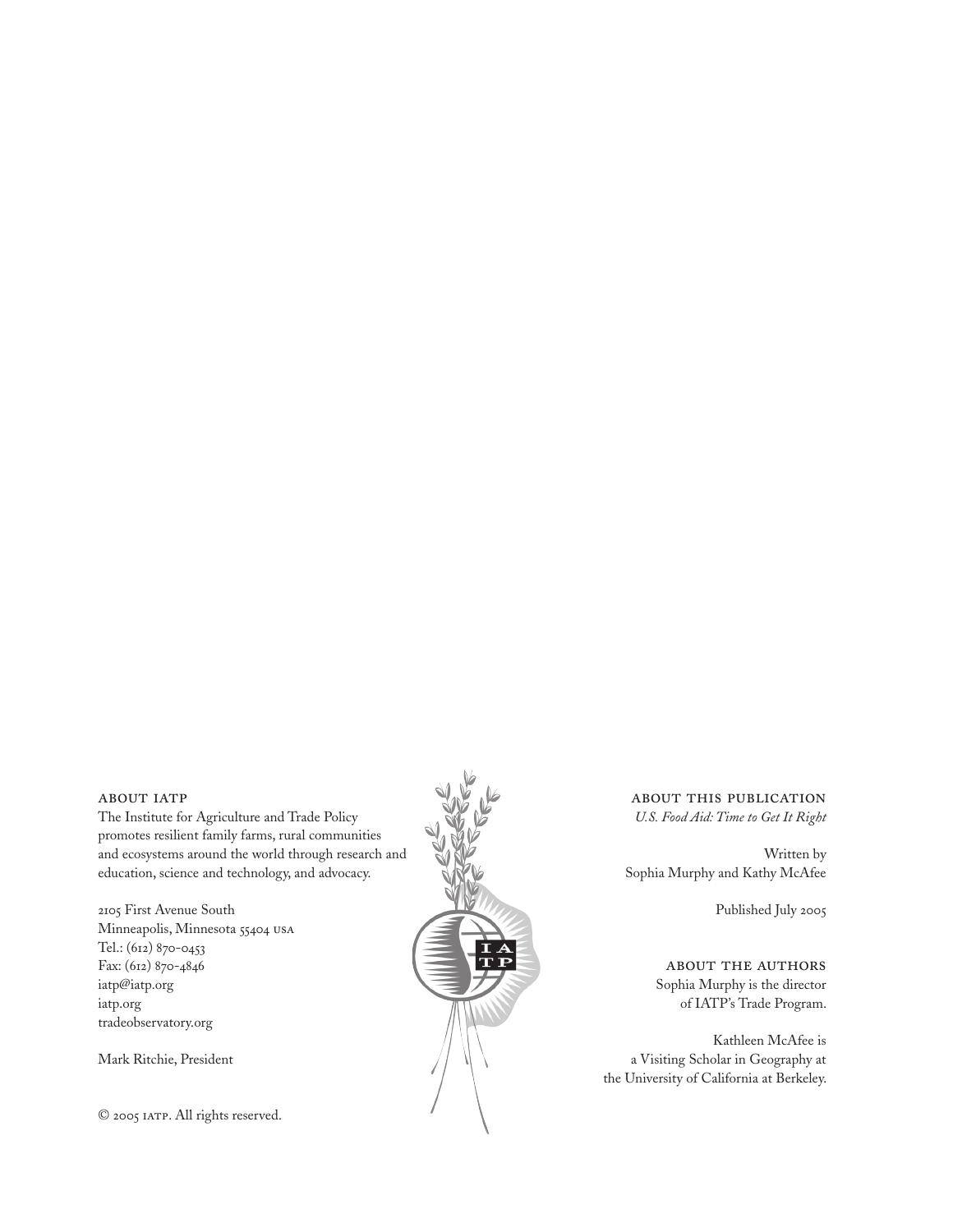### About IATP

The Institute for Agriculture and Trade Policy promotes resilient family farms, rural communities and ecosystems around the world through research and education, science and technology, and advocacy.

2105 First Avenue South
Minneapolis, Minnesota 55404 USA
Tel.: (612) 870-0453
Fax: (612) 870-4846
iatp@iatp.org
iatp.org
tradeobservatory.org

Mark Ritchie, President

© 2005 IATP. All rights reserved.

### About this publication

*U.S. Food Aid: Time to Get It Right*

Written by
Sophia Murphy and Kathy McAfee

Published July 2005

### About the authors

Sophia Murphy is the director of IATP's Trade Program.

Kathleen McAfee is a Visiting Scholar in Geography at the University of California at Berkeley.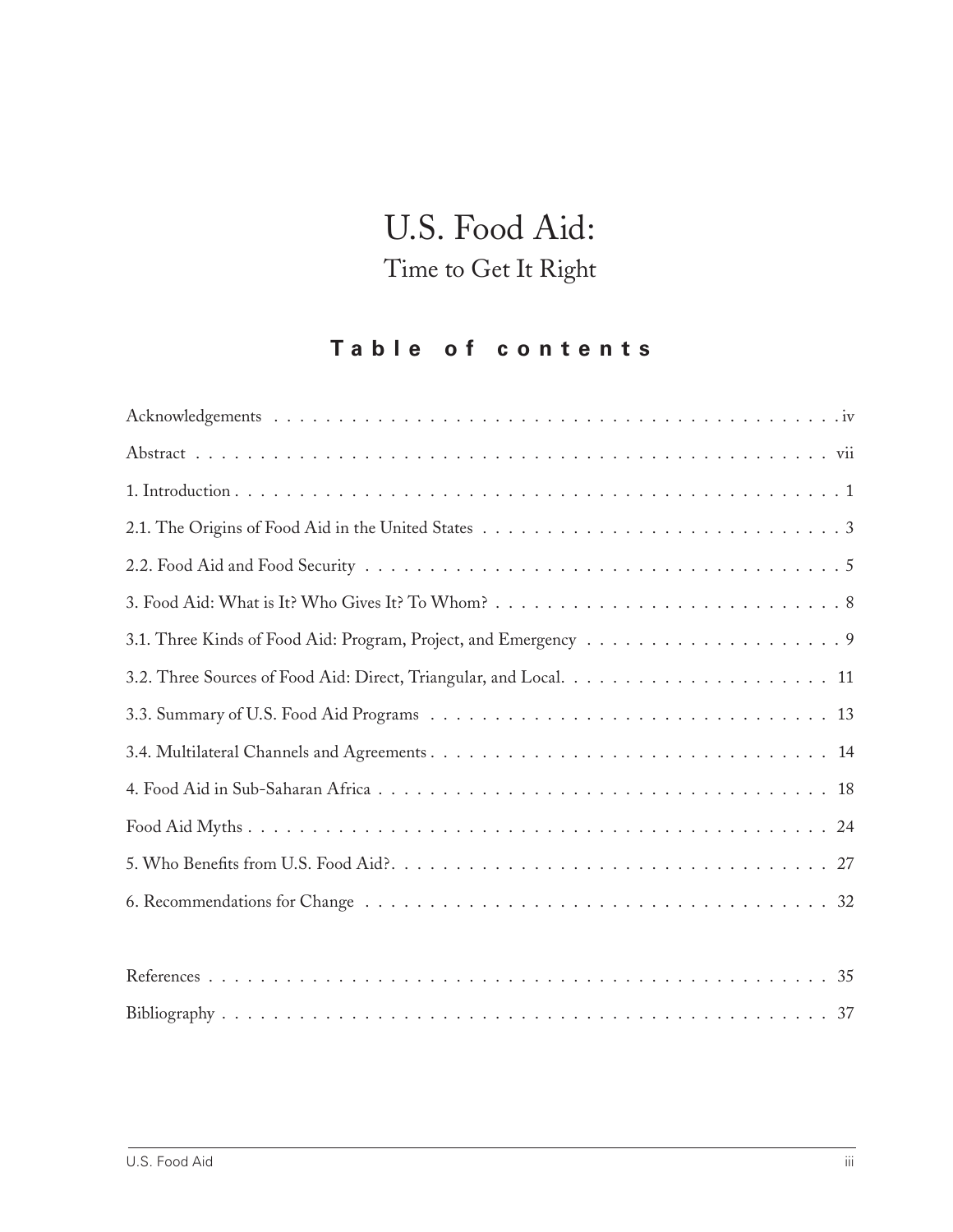# U.S. Food Aid:

## Time to Get It Right

### Table of contents

Acknowledgements . . . . . . . . . . . . . . . . . . . . . . . . . . . . . . . . . . . . . . . . . . . . . . iv

Abstract . . . . . . . . . . . . . . . . . . . . . . . . . . . . . . . . . . . . . . . . . . . . . . . . . vii

1. Introduction . . . . . . . . . . . . . . . . . . . . . . . . . . . . . . . . . . . . . . . . . . . . . . . 1

2.1. The Origins of Food Aid in the United States . . . . . . . . . . . . . . . . . . . . . . . . . . . . 3

2.2. Food Aid and Food Security . . . . . . . . . . . . . . . . . . . . . . . . . . . . . . . . . . . . . . 5

3. Food Aid: What is It? Who Gives It? To Whom? . . . . . . . . . . . . . . . . . . . . . . . . . . . 8

3.1. Three Kinds of Food Aid: Program, Project, and Emergency . . . . . . . . . . . . . . . . . . . . 9

3.2. Three Sources of Food Aid: Direct, Triangular, and Local. . . . . . . . . . . . . . . . . . . . . 11

3.3. Summary of U.S. Food Aid Programs . . . . . . . . . . . . . . . . . . . . . . . . . . . . . . . . 13

3.4. Multilateral Channels and Agreements . . . . . . . . . . . . . . . . . . . . . . . . . . . . . . . 14

4. Food Aid in Sub-Saharan Africa . . . . . . . . . . . . . . . . . . . . . . . . . . . . . . . . . . . 18

Food Aid Myths . . . . . . . . . . . . . . . . . . . . . . . . . . . . . . . . . . . . . . . . . . . . . 24

5. Who Benefits from U.S. Food Aid?. . . . . . . . . . . . . . . . . . . . . . . . . . . . . . . . . . 27

6. Recommendations for Change . . . . . . . . . . . . . . . . . . . . . . . . . . . . . . . . . . . . 32

References . . . . . . . . . . . . . . . . . . . . . . . . . . . . . . . . . . . . . . . . . . . . . . . . 35

Bibliography . . . . . . . . . . . . . . . . . . . . . . . . . . . . . . . . . . . . . . . . . . . . . . . 37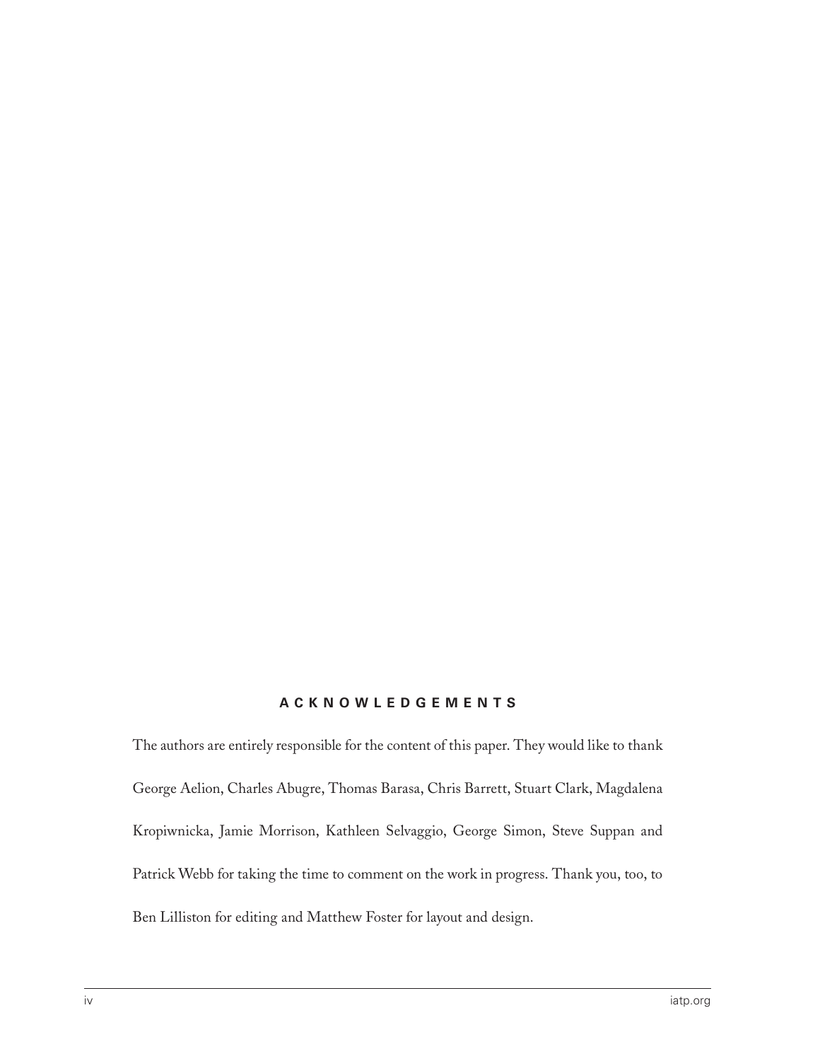## ACKNOWLEDGEMENTS

The authors are entirely responsible for the content of this paper. They would like to thank George Aelion, Charles Abugre, Thomas Barasa, Chris Barrett, Stuart Clark, Magdalena Kropiwnicka, Jamie Morrison, Kathleen Selvaggio, George Simon, Steve Suppan and Patrick Webb for taking the time to comment on the work in progress. Thank you, too, to Ben Lilliston for editing and Matthew Foster for layout and design.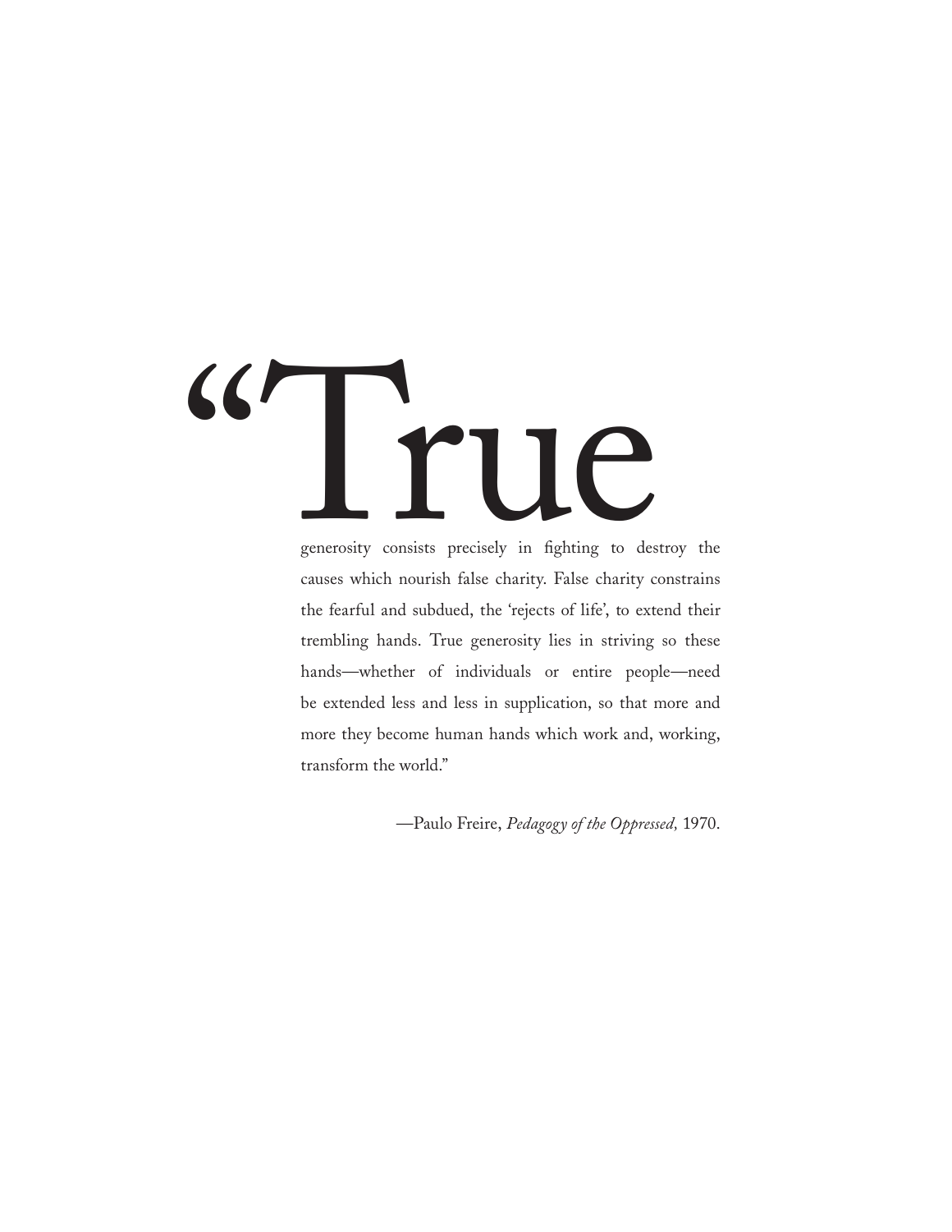"True generosity consists precisely in fighting to destroy the causes which nourish false charity. False charity constrains the fearful and subdued, the 'rejects of life', to extend their trembling hands. True generosity lies in striving so these hands—whether of individuals or entire people—need be extended less and less in supplication, so that more and more they become human hands which work and, working, transform the world."

—Paulo Freire, *Pedagogy of the Oppressed,* 1970.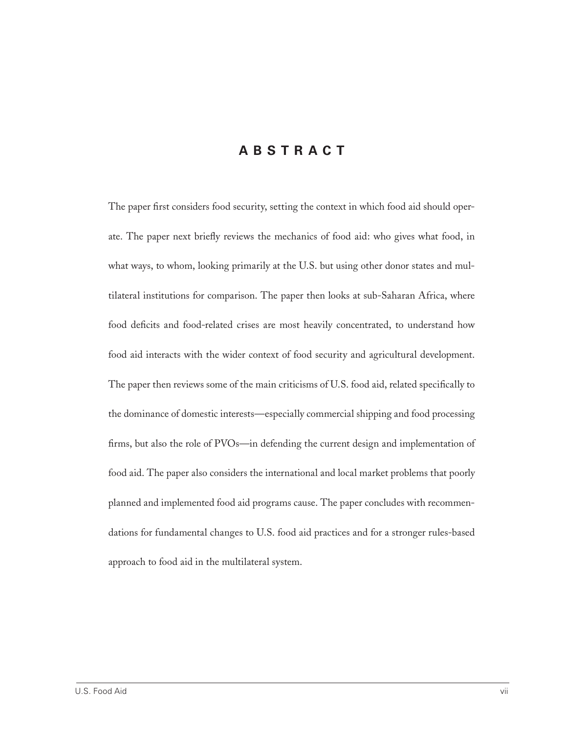# ABSTRACT

The paper first considers food security, setting the context in which food aid should operate. The paper next briefly reviews the mechanics of food aid: who gives what food, in what ways, to whom, looking primarily at the U.S. but using other donor states and multilateral institutions for comparison. The paper then looks at sub-Saharan Africa, where food deficits and food-related crises are most heavily concentrated, to understand how food aid interacts with the wider context of food security and agricultural development. The paper then reviews some of the main criticisms of U.S. food aid, related specifically to the dominance of domestic interests—especially commercial shipping and food processing firms, but also the role of PVOs—in defending the current design and implementation of food aid. The paper also considers the international and local market problems that poorly planned and implemented food aid programs cause. The paper concludes with recommendations for fundamental changes to U.S. food aid practices and for a stronger rules-based approach to food aid in the multilateral system.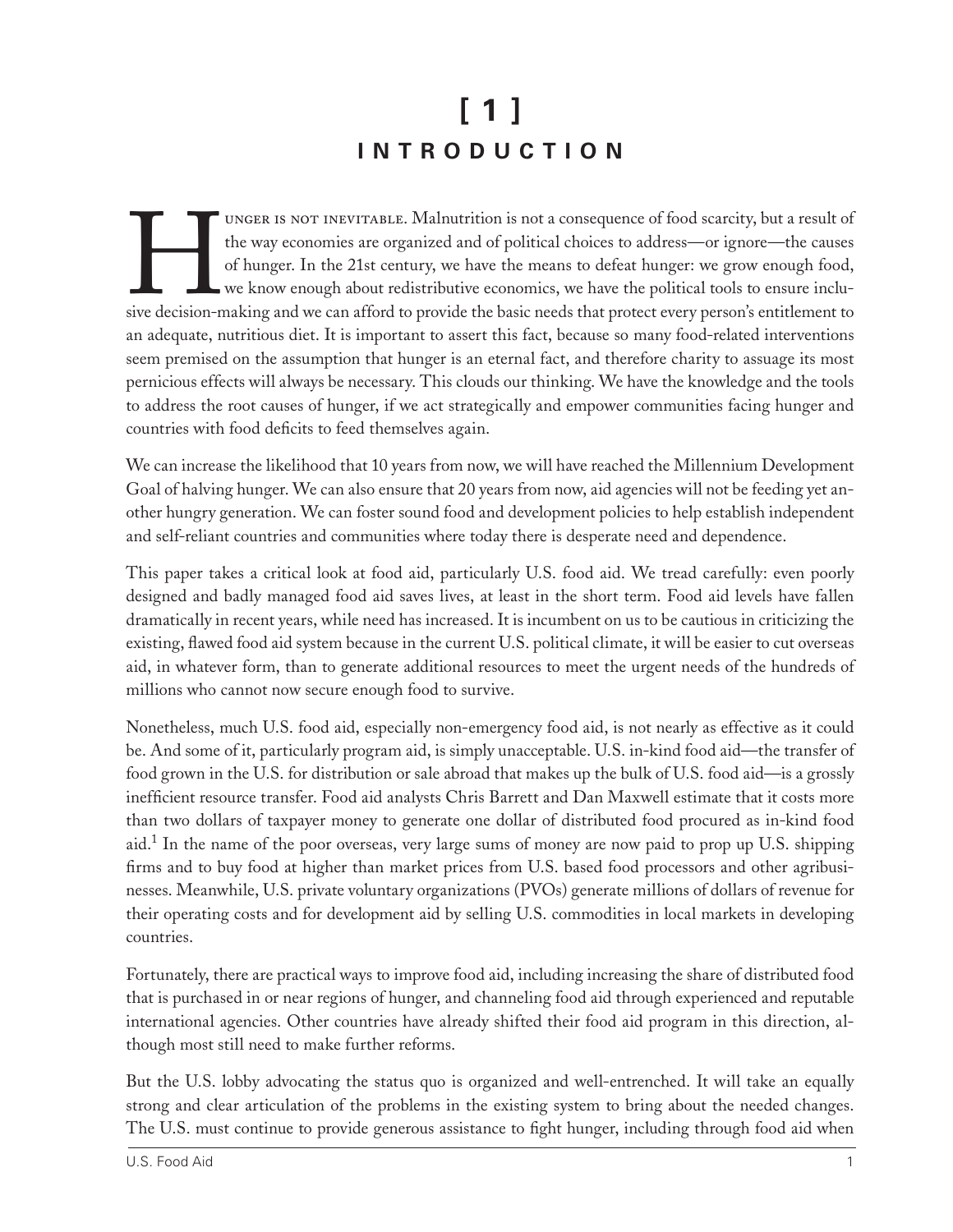# [ 1 ] INTRODUCTION

Hunger is not inevitable. Malnutrition is not a consequence of food scarcity, but a result of the way economies are organized and of political choices to address—or ignore—the causes of hunger. In the 21st century, we have the means to defeat hunger: we grow enough food, we know enough about redistributive economics, we have the political tools to ensure inclusive decision-making and we can afford to provide the basic needs that protect every person's entitlement to an adequate, nutritious diet. It is important to assert this fact, because so many food-related interventions seem premised on the assumption that hunger is an eternal fact, and therefore charity to assuage its most pernicious effects will always be necessary. This clouds our thinking. We have the knowledge and the tools to address the root causes of hunger, if we act strategically and empower communities facing hunger and countries with food deficits to feed themselves again.

We can increase the likelihood that 10 years from now, we will have reached the Millennium Development Goal of halving hunger. We can also ensure that 20 years from now, aid agencies will not be feeding yet another hungry generation. We can foster sound food and development policies to help establish independent and self-reliant countries and communities where today there is desperate need and dependence.

This paper takes a critical look at food aid, particularly U.S. food aid. We tread carefully: even poorly designed and badly managed food aid saves lives, at least in the short term. Food aid levels have fallen dramatically in recent years, while need has increased. It is incumbent on us to be cautious in criticizing the existing, flawed food aid system because in the current U.S. political climate, it will be easier to cut overseas aid, in whatever form, than to generate additional resources to meet the urgent needs of the hundreds of millions who cannot now secure enough food to survive.

Nonetheless, much U.S. food aid, especially non-emergency food aid, is not nearly as effective as it could be. And some of it, particularly program aid, is simply unacceptable. U.S. in-kind food aid—the transfer of food grown in the U.S. for distribution or sale abroad that makes up the bulk of U.S. food aid—is a grossly inefficient resource transfer. Food aid analysts Chris Barrett and Dan Maxwell estimate that it costs more than two dollars of taxpayer money to generate one dollar of distributed food procured as in-kind food aid.[1] In the name of the poor overseas, very large sums of money are now paid to prop up U.S. shipping firms and to buy food at higher than market prices from U.S. based food processors and other agribusinesses. Meanwhile, U.S. private voluntary organizations (PVOs) generate millions of dollars of revenue for their operating costs and for development aid by selling U.S. commodities in local markets in developing countries.

Fortunately, there are practical ways to improve food aid, including increasing the share of distributed food that is purchased in or near regions of hunger, and channeling food aid through experienced and reputable international agencies. Other countries have already shifted their food aid program in this direction, although most still need to make further reforms.

But the U.S. lobby advocating the status quo is organized and well-entrenched. It will take an equally strong and clear articulation of the problems in the existing system to bring about the needed changes. The U.S. must continue to provide generous assistance to fight hunger, including through food aid when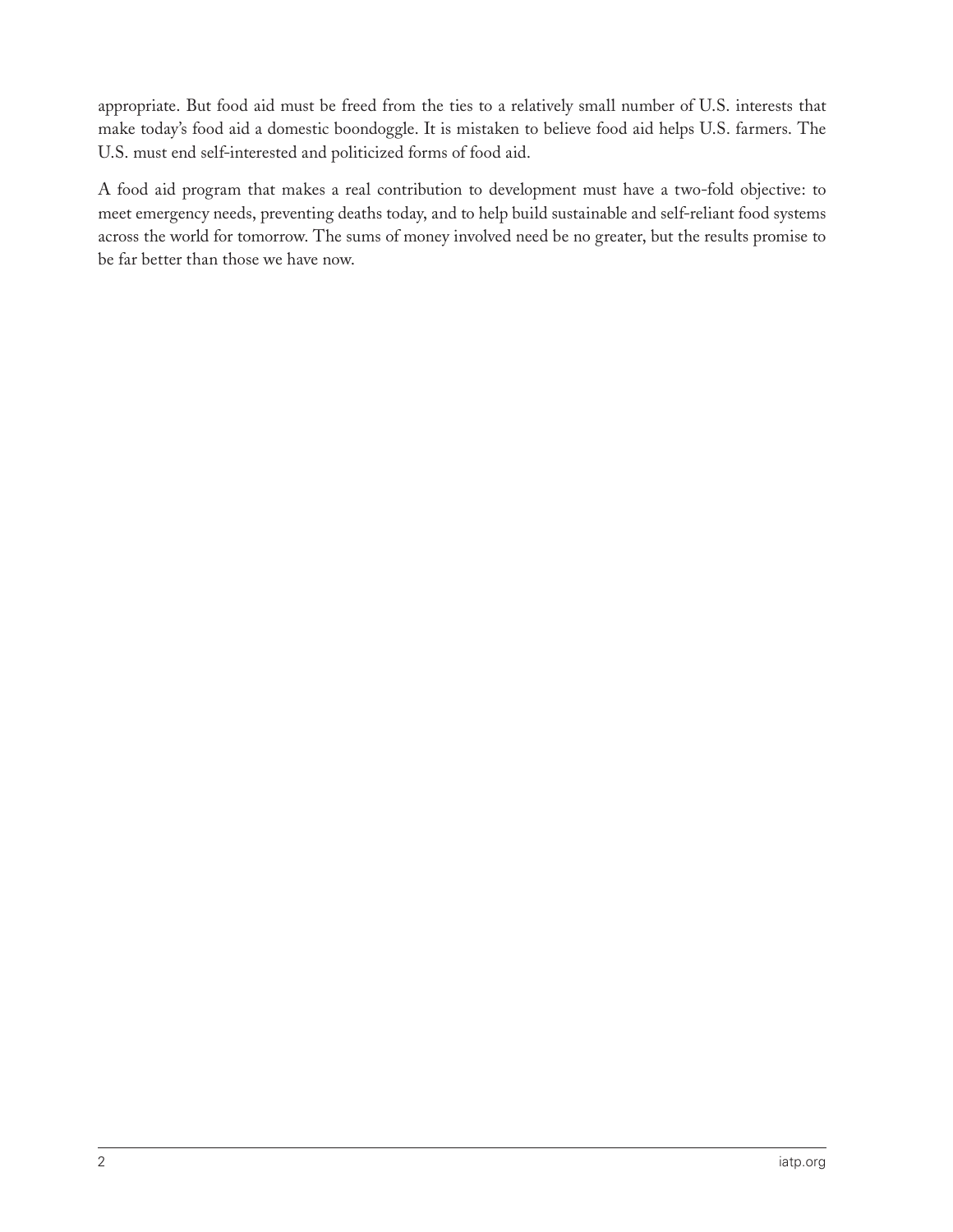appropriate. But food aid must be freed from the ties to a relatively small number of U.S. interests that make today's food aid a domestic boondoggle. It is mistaken to believe food aid helps U.S. farmers. The U.S. must end self-interested and politicized forms of food aid.

A food aid program that makes a real contribution to development must have a two-fold objective: to meet emergency needs, preventing deaths today, and to help build sustainable and self-reliant food systems across the world for tomorrow. The sums of money involved need be no greater, but the results promise to be far better than those we have now.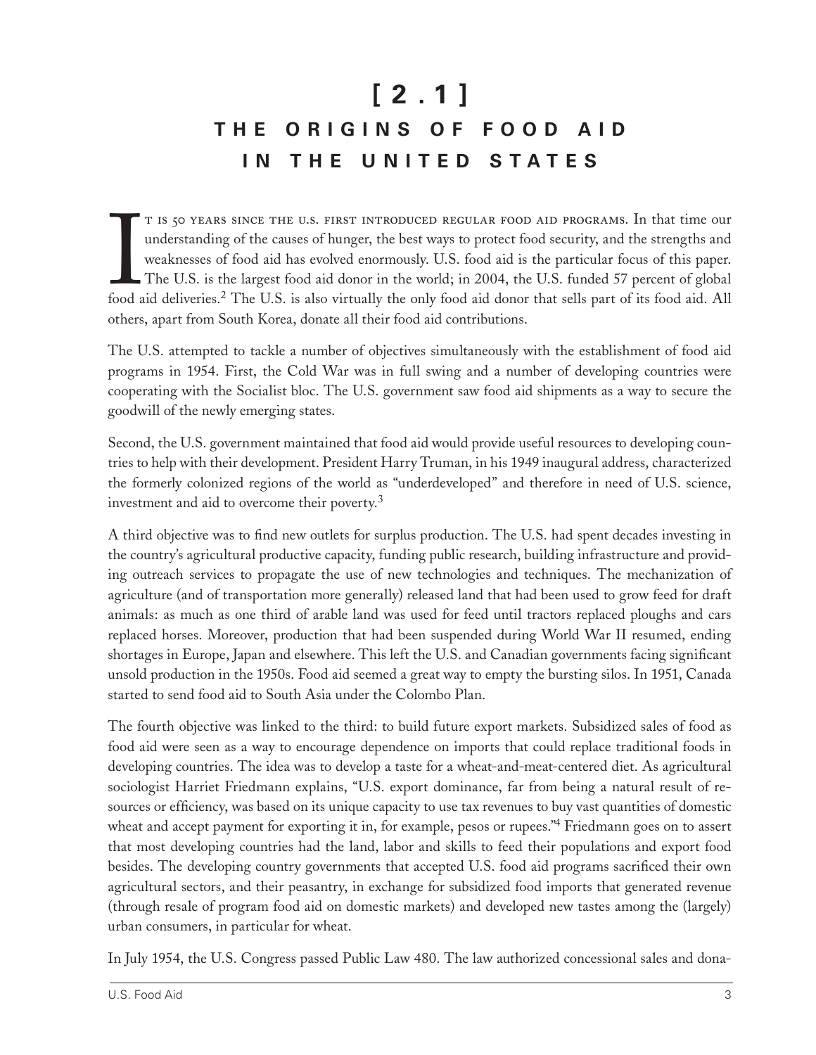# [ 2.1 ] THE ORIGINS OF FOOD AID IN THE UNITED STATES

It is 50 years since the U.S. first introduced regular food aid programs. In that time our understanding of the causes of hunger, the best ways to protect food security, and the strengths and weaknesses of food aid has evolved enormously. U.S. food aid is the particular focus of this paper. The U.S. is the largest food aid donor in the world; in 2004, the U.S. funded 57 percent of global food aid deliveries.[2] The U.S. is also virtually the only food aid donor that sells part of its food aid. All others, apart from South Korea, donate all their food aid contributions.

The U.S. attempted to tackle a number of objectives simultaneously with the establishment of food aid programs in 1954. First, the Cold War was in full swing and a number of developing countries were cooperating with the Socialist bloc. The U.S. government saw food aid shipments as a way to secure the goodwill of the newly emerging states.

Second, the U.S. government maintained that food aid would provide useful resources to developing countries to help with their development. President Harry Truman, in his 1949 inaugural address, characterized the formerly colonized regions of the world as "underdeveloped" and therefore in need of U.S. science, investment and aid to overcome their poverty.[3]

A third objective was to find new outlets for surplus production. The U.S. had spent decades investing in the country's agricultural productive capacity, funding public research, building infrastructure and providing outreach services to propagate the use of new technologies and techniques. The mechanization of agriculture (and of transportation more generally) released land that had been used to grow feed for draft animals: as much as one third of arable land was used for feed until tractors replaced ploughs and cars replaced horses. Moreover, production that had been suspended during World War II resumed, ending shortages in Europe, Japan and elsewhere. This left the U.S. and Canadian governments facing significant unsold production in the 1950s. Food aid seemed a great way to empty the bursting silos. In 1951, Canada started to send food aid to South Asia under the Colombo Plan.

The fourth objective was linked to the third: to build future export markets. Subsidized sales of food as food aid were seen as a way to encourage dependence on imports that could replace traditional foods in developing countries. The idea was to develop a taste for a wheat-and-meat-centered diet. As agricultural sociologist Harriet Friedmann explains, "U.S. export dominance, far from being a natural result of resources or efficiency, was based on its unique capacity to use tax revenues to buy vast quantities of domestic wheat and accept payment for exporting it in, for example, pesos or rupees."[4] Friedmann goes on to assert that most developing countries had the land, labor and skills to feed their populations and export food besides. The developing country governments that accepted U.S. food aid programs sacrificed their own agricultural sectors, and their peasantry, in exchange for subsidized food imports that generated revenue (through resale of program food aid on domestic markets) and developed new tastes among the (largely) urban consumers, in particular for wheat.

In July 1954, the U.S. Congress passed Public Law 480. The law authorized concessional sales and dona-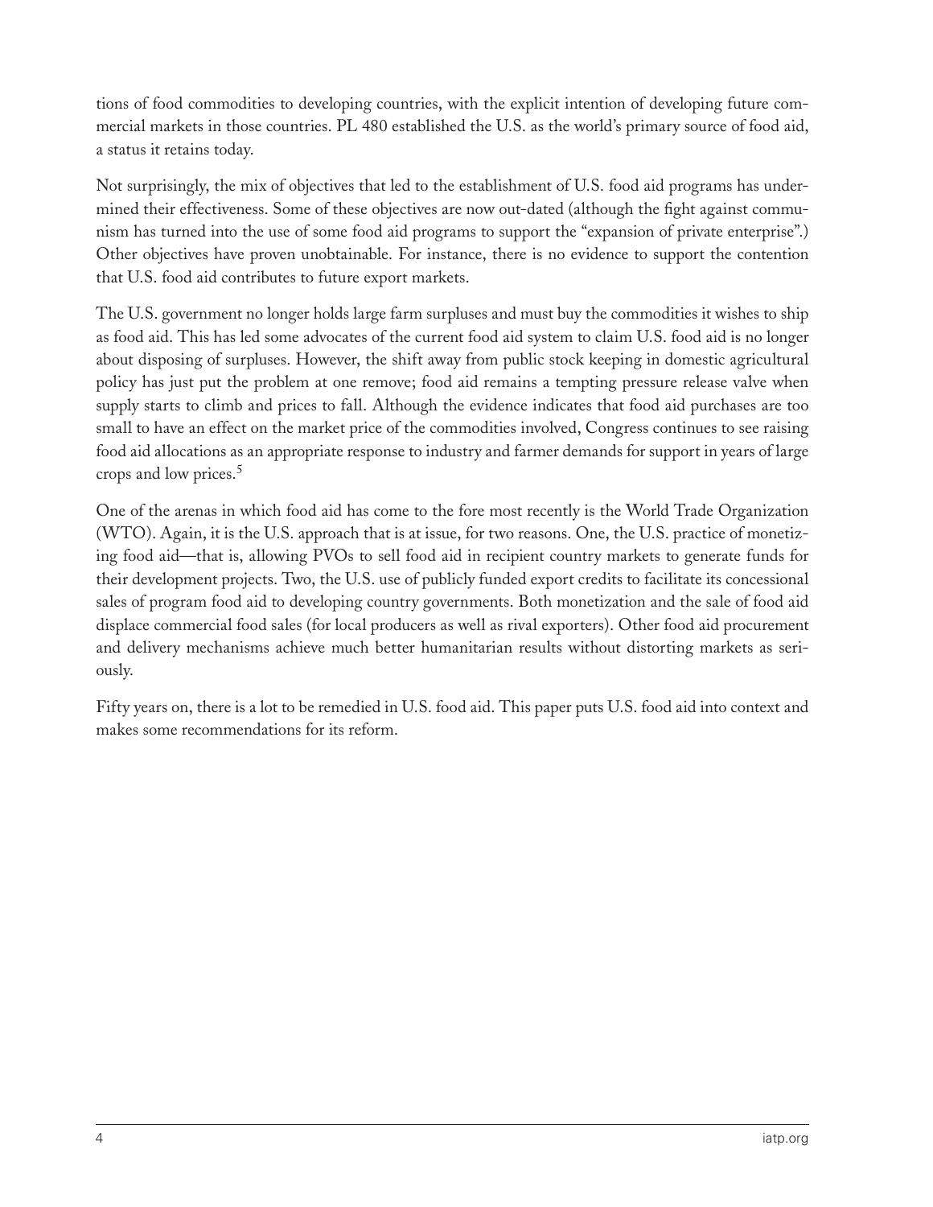tions of food commodities to developing countries, with the explicit intention of developing future commercial markets in those countries. PL 480 established the U.S. as the world's primary source of food aid, a status it retains today.

Not surprisingly, the mix of objectives that led to the establishment of U.S. food aid programs has undermined their effectiveness. Some of these objectives are now out-dated (although the fight against communism has turned into the use of some food aid programs to support the "expansion of private enterprise".) Other objectives have proven unobtainable. For instance, there is no evidence to support the contention that U.S. food aid contributes to future export markets.

The U.S. government no longer holds large farm surpluses and must buy the commodities it wishes to ship as food aid. This has led some advocates of the current food aid system to claim U.S. food aid is no longer about disposing of surpluses. However, the shift away from public stock keeping in domestic agricultural policy has just put the problem at one remove; food aid remains a tempting pressure release valve when supply starts to climb and prices to fall. Although the evidence indicates that food aid purchases are too small to have an effect on the market price of the commodities involved, Congress continues to see raising food aid allocations as an appropriate response to industry and farmer demands for support in years of large crops and low prices.[5]

One of the arenas in which food aid has come to the fore most recently is the World Trade Organization (WTO). Again, it is the U.S. approach that is at issue, for two reasons. One, the U.S. practice of monetizing food aid—that is, allowing PVOs to sell food aid in recipient country markets to generate funds for their development projects. Two, the U.S. use of publicly funded export credits to facilitate its concessional sales of program food aid to developing country governments. Both monetization and the sale of food aid displace commercial food sales (for local producers as well as rival exporters). Other food aid procurement and delivery mechanisms achieve much better humanitarian results without distorting markets as seriously.

Fifty years on, there is a lot to be remedied in U.S. food aid. This paper puts U.S. food aid into context and makes some recommendations for its reform.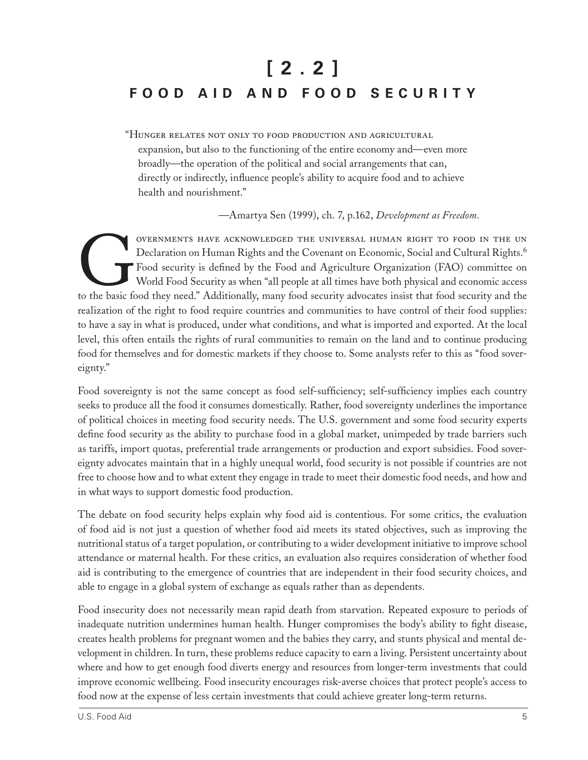# [ 2 . 2 ]
## FOOD AID AND FOOD SECURITY

> "Hunger relates not only to food production and agricultural expansion, but also to the functioning of the entire economy and—even more broadly—the operation of the political and social arrangements that can, directly or indirectly, influence people's ability to acquire food and to achieve health and nourishment."
>
> —Amartya Sen (1999), ch. 7, p.162, *Development as Freedom.*

Governments have acknowledged the universal human right to food in the UN Declaration on Human Rights and the Covenant on Economic, Social and Cultural Rights.[6] Food security is defined by the Food and Agriculture Organization (FAO) committee on World Food Security as when "all people at all times have both physical and economic access to the basic food they need." Additionally, many food security advocates insist that food security and the realization of the right to food require countries and communities to have control of their food supplies: to have a say in what is produced, under what conditions, and what is imported and exported. At the local level, this often entails the rights of rural communities to remain on the land and to continue producing food for themselves and for domestic markets if they choose to. Some analysts refer to this as "food sovereignty."

Food sovereignty is not the same concept as food self-sufficiency; self-sufficiency implies each country seeks to produce all the food it consumes domestically. Rather, food sovereignty underlines the importance of political choices in meeting food security needs. The U.S. government and some food security experts define food security as the ability to purchase food in a global market, unimpeded by trade barriers such as tariffs, import quotas, preferential trade arrangements or production and export subsidies. Food sovereignty advocates maintain that in a highly unequal world, food security is not possible if countries are not free to choose how and to what extent they engage in trade to meet their domestic food needs, and how and in what ways to support domestic food production.

The debate on food security helps explain why food aid is contentious. For some critics, the evaluation of food aid is not just a question of whether food aid meets its stated objectives, such as improving the nutritional status of a target population, or contributing to a wider development initiative to improve school attendance or maternal health. For these critics, an evaluation also requires consideration of whether food aid is contributing to the emergence of countries that are independent in their food security choices, and able to engage in a global system of exchange as equals rather than as dependents.

Food insecurity does not necessarily mean rapid death from starvation. Repeated exposure to periods of inadequate nutrition undermines human health. Hunger compromises the body's ability to fight disease, creates health problems for pregnant women and the babies they carry, and stunts physical and mental development in children. In turn, these problems reduce capacity to earn a living. Persistent uncertainty about where and how to get enough food diverts energy and resources from longer-term investments that could improve economic wellbeing. Food insecurity encourages risk-averse choices that protect people's access to food now at the expense of less certain investments that could achieve greater long-term returns.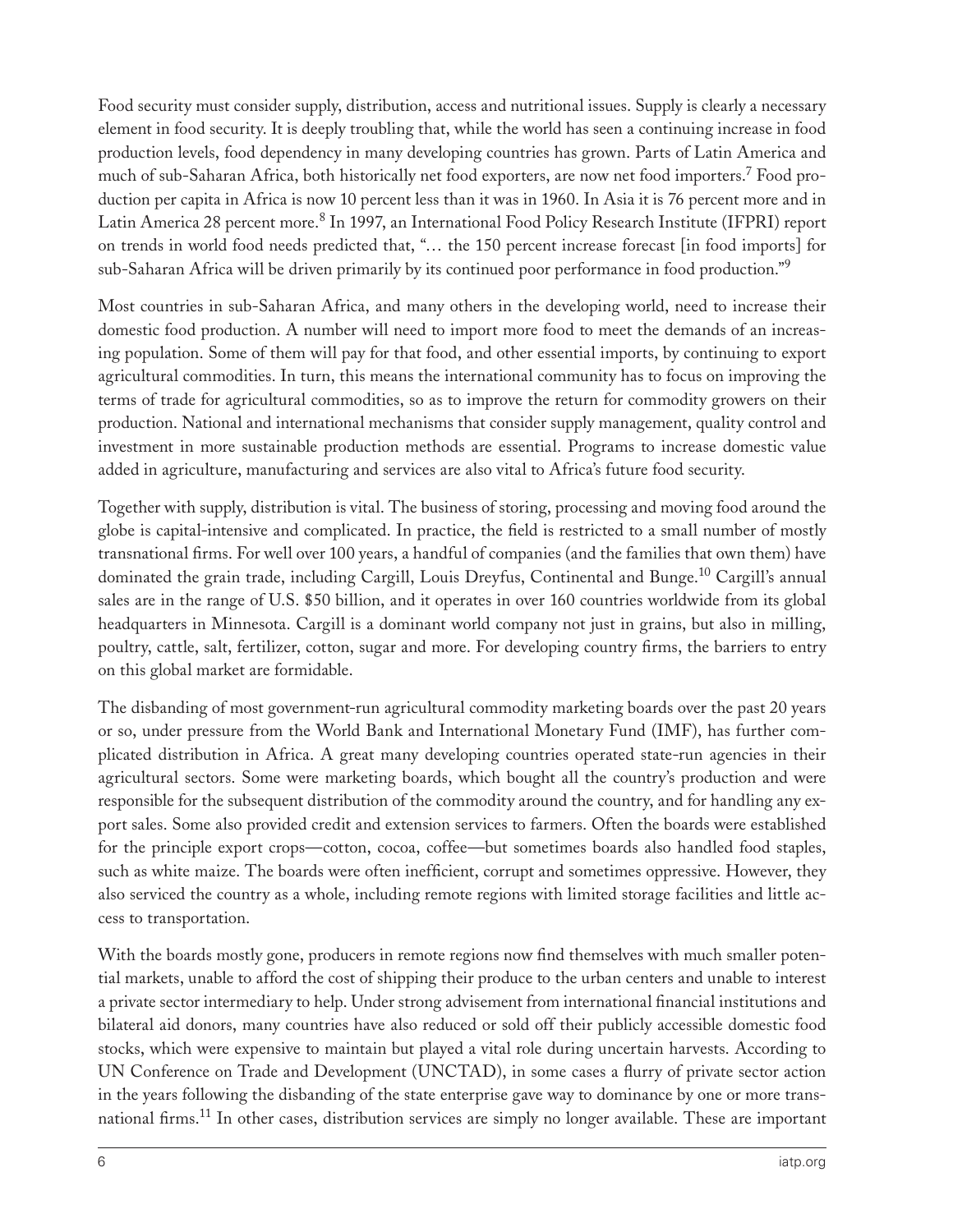Food security must consider supply, distribution, access and nutritional issues. Supply is clearly a necessary element in food security. It is deeply troubling that, while the world has seen a continuing increase in food production levels, food dependency in many developing countries has grown. Parts of Latin America and much of sub-Saharan Africa, both historically net food exporters, are now net food importers.[7] Food production per capita in Africa is now 10 percent less than it was in 1960. In Asia it is 76 percent more and in Latin America 28 percent more.[8] In 1997, an International Food Policy Research Institute (IFPRI) report on trends in world food needs predicted that, "… the 150 percent increase forecast [in food imports] for sub-Saharan Africa will be driven primarily by its continued poor performance in food production."[9]

Most countries in sub-Saharan Africa, and many others in the developing world, need to increase their domestic food production. A number will need to import more food to meet the demands of an increasing population. Some of them will pay for that food, and other essential imports, by continuing to export agricultural commodities. In turn, this means the international community has to focus on improving the terms of trade for agricultural commodities, so as to improve the return for commodity growers on their production. National and international mechanisms that consider supply management, quality control and investment in more sustainable production methods are essential. Programs to increase domestic value added in agriculture, manufacturing and services are also vital to Africa's future food security.

Together with supply, distribution is vital. The business of storing, processing and moving food around the globe is capital-intensive and complicated. In practice, the field is restricted to a small number of mostly transnational firms. For well over 100 years, a handful of companies (and the families that own them) have dominated the grain trade, including Cargill, Louis Dreyfus, Continental and Bunge.[10] Cargill's annual sales are in the range of U.S. $50 billion, and it operates in over 160 countries worldwide from its global headquarters in Minnesota. Cargill is a dominant world company not just in grains, but also in milling, poultry, cattle, salt, fertilizer, cotton, sugar and more. For developing country firms, the barriers to entry on this global market are formidable.

The disbanding of most government-run agricultural commodity marketing boards over the past 20 years or so, under pressure from the World Bank and International Monetary Fund (IMF), has further complicated distribution in Africa. A great many developing countries operated state-run agencies in their agricultural sectors. Some were marketing boards, which bought all the country's production and were responsible for the subsequent distribution of the commodity around the country, and for handling any export sales. Some also provided credit and extension services to farmers. Often the boards were established for the principle export crops—cotton, cocoa, coffee—but sometimes boards also handled food staples, such as white maize. The boards were often inefficient, corrupt and sometimes oppressive. However, they also serviced the country as a whole, including remote regions with limited storage facilities and little access to transportation.

With the boards mostly gone, producers in remote regions now find themselves with much smaller potential markets, unable to afford the cost of shipping their produce to the urban centers and unable to interest a private sector intermediary to help. Under strong advisement from international financial institutions and bilateral aid donors, many countries have also reduced or sold off their publicly accessible domestic food stocks, which were expensive to maintain but played a vital role during uncertain harvests. According to UN Conference on Trade and Development (UNCTAD), in some cases a flurry of private sector action in the years following the disbanding of the state enterprise gave way to dominance by one or more transnational firms.[11] In other cases, distribution services are simply no longer available. These are important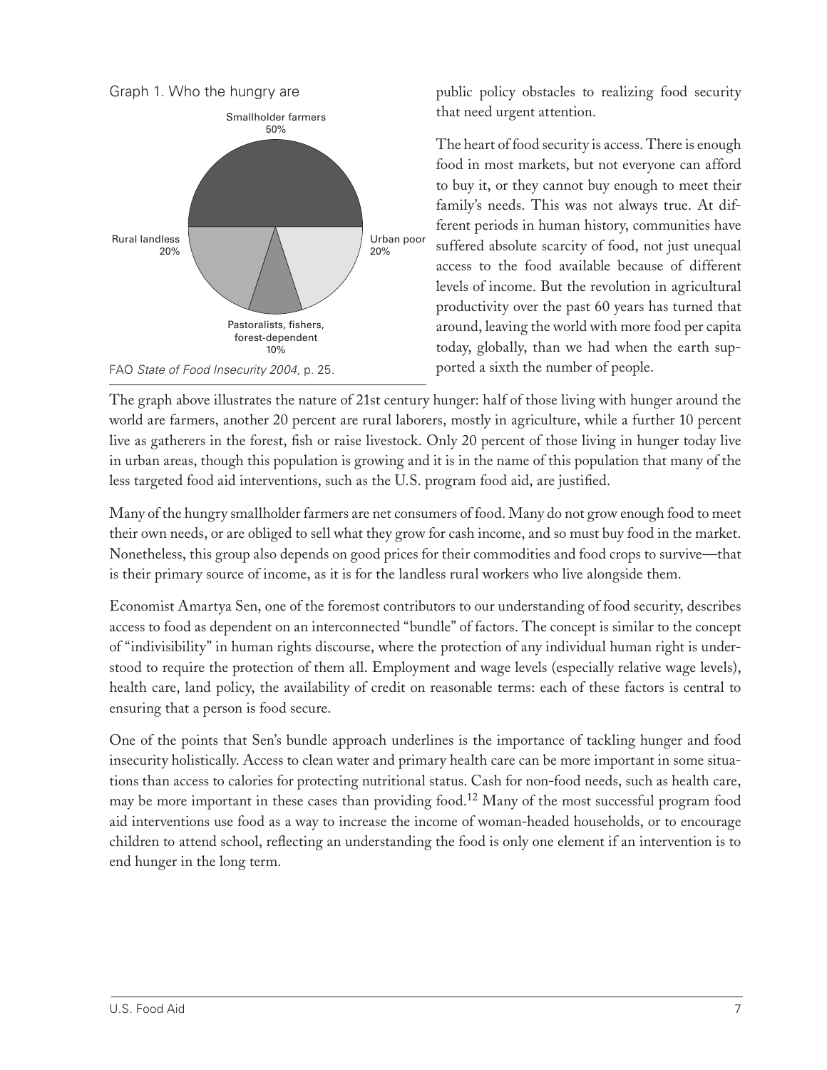Graph 1. Who the hungry are

Smallholder farmers 50%

Rural landless 20%

Urban poor 20%

Pastoralists, fishers, forest-dependent 10%

FAO *State of Food Insecurity 2004,* p. 25.

public policy obstacles to realizing food security that need urgent attention.

The heart of food security is access. There is enough food in most markets, but not everyone can afford to buy it, or they cannot buy enough to meet their family's needs. This was not always true. At different periods in human history, communities have suffered absolute scarcity of food, not just unequal access to the food available because of different levels of income. But the revolution in agricultural productivity over the past 60 years has turned that around, leaving the world with more food per capita today, globally, than we had when the earth supported a sixth the number of people.

The graph above illustrates the nature of 21st century hunger: half of those living with hunger around the world are farmers, another 20 percent are rural laborers, mostly in agriculture, while a further 10 percent live as gatherers in the forest, fish or raise livestock. Only 20 percent of those living in hunger today live in urban areas, though this population is growing and it is in the name of this population that many of the less targeted food aid interventions, such as the U.S. program food aid, are justified.

Many of the hungry smallholder farmers are net consumers of food. Many do not grow enough food to meet their own needs, or are obliged to sell what they grow for cash income, and so must buy food in the market. Nonetheless, this group also depends on good prices for their commodities and food crops to survive—that is their primary source of income, as it is for the landless rural workers who live alongside them.

Economist Amartya Sen, one of the foremost contributors to our understanding of food security, describes access to food as dependent on an interconnected "bundle" of factors. The concept is similar to the concept of "indivisibility" in human rights discourse, where the protection of any individual human right is understood to require the protection of them all. Employment and wage levels (especially relative wage levels), health care, land policy, the availability of credit on reasonable terms: each of these factors is central to ensuring that a person is food secure.

One of the points that Sen's bundle approach underlines is the importance of tackling hunger and food insecurity holistically. Access to clean water and primary health care can be more important in some situations than access to calories for protecting nutritional status. Cash for non-food needs, such as health care, may be more important in these cases than providing food.[12] Many of the most successful program food aid interventions use food as a way to increase the income of woman-headed households, or to encourage children to attend school, reflecting an understanding the food is only one element if an intervention is to end hunger in the long term.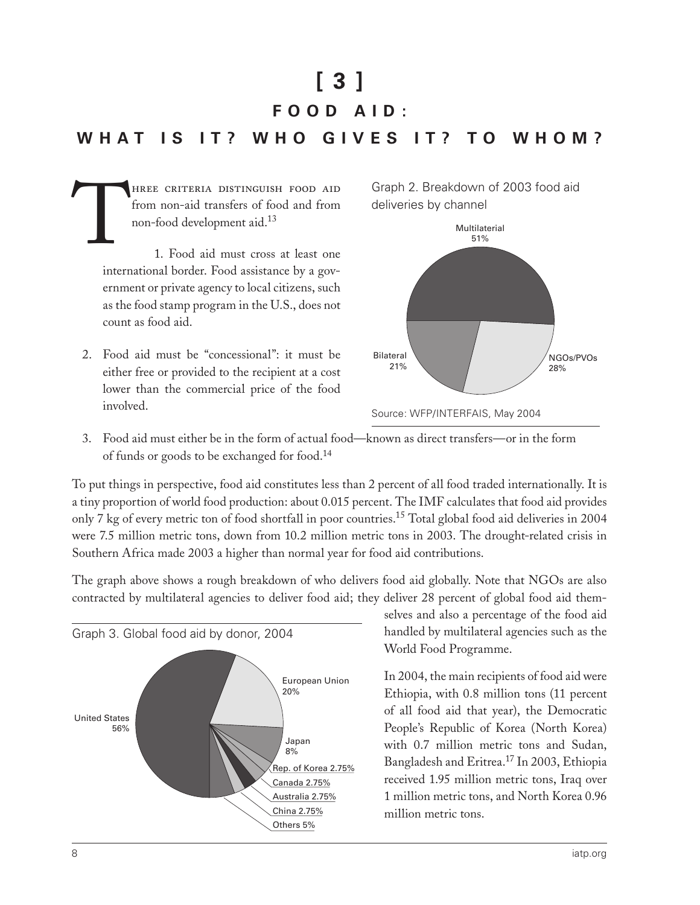# [ 3 ]

## FOOD AID:

## WHAT IS IT? WHO GIVES IT? TO WHOM?

Three criteria distinguish food aid from non-aid transfers of food and from non-food development aid.[13]

1. Food aid must cross at least one international border. Food assistance by a government or private agency to local citizens, such as the food stamp program in the U.S., does not count as food aid.
2. Food aid must be "concessional": it must be either free or provided to the recipient at a cost lower than the commercial price of the food involved.
3. Food aid must either be in the form of actual food—known as direct transfers—or in the form of funds or goods to be exchanged for food.[14]

Graph 2. Breakdown of 2003 food aid deliveries by channel

| Channel | Share |
|---|---|
| Multilaterial | 51% |
| NGOs/PVOs | 28% |
| Bilateral | 21% |

Source: WFP/INTERFAIS, May 2004

To put things in perspective, food aid constitutes less than 2 percent of all food traded internationally. It is a tiny proportion of world food production: about 0.015 percent. The IMF calculates that food aid provides only 7 kg of every metric ton of food shortfall in poor countries.[15] Total global food aid deliveries in 2004 were 7.5 million metric tons, down from 10.2 million metric tons in 2003. The drought-related crisis in Southern Africa made 2003 a higher than normal year for food aid contributions.

The graph above shows a rough breakdown of who delivers food aid globally. Note that NGOs are also contracted by multilateral agencies to deliver food aid; they deliver 28 percent of global food aid themselves and also a percentage of the food aid handled by multilateral agencies such as the World Food Programme.

Graph 3. Global food aid by donor, 2004

| Donor | Share |
|---|---|
| United States | 56% |
| European Union | 20% |
| Japan | 8% |
| Rep. of Korea | 2.75% |
| Canada | 2.75% |
| Australia | 2.75% |
| China | 2.75% |
| Others | 5% |

In 2004, the main recipients of food aid were Ethiopia, with 0.8 million tons (11 percent of all food aid that year), the Democratic People's Republic of Korea (North Korea) with 0.7 million metric tons and Sudan, Bangladesh and Eritrea.[17] In 2003, Ethiopia received 1.95 million metric tons, Iraq over 1 million metric tons, and North Korea 0.96 million metric tons.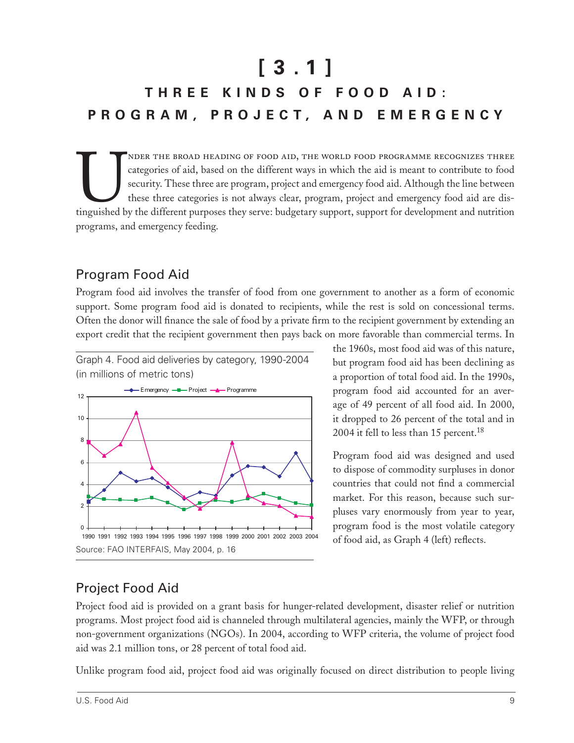# [ 3 . 1 ]

## THREE KINDS OF FOOD AID: PROGRAM, PROJECT, AND EMERGENCY

Under the broad heading of food aid, the World Food Programme recognizes three categories of aid, based on the different ways in which the aid is meant to contribute to food security. These three are program, project and emergency food aid. Although the line between these three categories is not always clear, program, project and emergency food aid are distinguished by the different purposes they serve: budgetary support, support for development and nutrition programs, and emergency feeding.

### Program Food Aid

Program food aid involves the transfer of food from one government to another as a form of economic support. Some program food aid is donated to recipients, while the rest is sold on concessional terms. Often the donor will finance the sale of food by a private firm to the recipient government by extending an export credit that the recipient government then pays back on more favorable than commercial terms. In the 1960s, most food aid was of this nature, but program food aid has been declining as a proportion of total food aid. In the 1990s, program food aid accounted for an average of 49 percent of all food aid. In 2000, it dropped to 26 percent of the total and in 2004 it fell to less than 15 percent.[18]

Graph 4. Food aid deliveries by category, 1990-2004 (in millions of metric tons)

Source: FAO INTERFAIS, May 2004, p. 16

Program food aid was designed and used to dispose of commodity surpluses in donor countries that could not find a commercial market. For this reason, because such surpluses vary enormously from year to year, program food is the most volatile category of food aid, as Graph 4 (left) reflects.

### Project Food Aid

Project food aid is provided on a grant basis for hunger-related development, disaster relief or nutrition programs. Most project food aid is channeled through multilateral agencies, mainly the WFP, or through non-government organizations (NGOs). In 2004, according to WFP criteria, the volume of project food aid was 2.1 million tons, or 28 percent of total food aid.

Unlike program food aid, project food aid was originally focused on direct distribution to people living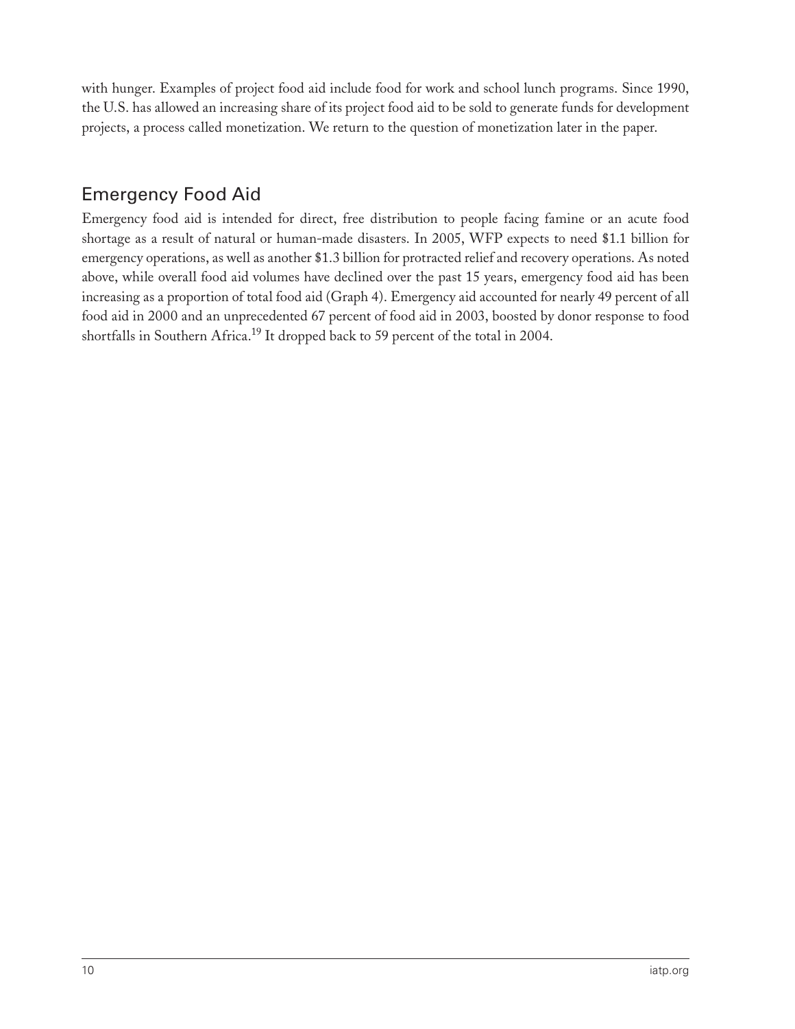with hunger. Examples of project food aid include food for work and school lunch programs. Since 1990, the U.S. has allowed an increasing share of its project food aid to be sold to generate funds for development projects, a process called monetization. We return to the question of monetization later in the paper.

## Emergency Food Aid

Emergency food aid is intended for direct, free distribution to people facing famine or an acute food shortage as a result of natural or human-made disasters. In 2005, WFP expects to need $1.1 billion for emergency operations, as well as another $1.3 billion for protracted relief and recovery operations. As noted above, while overall food aid volumes have declined over the past 15 years, emergency food aid has been increasing as a proportion of total food aid (Graph 4). Emergency aid accounted for nearly 49 percent of all food aid in 2000 and an unprecedented 67 percent of food aid in 2003, boosted by donor response to food shortfalls in Southern Africa.[19] It dropped back to 59 percent of the total in 2004.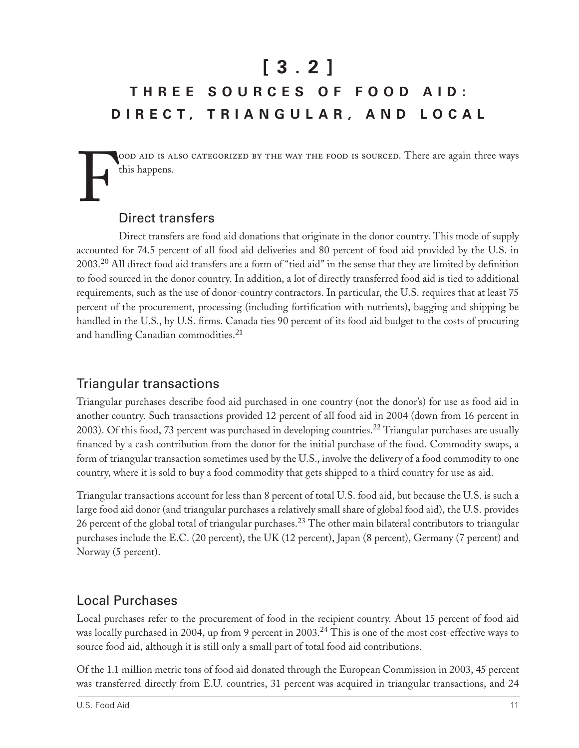# [ 3 . 2 ]

# THREE SOURCES OF FOOD AID: DIRECT, TRIANGULAR, AND LOCAL

Food aid is also categorized by the way the food is sourced. There are again three ways this happens.

## Direct transfers

Direct transfers are food aid donations that originate in the donor country. This mode of supply accounted for 74.5 percent of all food aid deliveries and 80 percent of food aid provided by the U.S. in 2003.[20] All direct food aid transfers are a form of "tied aid" in the sense that they are limited by definition to food sourced in the donor country. In addition, a lot of directly transferred food aid is tied to additional requirements, such as the use of donor-country contractors. In particular, the U.S. requires that at least 75 percent of the procurement, processing (including fortification with nutrients), bagging and shipping be handled in the U.S., by U.S. firms. Canada ties 90 percent of its food aid budget to the costs of procuring and handling Canadian commodities.[21]

## Triangular transactions

Triangular purchases describe food aid purchased in one country (not the donor's) for use as food aid in another country. Such transactions provided 12 percent of all food aid in 2004 (down from 16 percent in 2003). Of this food, 73 percent was purchased in developing countries.[22] Triangular purchases are usually financed by a cash contribution from the donor for the initial purchase of the food. Commodity swaps, a form of triangular transaction sometimes used by the U.S., involve the delivery of a food commodity to one country, where it is sold to buy a food commodity that gets shipped to a third country for use as aid.

Triangular transactions account for less than 8 percent of total U.S. food aid, but because the U.S. is such a large food aid donor (and triangular purchases a relatively small share of global food aid), the U.S. provides 26 percent of the global total of triangular purchases.[23] The other main bilateral contributors to triangular purchases include the E.C. (20 percent), the UK (12 percent), Japan (8 percent), Germany (7 percent) and Norway (5 percent).

## Local Purchases

Local purchases refer to the procurement of food in the recipient country. About 15 percent of food aid was locally purchased in 2004, up from 9 percent in 2003.[24] This is one of the most cost-effective ways to source food aid, although it is still only a small part of total food aid contributions.

Of the 1.1 million metric tons of food aid donated through the European Commission in 2003, 45 percent was transferred directly from E.U. countries, 31 percent was acquired in triangular transactions, and 24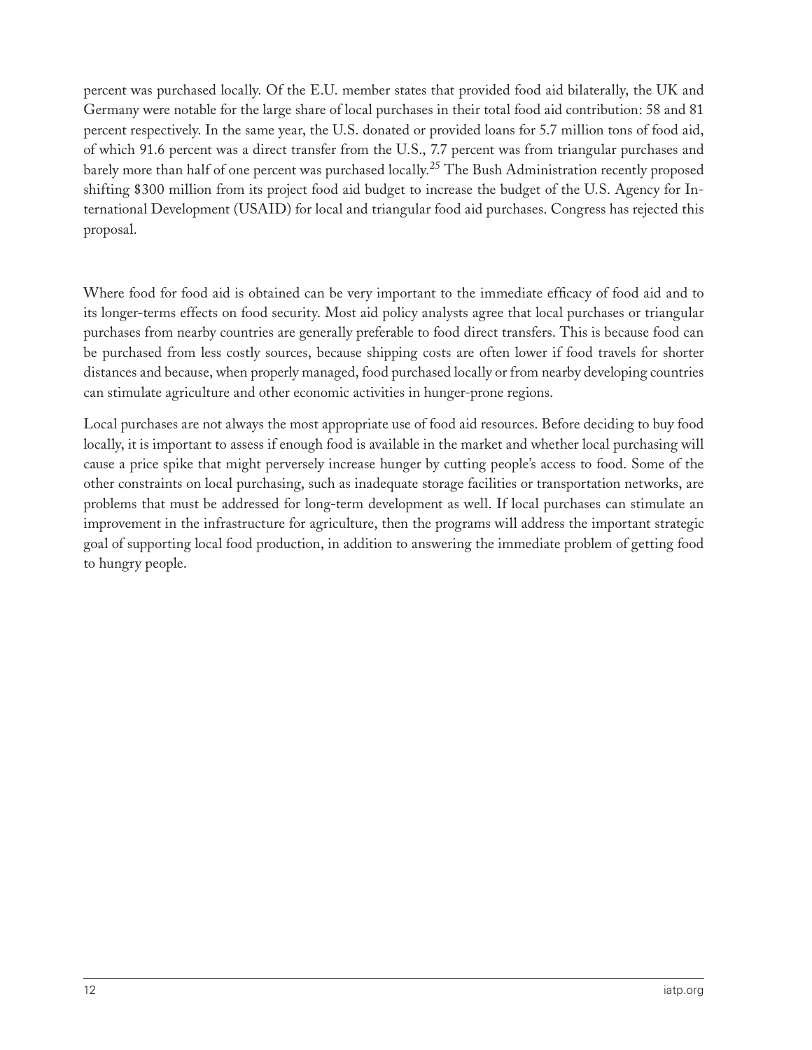percent was purchased locally. Of the E.U. member states that provided food aid bilaterally, the UK and Germany were notable for the large share of local purchases in their total food aid contribution: 58 and 81 percent respectively. In the same year, the U.S. donated or provided loans for 5.7 million tons of food aid, of which 91.6 percent was a direct transfer from the U.S., 7.7 percent was from triangular purchases and barely more than half of one percent was purchased locally.[25] The Bush Administration recently proposed shifting $300 million from its project food aid budget to increase the budget of the U.S. Agency for International Development (USAID) for local and triangular food aid purchases. Congress has rejected this proposal.

Where food for food aid is obtained can be very important to the immediate efficacy of food aid and to its longer-terms effects on food security. Most aid policy analysts agree that local purchases or triangular purchases from nearby countries are generally preferable to food direct transfers. This is because food can be purchased from less costly sources, because shipping costs are often lower if food travels for shorter distances and because, when properly managed, food purchased locally or from nearby developing countries can stimulate agriculture and other economic activities in hunger-prone regions.

Local purchases are not always the most appropriate use of food aid resources. Before deciding to buy food locally, it is important to assess if enough food is available in the market and whether local purchasing will cause a price spike that might perversely increase hunger by cutting people's access to food. Some of the other constraints on local purchasing, such as inadequate storage facilities or transportation networks, are problems that must be addressed for long-term development as well. If local purchases can stimulate an improvement in the infrastructure for agriculture, then the programs will address the important strategic goal of supporting local food production, in addition to answering the immediate problem of getting food to hungry people.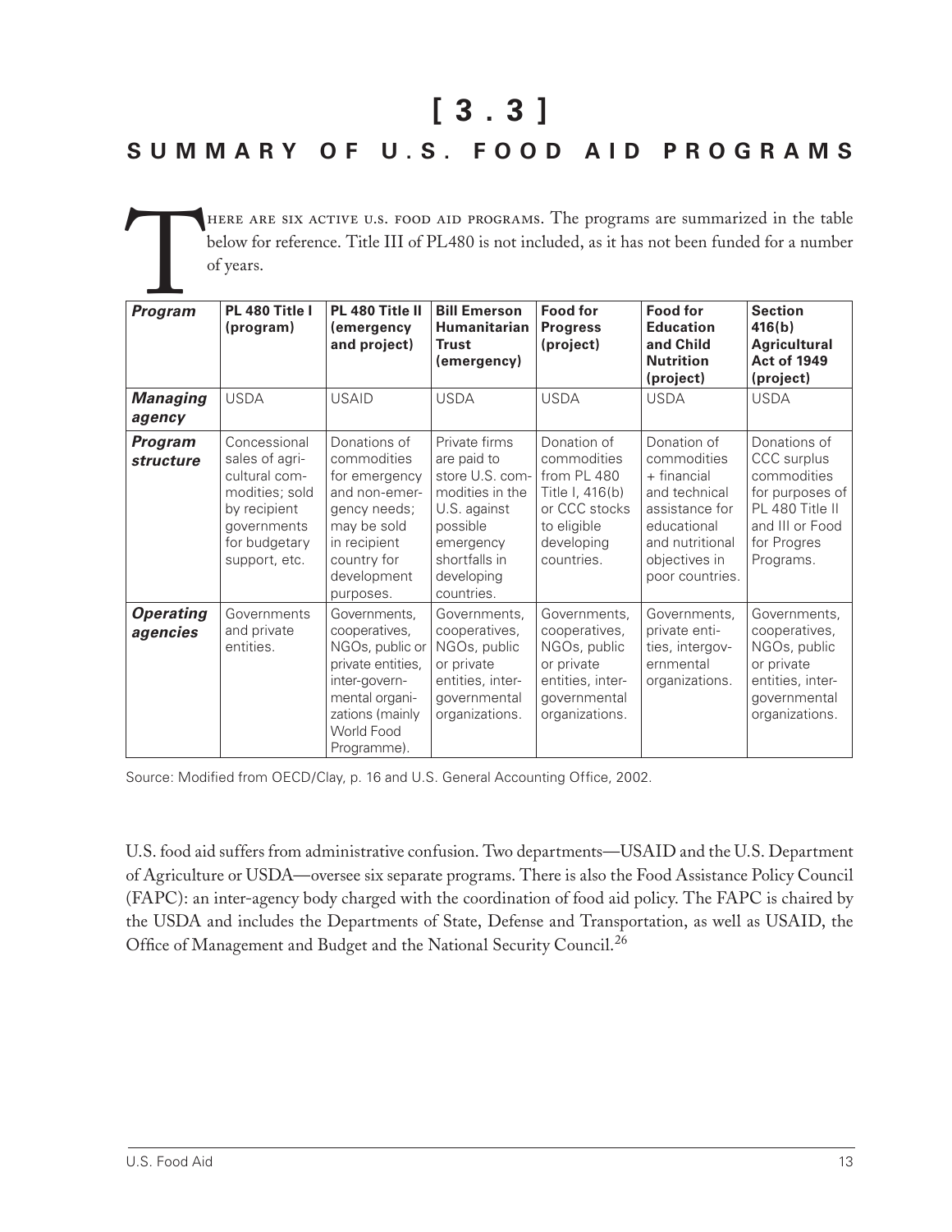# [ 3 . 3 ]

## SUMMARY OF U.S. FOOD AID PROGRAMS

There are six active U.S. food aid programs. The programs are summarized in the table below for reference. Title III of PL480 is not included, as it has not been funded for a number of years.

| ***Program*** | **PL 480 Title I (program)** | **PL 480 Title II (emergency and project)** | **Bill Emerson Humanitarian Trust (emergency)** | **Food for Progress (project)** | **Food for Education and Child Nutrition (project)** | **Section 416(b) Agricultural Act of 1949 (project)** |
|---|---|---|---|---|---|---|
| ***Managing agency*** | USDA | USAID | USDA | USDA | USDA | USDA |
| ***Program structure*** | Concessional sales of agricultural commodities; sold by recipient governments for budgetary support, etc. | Donations of commodities for emergency and non-emergency needs; may be sold in recipient country for development purposes. | Private firms are paid to store U.S. commodities in the U.S. against possible emergency shortfalls in developing countries. | Donation of commodities from PL 480 Title I, 416(b) or CCC stocks to eligible developing countries. | Donation of commodities + financial and technical assistance for educational and nutritional objectives in poor countries. | Donations of CCC surplus commodities for purposes of PL 480 Title II and III or Food for Progres Programs. |
| ***Operating agencies*** | Governments and private entities. | Governments, cooperatives, NGOs, public or private entities, inter-governmental organizations (mainly World Food Programme). | Governments, cooperatives, NGOs, public or private entities, inter-governmental organizations. | Governments, cooperatives, NGOs, public or private entities, inter-governmental organizations. | Governments, private entities, intergovernmental organizations. | Governments, cooperatives, NGOs, public or private entities, inter-governmental organizations. |

Source: Modified from OECD/Clay, p. 16 and U.S. General Accounting Office, 2002.

U.S. food aid suffers from administrative confusion. Two departments—USAID and the U.S. Department of Agriculture or USDA—oversee six separate programs. There is also the Food Assistance Policy Council (FAPC): an inter-agency body charged with the coordination of food aid policy. The FAPC is chaired by the USDA and includes the Departments of State, Defense and Transportation, as well as USAID, the Office of Management and Budget and the National Security Council.[26]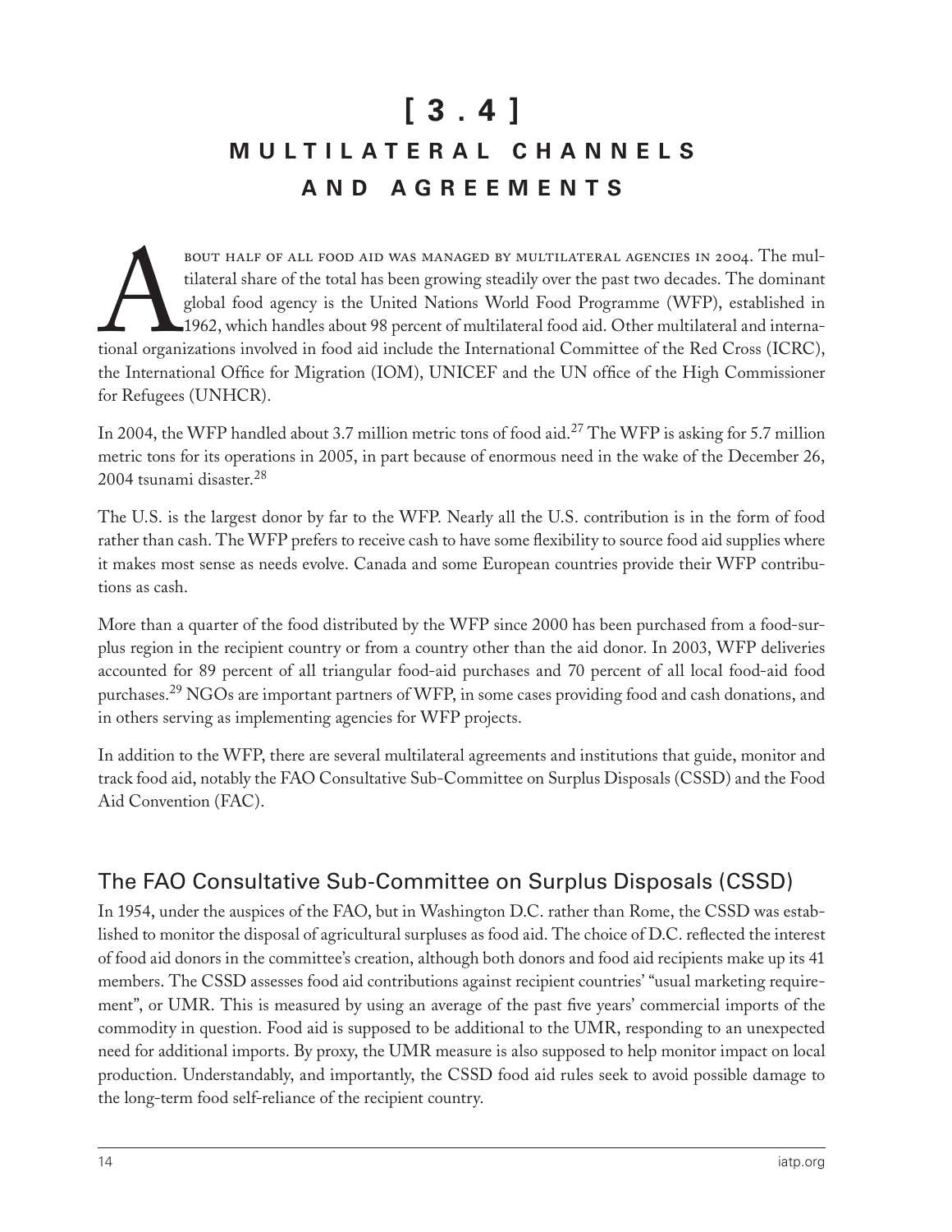# [ 3 . 4 ]
# MULTILATERAL CHANNELS AND AGREEMENTS

About half of all food aid was managed by multilateral agencies in 2004. The multilateral share of the total has been growing steadily over the past two decades. The dominant global food agency is the United Nations World Food Programme (WFP), established in 1962, which handles about 98 percent of multilateral food aid. Other multilateral and international organizations involved in food aid include the International Committee of the Red Cross (ICRC), the International Office for Migration (IOM), UNICEF and the UN office of the High Commissioner for Refugees (UNHCR).

In 2004, the WFP handled about 3.7 million metric tons of food aid.[27] The WFP is asking for 5.7 million metric tons for its operations in 2005, in part because of enormous need in the wake of the December 26, 2004 tsunami disaster.[28]

The U.S. is the largest donor by far to the WFP. Nearly all the U.S. contribution is in the form of food rather than cash. The WFP prefers to receive cash to have some flexibility to source food aid supplies where it makes most sense as needs evolve. Canada and some European countries provide their WFP contributions as cash.

More than a quarter of the food distributed by the WFP since 2000 has been purchased from a food-surplus region in the recipient country or from a country other than the aid donor. In 2003, WFP deliveries accounted for 89 percent of all triangular food-aid purchases and 70 percent of all local food-aid food purchases.[29] NGOs are important partners of WFP, in some cases providing food and cash donations, and in others serving as implementing agencies for WFP projects.

In addition to the WFP, there are several multilateral agreements and institutions that guide, monitor and track food aid, notably the FAO Consultative Sub-Committee on Surplus Disposals (CSSD) and the Food Aid Convention (FAC).

## The FAO Consultative Sub-Committee on Surplus Disposals (CSSD)

In 1954, under the auspices of the FAO, but in Washington D.C. rather than Rome, the CSSD was established to monitor the disposal of agricultural surpluses as food aid. The choice of D.C. reflected the interest of food aid donors in the committee's creation, although both donors and food aid recipients make up its 41 members. The CSSD assesses food aid contributions against recipient countries' "usual marketing requirement", or UMR. This is measured by using an average of the past five years' commercial imports of the commodity in question. Food aid is supposed to be additional to the UMR, responding to an unexpected need for additional imports. By proxy, the UMR measure is also supposed to help monitor impact on local production. Understandably, and importantly, the CSSD food aid rules seek to avoid possible damage to the long-term food self-reliance of the recipient country.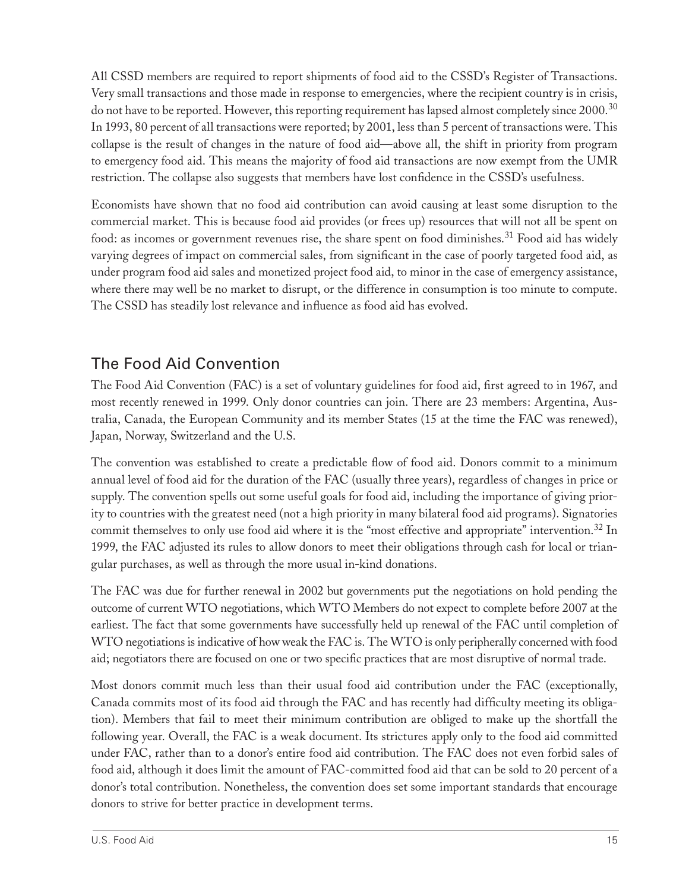All CSSD members are required to report shipments of food aid to the CSSD's Register of Transactions. Very small transactions and those made in response to emergencies, where the recipient country is in crisis, do not have to be reported. However, this reporting requirement has lapsed almost completely since 2000.[30] In 1993, 80 percent of all transactions were reported; by 2001, less than 5 percent of transactions were. This collapse is the result of changes in the nature of food aid—above all, the shift in priority from program to emergency food aid. This means the majority of food aid transactions are now exempt from the UMR restriction. The collapse also suggests that members have lost confidence in the CSSD's usefulness.

Economists have shown that no food aid contribution can avoid causing at least some disruption to the commercial market. This is because food aid provides (or frees up) resources that will not all be spent on food: as incomes or government revenues rise, the share spent on food diminishes.[31] Food aid has widely varying degrees of impact on commercial sales, from significant in the case of poorly targeted food aid, as under program food aid sales and monetized project food aid, to minor in the case of emergency assistance, where there may well be no market to disrupt, or the difference in consumption is too minute to compute. The CSSD has steadily lost relevance and influence as food aid has evolved.

## The Food Aid Convention

The Food Aid Convention (FAC) is a set of voluntary guidelines for food aid, first agreed to in 1967, and most recently renewed in 1999. Only donor countries can join. There are 23 members: Argentina, Australia, Canada, the European Community and its member States (15 at the time the FAC was renewed), Japan, Norway, Switzerland and the U.S.

The convention was established to create a predictable flow of food aid. Donors commit to a minimum annual level of food aid for the duration of the FAC (usually three years), regardless of changes in price or supply. The convention spells out some useful goals for food aid, including the importance of giving priority to countries with the greatest need (not a high priority in many bilateral food aid programs). Signatories commit themselves to only use food aid where it is the "most effective and appropriate" intervention.[32] In 1999, the FAC adjusted its rules to allow donors to meet their obligations through cash for local or triangular purchases, as well as through the more usual in-kind donations.

The FAC was due for further renewal in 2002 but governments put the negotiations on hold pending the outcome of current WTO negotiations, which WTO Members do not expect to complete before 2007 at the earliest. The fact that some governments have successfully held up renewal of the FAC until completion of WTO negotiations is indicative of how weak the FAC is. The WTO is only peripherally concerned with food aid; negotiators there are focused on one or two specific practices that are most disruptive of normal trade.

Most donors commit much less than their usual food aid contribution under the FAC (exceptionally, Canada commits most of its food aid through the FAC and has recently had difficulty meeting its obligation). Members that fail to meet their minimum contribution are obliged to make up the shortfall the following year. Overall, the FAC is a weak document. Its strictures apply only to the food aid committed under FAC, rather than to a donor's entire food aid contribution. The FAC does not even forbid sales of food aid, although it does limit the amount of FAC-committed food aid that can be sold to 20 percent of a donor's total contribution. Nonetheless, the convention does set some important standards that encourage donors to strive for better practice in development terms.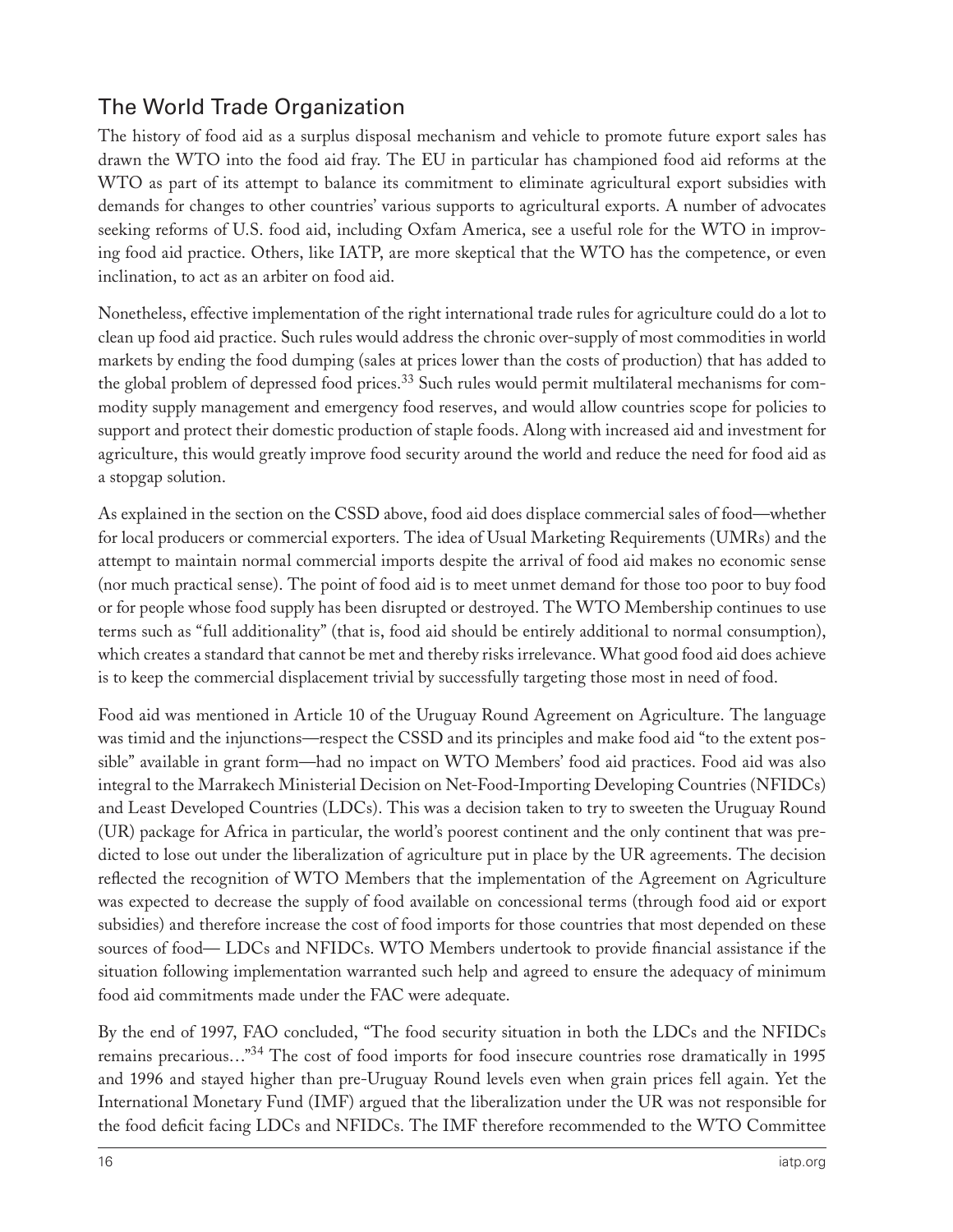## The World Trade Organization

The history of food aid as a surplus disposal mechanism and vehicle to promote future export sales has drawn the WTO into the food aid fray. The EU in particular has championed food aid reforms at the WTO as part of its attempt to balance its commitment to eliminate agricultural export subsidies with demands for changes to other countries' various supports to agricultural exports. A number of advocates seeking reforms of U.S. food aid, including Oxfam America, see a useful role for the WTO in improving food aid practice. Others, like IATP, are more skeptical that the WTO has the competence, or even inclination, to act as an arbiter on food aid.

Nonetheless, effective implementation of the right international trade rules for agriculture could do a lot to clean up food aid practice. Such rules would address the chronic over-supply of most commodities in world markets by ending the food dumping (sales at prices lower than the costs of production) that has added to the global problem of depressed food prices.[33] Such rules would permit multilateral mechanisms for commodity supply management and emergency food reserves, and would allow countries scope for policies to support and protect their domestic production of staple foods. Along with increased aid and investment for agriculture, this would greatly improve food security around the world and reduce the need for food aid as a stopgap solution.

As explained in the section on the CSSD above, food aid does displace commercial sales of food—whether for local producers or commercial exporters. The idea of Usual Marketing Requirements (UMRs) and the attempt to maintain normal commercial imports despite the arrival of food aid makes no economic sense (nor much practical sense). The point of food aid is to meet unmet demand for those too poor to buy food or for people whose food supply has been disrupted or destroyed. The WTO Membership continues to use terms such as "full additionality" (that is, food aid should be entirely additional to normal consumption), which creates a standard that cannot be met and thereby risks irrelevance. What good food aid does achieve is to keep the commercial displacement trivial by successfully targeting those most in need of food.

Food aid was mentioned in Article 10 of the Uruguay Round Agreement on Agriculture. The language was timid and the injunctions—respect the CSSD and its principles and make food aid "to the extent possible" available in grant form—had no impact on WTO Members' food aid practices. Food aid was also integral to the Marrakech Ministerial Decision on Net-Food-Importing Developing Countries (NFIDCs) and Least Developed Countries (LDCs). This was a decision taken to try to sweeten the Uruguay Round (UR) package for Africa in particular, the world's poorest continent and the only continent that was predicted to lose out under the liberalization of agriculture put in place by the UR agreements. The decision reflected the recognition of WTO Members that the implementation of the Agreement on Agriculture was expected to decrease the supply of food available on concessional terms (through food aid or export subsidies) and therefore increase the cost of food imports for those countries that most depended on these sources of food— LDCs and NFIDCs. WTO Members undertook to provide financial assistance if the situation following implementation warranted such help and agreed to ensure the adequacy of minimum food aid commitments made under the FAC were adequate.

By the end of 1997, FAO concluded, "The food security situation in both the LDCs and the NFIDCs remains precarious…"[34] The cost of food imports for food insecure countries rose dramatically in 1995 and 1996 and stayed higher than pre-Uruguay Round levels even when grain prices fell again. Yet the International Monetary Fund (IMF) argued that the liberalization under the UR was not responsible for the food deficit facing LDCs and NFIDCs. The IMF therefore recommended to the WTO Committee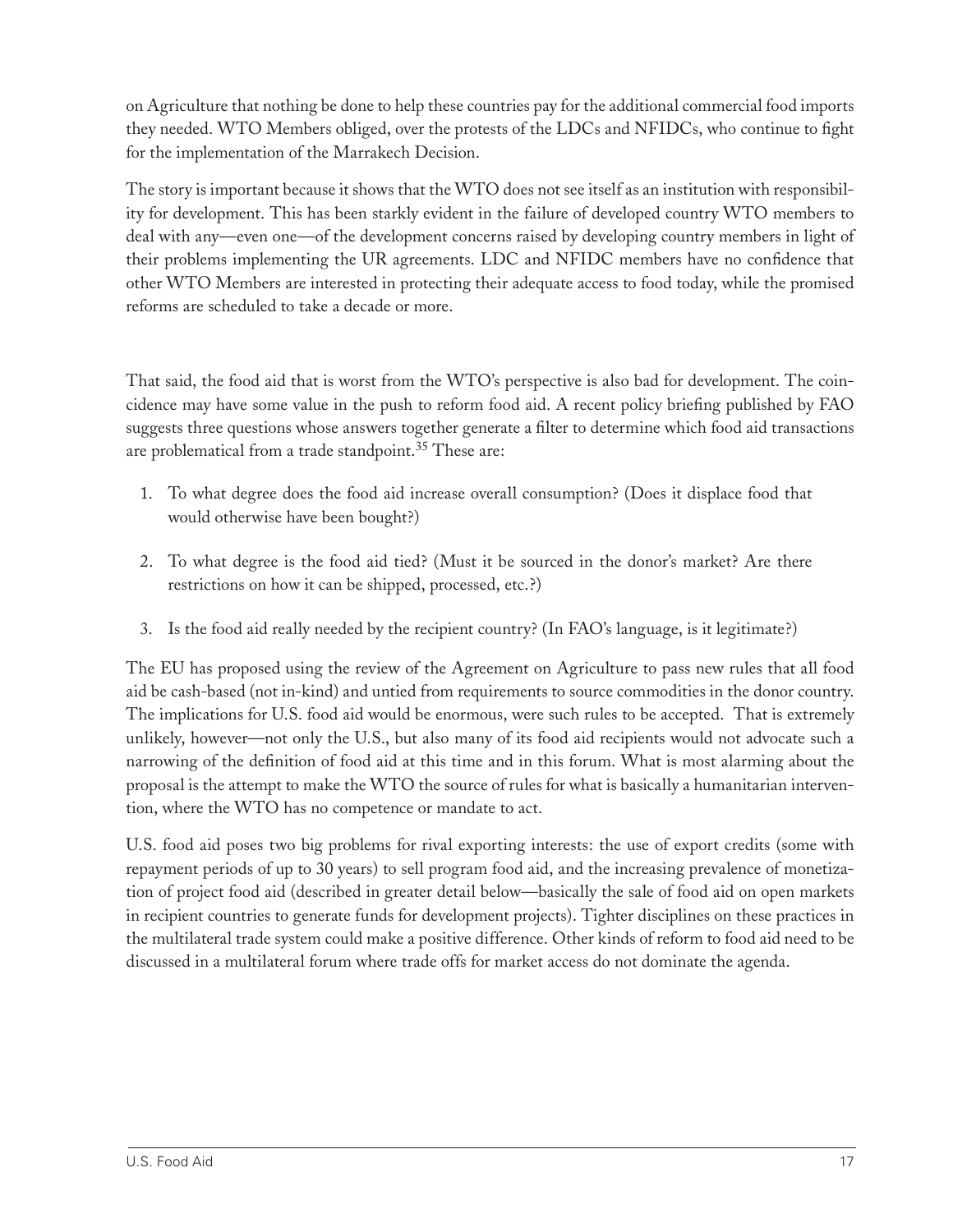on Agriculture that nothing be done to help these countries pay for the additional commercial food imports they needed. WTO Members obliged, over the protests of the LDCs and NFIDCs, who continue to fight for the implementation of the Marrakech Decision.

The story is important because it shows that the WTO does not see itself as an institution with responsibility for development. This has been starkly evident in the failure of developed country WTO members to deal with any—even one—of the development concerns raised by developing country members in light of their problems implementing the UR agreements. LDC and NFIDC members have no confidence that other WTO Members are interested in protecting their adequate access to food today, while the promised reforms are scheduled to take a decade or more.

That said, the food aid that is worst from the WTO's perspective is also bad for development. The coincidence may have some value in the push to reform food aid. A recent policy briefing published by FAO suggests three questions whose answers together generate a filter to determine which food aid transactions are problematical from a trade standpoint.[35] These are:

1. To what degree does the food aid increase overall consumption? (Does it displace food that would otherwise have been bought?)

2. To what degree is the food aid tied? (Must it be sourced in the donor's market? Are there restrictions on how it can be shipped, processed, etc.?)

3. Is the food aid really needed by the recipient country? (In FAO's language, is it legitimate?)

The EU has proposed using the review of the Agreement on Agriculture to pass new rules that all food aid be cash-based (not in-kind) and untied from requirements to source commodities in the donor country. The implications for U.S. food aid would be enormous, were such rules to be accepted. That is extremely unlikely, however—not only the U.S., but also many of its food aid recipients would not advocate such a narrowing of the definition of food aid at this time and in this forum. What is most alarming about the proposal is the attempt to make the WTO the source of rules for what is basically a humanitarian intervention, where the WTO has no competence or mandate to act.

U.S. food aid poses two big problems for rival exporting interests: the use of export credits (some with repayment periods of up to 30 years) to sell program food aid, and the increasing prevalence of monetization of project food aid (described in greater detail below—basically the sale of food aid on open markets in recipient countries to generate funds for development projects). Tighter disciplines on these practices in the multilateral trade system could make a positive difference. Other kinds of reform to food aid need to be discussed in a multilateral forum where trade offs for market access do not dominate the agenda.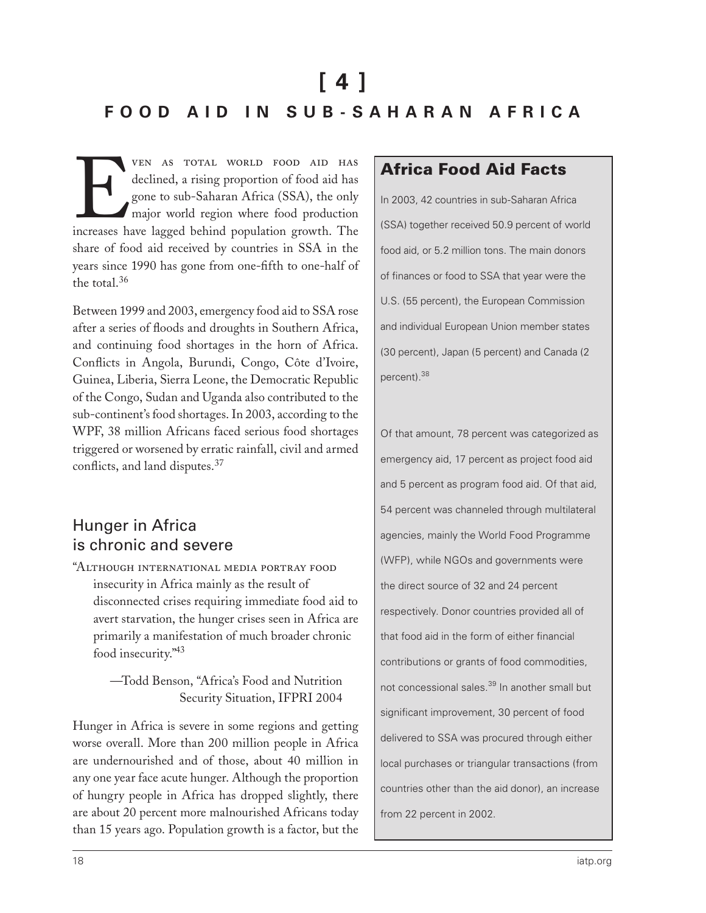# [ 4 ]

## FOOD AID IN SUB-SAHARAN AFRICA

Even as total world food aid has declined, a rising proportion of food aid has gone to sub-Saharan Africa (SSA), the only major world region where food production increases have lagged behind population growth. The share of food aid received by countries in SSA in the years since 1990 has gone from one-fifth to one-half of the total.[36]

Between 1999 and 2003, emergency food aid to SSA rose after a series of floods and droughts in Southern Africa, and continuing food shortages in the horn of Africa. Conflicts in Angola, Burundi, Congo, Côte d'Ivoire, Guinea, Liberia, Sierra Leone, the Democratic Republic of the Congo, Sudan and Uganda also contributed to the sub-continent's food shortages. In 2003, according to the WPF, 38 million Africans faced serious food shortages triggered or worsened by erratic rainfall, civil and armed conflicts, and land disputes.[37]

### Africa Food Aid Facts

In 2003, 42 countries in sub-Saharan Africa (SSA) together received 50.9 percent of world food aid, or 5.2 million tons. The main donors of finances or food to SSA that year were the U.S. (55 percent), the European Commission and individual European Union member states (30 percent), Japan (5 percent) and Canada (2 percent).[38]

Of that amount, 78 percent was categorized as emergency aid, 17 percent as project food aid and 5 percent as program food aid. Of that aid, 54 percent was channeled through multilateral agencies, mainly the World Food Programme (WFP), while NGOs and governments were the direct source of 32 and 24 percent respectively. Donor countries provided all of that food aid in the form of either financial contributions or grants of food commodities, not concessional sales.[39] In another small but significant improvement, 30 percent of food delivered to SSA was procured through either local purchases or triangular transactions (from countries other than the aid donor), an increase from 22 percent in 2002.

## Hunger in Africa is chronic and severe

"Although international media portray food insecurity in Africa mainly as the result of disconnected crises requiring immediate food aid to avert starvation, the hunger crises seen in Africa are primarily a manifestation of much broader chronic food insecurity."[43]

—Todd Benson, "Africa's Food and Nutrition Security Situation, IFPRI 2004

Hunger in Africa is severe in some regions and getting worse overall. More than 200 million people in Africa are undernourished and of those, about 40 million in any one year face acute hunger. Although the proportion of hungry people in Africa has dropped slightly, there are about 20 percent more malnourished Africans today than 15 years ago. Population growth is a factor, but the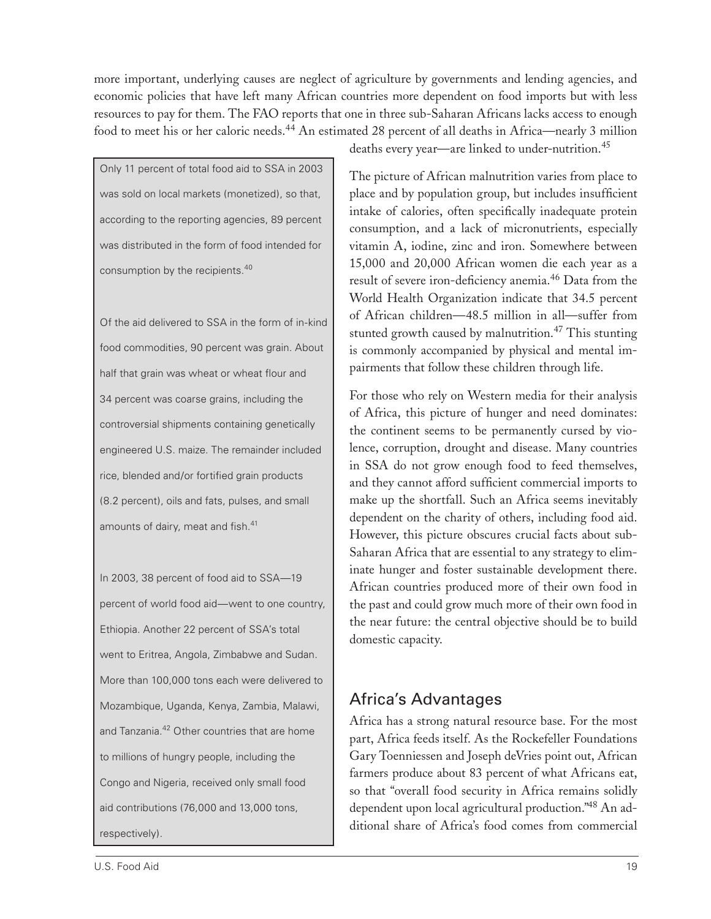more important, underlying causes are neglect of agriculture by governments and lending agencies, and economic policies that have left many African countries more dependent on food imports but with less resources to pay for them. The FAO reports that one in three sub-Saharan Africans lacks access to enough food to meet his or her caloric needs.[44] An estimated 28 percent of all deaths in Africa—nearly 3 million deaths every year—are linked to under-nutrition.[45]

> Only 11 percent of total food aid to SSA in 2003 was sold on local markets (monetized), so that, according to the reporting agencies, 89 percent was distributed in the form of food intended for consumption by the recipients.[40]
>
> Of the aid delivered to SSA in the form of in-kind food commodities, 90 percent was grain. About half that grain was wheat or wheat flour and 34 percent was coarse grains, including the controversial shipments containing genetically engineered U.S. maize. The remainder included rice, blended and/or fortified grain products (8.2 percent), oils and fats, pulses, and small amounts of dairy, meat and fish.[41]
>
> In 2003, 38 percent of food aid to SSA—19 percent of world food aid—went to one country, Ethiopia. Another 22 percent of SSA's total went to Eritrea, Angola, Zimbabwe and Sudan. More than 100,000 tons each were delivered to Mozambique, Uganda, Kenya, Zambia, Malawi, and Tanzania.[42] Other countries that are home to millions of hungry people, including the Congo and Nigeria, received only small food aid contributions (76,000 and 13,000 tons, respectively).

The picture of African malnutrition varies from place to place and by population group, but includes insufficient intake of calories, often specifically inadequate protein consumption, and a lack of micronutrients, especially vitamin A, iodine, zinc and iron. Somewhere between 15,000 and 20,000 African women die each year as a result of severe iron-deficiency anemia.[46] Data from the World Health Organization indicate that 34.5 percent of African children—48.5 million in all—suffer from stunted growth caused by malnutrition.[47] This stunting is commonly accompanied by physical and mental impairments that follow these children through life.

For those who rely on Western media for their analysis of Africa, this picture of hunger and need dominates: the continent seems to be permanently cursed by violence, corruption, drought and disease. Many countries in SSA do not grow enough food to feed themselves, and they cannot afford sufficient commercial imports to make up the shortfall. Such an Africa seems inevitably dependent on the charity of others, including food aid. However, this picture obscures crucial facts about sub-Saharan Africa that are essential to any strategy to eliminate hunger and foster sustainable development there. African countries produced more of their own food in the past and could grow much more of their own food in the near future: the central objective should be to build domestic capacity.

## Africa's Advantages

Africa has a strong natural resource base. For the most part, Africa feeds itself. As the Rockefeller Foundations Gary Toenniessen and Joseph deVries point out, African farmers produce about 83 percent of what Africans eat, so that "overall food security in Africa remains solidly dependent upon local agricultural production."[48] An additional share of Africa's food comes from commercial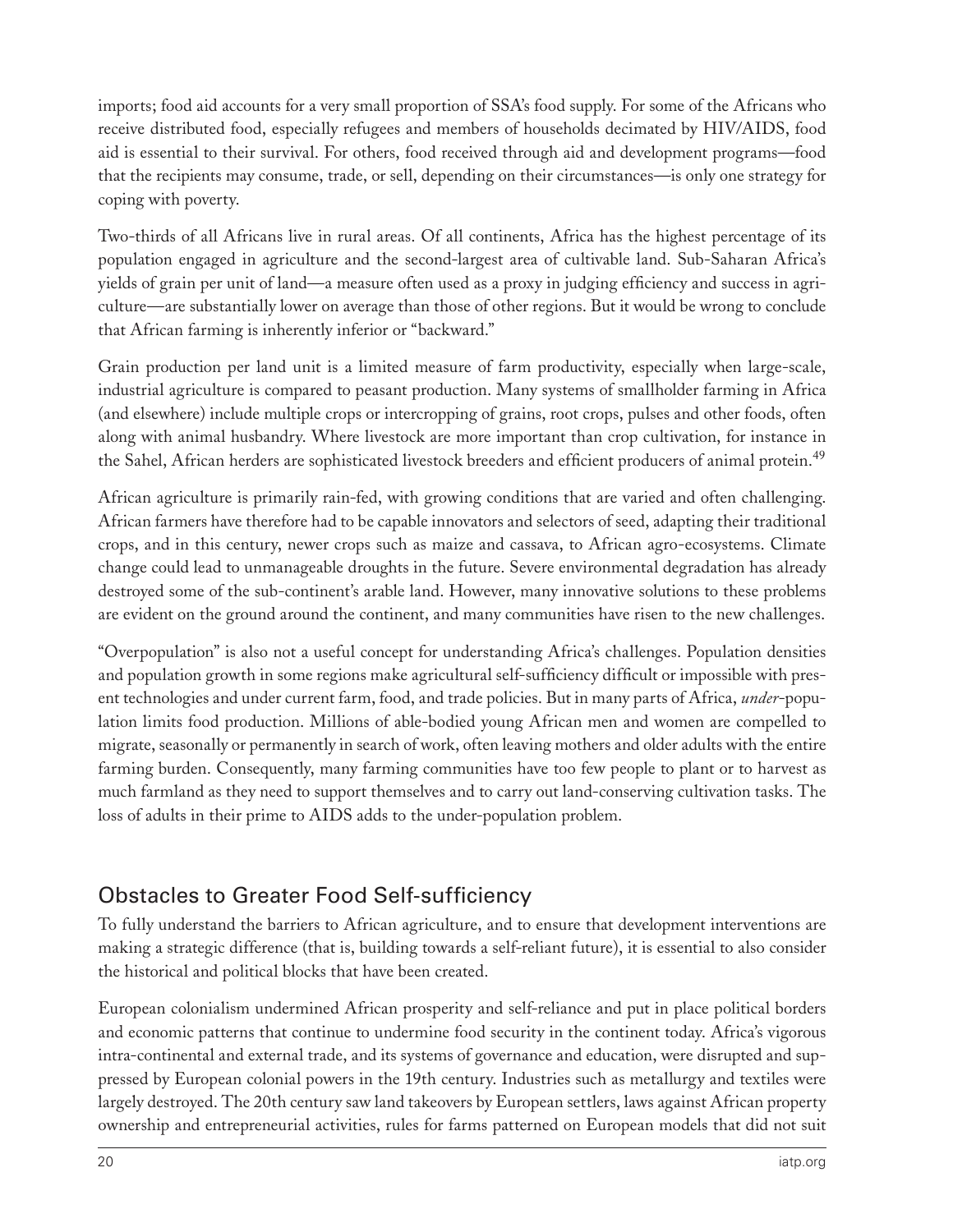imports; food aid accounts for a very small proportion of SSA's food supply. For some of the Africans who receive distributed food, especially refugees and members of households decimated by HIV/AIDS, food aid is essential to their survival. For others, food received through aid and development programs—food that the recipients may consume, trade, or sell, depending on their circumstances—is only one strategy for coping with poverty.

Two-thirds of all Africans live in rural areas. Of all continents, Africa has the highest percentage of its population engaged in agriculture and the second-largest area of cultivable land. Sub-Saharan Africa's yields of grain per unit of land—a measure often used as a proxy in judging efficiency and success in agriculture—are substantially lower on average than those of other regions. But it would be wrong to conclude that African farming is inherently inferior or "backward."

Grain production per land unit is a limited measure of farm productivity, especially when large-scale, industrial agriculture is compared to peasant production. Many systems of smallholder farming in Africa (and elsewhere) include multiple crops or intercropping of grains, root crops, pulses and other foods, often along with animal husbandry. Where livestock are more important than crop cultivation, for instance in the Sahel, African herders are sophisticated livestock breeders and efficient producers of animal protein.[49]

African agriculture is primarily rain-fed, with growing conditions that are varied and often challenging. African farmers have therefore had to be capable innovators and selectors of seed, adapting their traditional crops, and in this century, newer crops such as maize and cassava, to African agro-ecosystems. Climate change could lead to unmanageable droughts in the future. Severe environmental degradation has already destroyed some of the sub-continent's arable land. However, many innovative solutions to these problems are evident on the ground around the continent, and many communities have risen to the new challenges.

"Overpopulation" is also not a useful concept for understanding Africa's challenges. Population densities and population growth in some regions make agricultural self-sufficiency difficult or impossible with present technologies and under current farm, food, and trade policies. But in many parts of Africa, *under*-population limits food production. Millions of able-bodied young African men and women are compelled to migrate, seasonally or permanently in search of work, often leaving mothers and older adults with the entire farming burden. Consequently, many farming communities have too few people to plant or to harvest as much farmland as they need to support themselves and to carry out land-conserving cultivation tasks. The loss of adults in their prime to AIDS adds to the under-population problem.

## Obstacles to Greater Food Self-sufficiency

To fully understand the barriers to African agriculture, and to ensure that development interventions are making a strategic difference (that is, building towards a self-reliant future), it is essential to also consider the historical and political blocks that have been created.

European colonialism undermined African prosperity and self-reliance and put in place political borders and economic patterns that continue to undermine food security in the continent today. Africa's vigorous intra-continental and external trade, and its systems of governance and education, were disrupted and suppressed by European colonial powers in the 19th century. Industries such as metallurgy and textiles were largely destroyed. The 20th century saw land takeovers by European settlers, laws against African property ownership and entrepreneurial activities, rules for farms patterned on European models that did not suit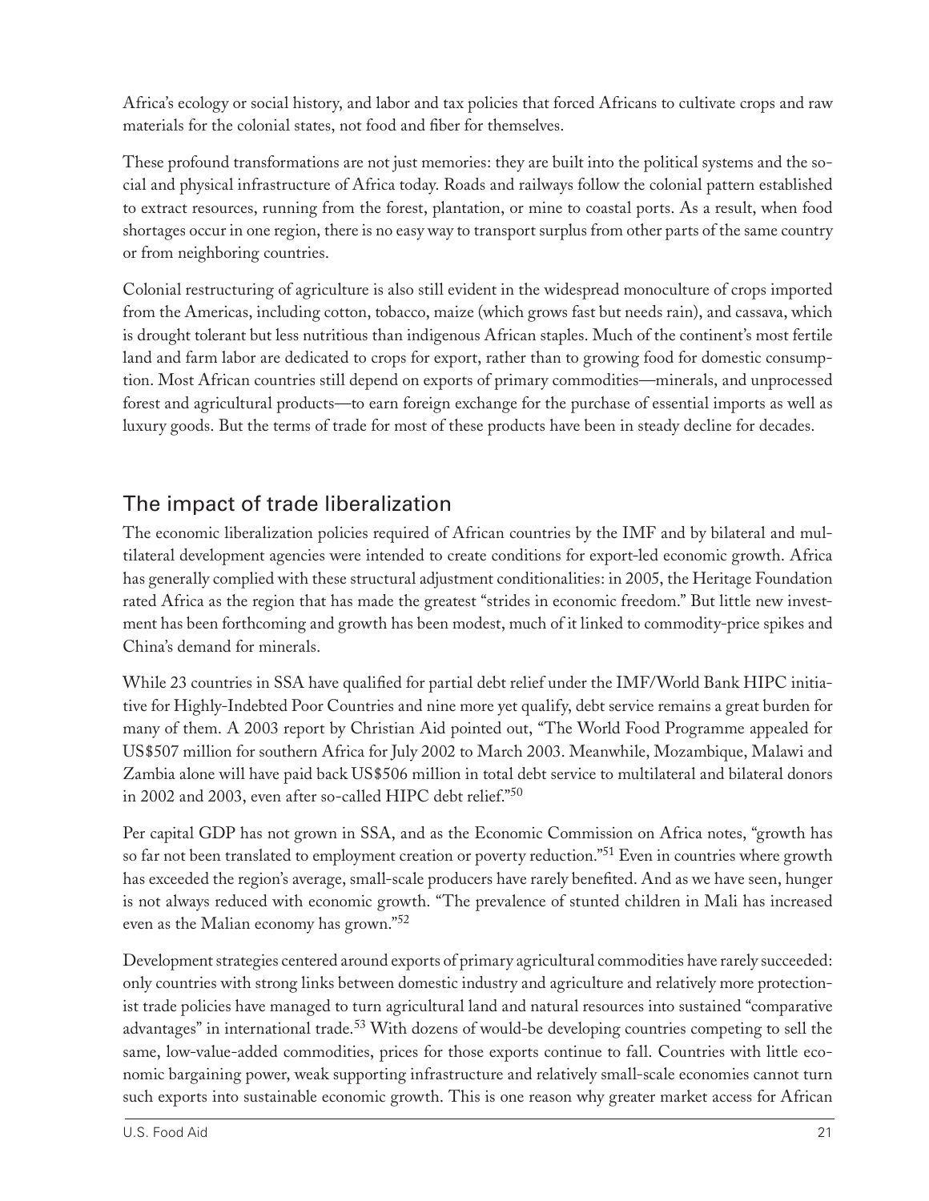Africa's ecology or social history, and labor and tax policies that forced Africans to cultivate crops and raw materials for the colonial states, not food and fiber for themselves.

These profound transformations are not just memories: they are built into the political systems and the social and physical infrastructure of Africa today. Roads and railways follow the colonial pattern established to extract resources, running from the forest, plantation, or mine to coastal ports. As a result, when food shortages occur in one region, there is no easy way to transport surplus from other parts of the same country or from neighboring countries.

Colonial restructuring of agriculture is also still evident in the widespread monoculture of crops imported from the Americas, including cotton, tobacco, maize (which grows fast but needs rain), and cassava, which is drought tolerant but less nutritious than indigenous African staples. Much of the continent's most fertile land and farm labor are dedicated to crops for export, rather than to growing food for domestic consumption. Most African countries still depend on exports of primary commodities—minerals, and unprocessed forest and agricultural products—to earn foreign exchange for the purchase of essential imports as well as luxury goods. But the terms of trade for most of these products have been in steady decline for decades.

## The impact of trade liberalization

The economic liberalization policies required of African countries by the IMF and by bilateral and multilateral development agencies were intended to create conditions for export-led economic growth. Africa has generally complied with these structural adjustment conditionalities: in 2005, the Heritage Foundation rated Africa as the region that has made the greatest "strides in economic freedom." But little new investment has been forthcoming and growth has been modest, much of it linked to commodity-price spikes and China's demand for minerals.

While 23 countries in SSA have qualified for partial debt relief under the IMF/World Bank HIPC initiative for Highly-Indebted Poor Countries and nine more yet qualify, debt service remains a great burden for many of them. A 2003 report by Christian Aid pointed out, "The World Food Programme appealed for US$507 million for southern Africa for July 2002 to March 2003. Meanwhile, Mozambique, Malawi and Zambia alone will have paid back US$506 million in total debt service to multilateral and bilateral donors in 2002 and 2003, even after so-called HIPC debt relief."[50]

Per capital GDP has not grown in SSA, and as the Economic Commission on Africa notes, "growth has so far not been translated to employment creation or poverty reduction."[51] Even in countries where growth has exceeded the region's average, small-scale producers have rarely benefited. And as we have seen, hunger is not always reduced with economic growth. "The prevalence of stunted children in Mali has increased even as the Malian economy has grown."[52]

Development strategies centered around exports of primary agricultural commodities have rarely succeeded: only countries with strong links between domestic industry and agriculture and relatively more protectionist trade policies have managed to turn agricultural land and natural resources into sustained "comparative advantages" in international trade.[53] With dozens of would-be developing countries competing to sell the same, low-value-added commodities, prices for those exports continue to fall. Countries with little economic bargaining power, weak supporting infrastructure and relatively small-scale economies cannot turn such exports into sustainable economic growth. This is one reason why greater market access for African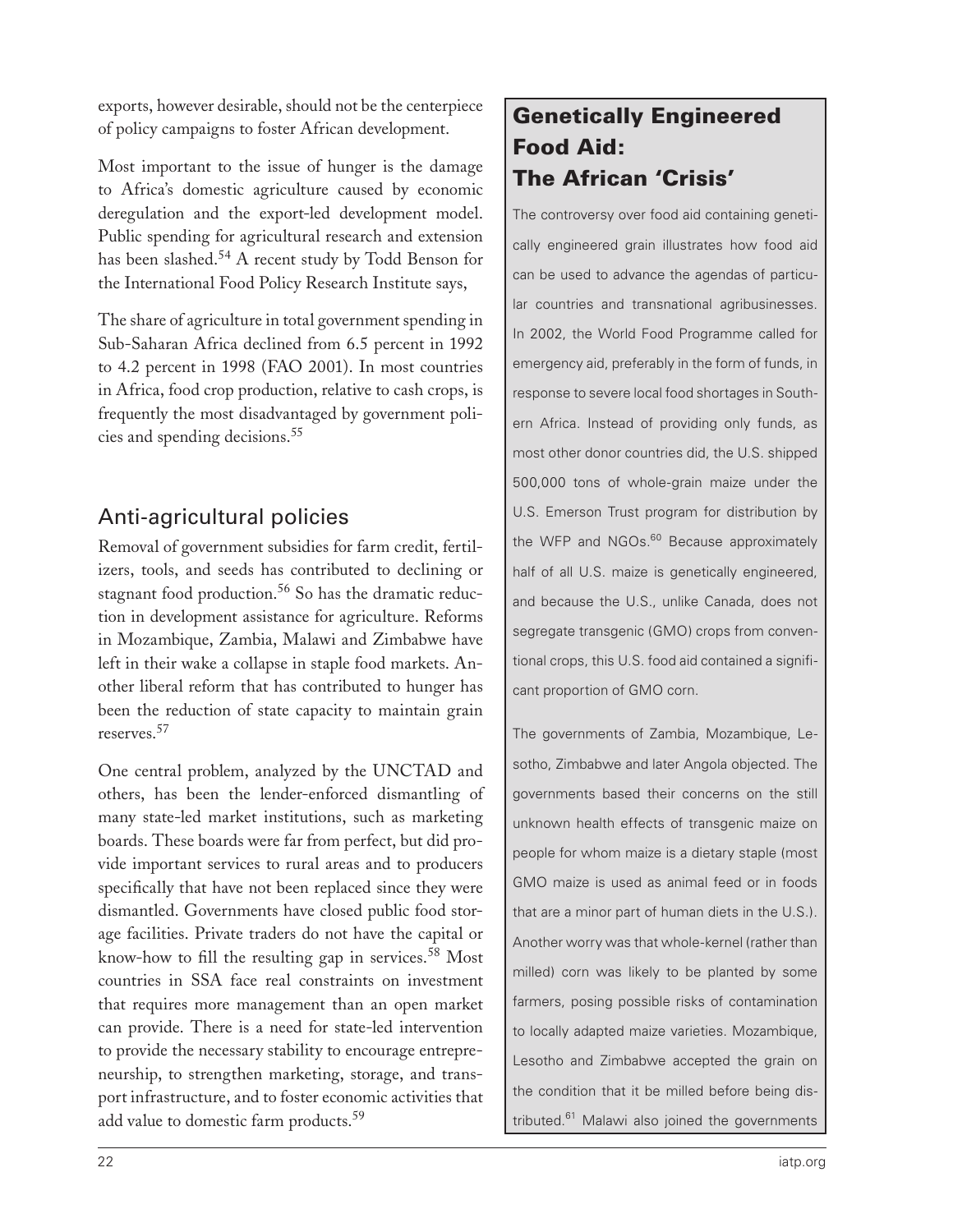exports, however desirable, should not be the centerpiece of policy campaigns to foster African development.

Most important to the issue of hunger is the damage to Africa's domestic agriculture caused by economic deregulation and the export-led development model. Public spending for agricultural research and extension has been slashed.[54] A recent study by Todd Benson for the International Food Policy Research Institute says,

> The share of agriculture in total government spending in Sub-Saharan Africa declined from 6.5 percent in 1992 to 4.2 percent in 1998 (FAO 2001). In most countries in Africa, food crop production, relative to cash crops, is frequently the most disadvantaged by government policies and spending decisions.[55]

## Anti-agricultural policies

Removal of government subsidies for farm credit, fertilizers, tools, and seeds has contributed to declining or stagnant food production.[56] So has the dramatic reduction in development assistance for agriculture. Reforms in Mozambique, Zambia, Malawi and Zimbabwe have left in their wake a collapse in staple food markets. Another liberal reform that has contributed to hunger has been the reduction of state capacity to maintain grain reserves.[57]

One central problem, analyzed by the UNCTAD and others, has been the lender-enforced dismantling of many state-led market institutions, such as marketing boards. These boards were far from perfect, but did provide important services to rural areas and to producers specifically that have not been replaced since they were dismantled. Governments have closed public food storage facilities. Private traders do not have the capital or know-how to fill the resulting gap in services.[58] Most countries in SSA face real constraints on investment that requires more management than an open market can provide. There is a need for state-led intervention to provide the necessary stability to encourage entrepreneurship, to strengthen marketing, storage, and transport infrastructure, and to foster economic activities that add value to domestic farm products.[59]

## Genetically Engineered Food Aid: The African 'Crisis'

The controversy over food aid containing genetically engineered grain illustrates how food aid can be used to advance the agendas of particular countries and transnational agribusinesses. In 2002, the World Food Programme called for emergency aid, preferably in the form of funds, in response to severe local food shortages in Southern Africa. Instead of providing only funds, as most other donor countries did, the U.S. shipped 500,000 tons of whole-grain maize under the U.S. Emerson Trust program for distribution by the WFP and NGOs.[60] Because approximately half of all U.S. maize is genetically engineered, and because the U.S., unlike Canada, does not segregate transgenic (GMO) crops from conventional crops, this U.S. food aid contained a significant proportion of GMO corn.

The governments of Zambia, Mozambique, Lesotho, Zimbabwe and later Angola objected. The governments based their concerns on the still unknown health effects of transgenic maize on people for whom maize is a dietary staple (most GMO maize is used as animal feed or in foods that are a minor part of human diets in the U.S.). Another worry was that whole-kernel (rather than milled) corn was likely to be planted by some farmers, posing possible risks of contamination to locally adapted maize varieties. Mozambique, Lesotho and Zimbabwe accepted the grain on the condition that it be milled before being distributed.[61] Malawi also joined the governments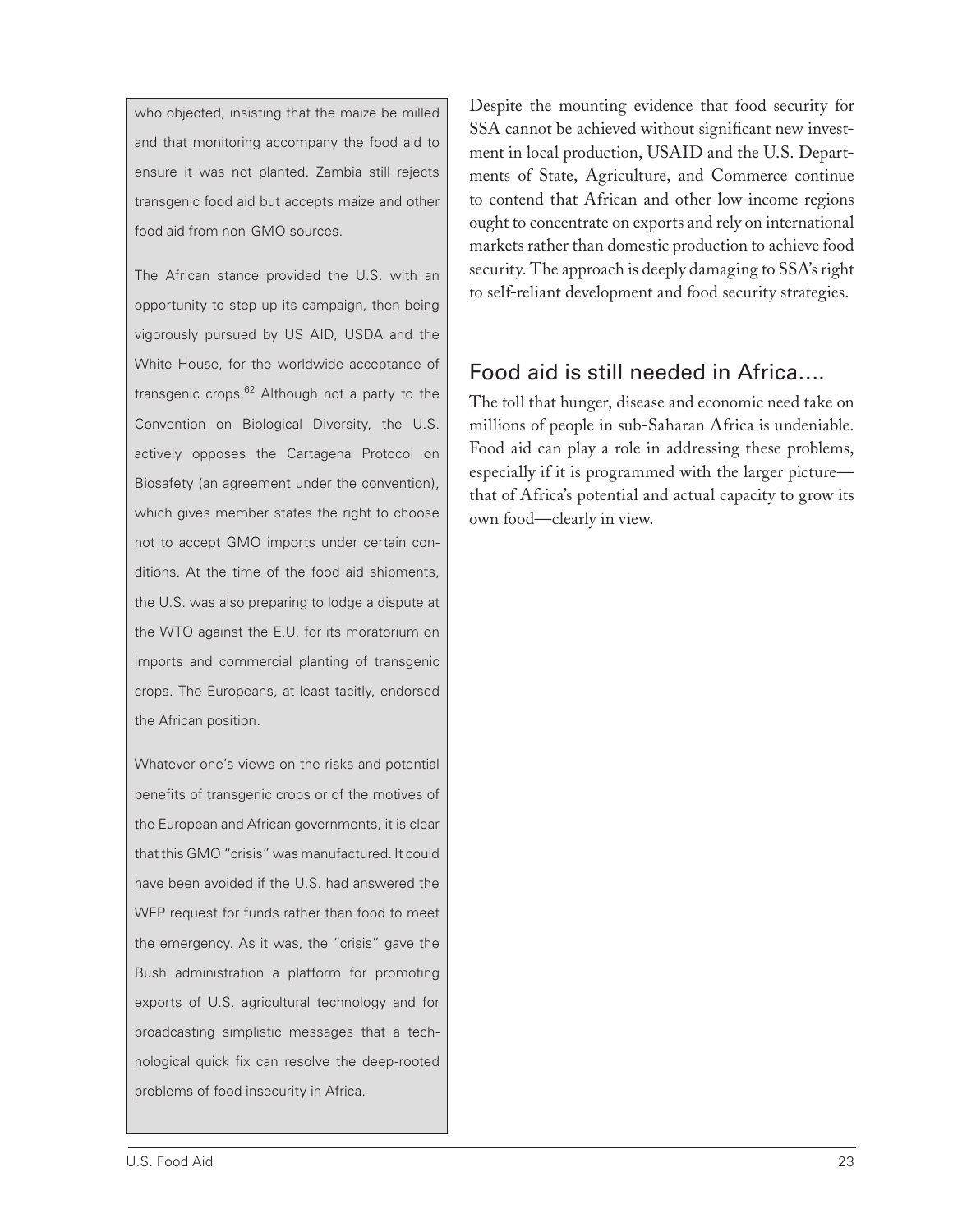who objected, insisting that the maize be milled and that monitoring accompany the food aid to ensure it was not planted. Zambia still rejects transgenic food aid but accepts maize and other food aid from non-GMO sources.

The African stance provided the U.S. with an opportunity to step up its campaign, then being vigorously pursued by US AID, USDA and the White House, for the worldwide acceptance of transgenic crops.[62] Although not a party to the Convention on Biological Diversity, the U.S. actively opposes the Cartagena Protocol on Biosafety (an agreement under the convention), which gives member states the right to choose not to accept GMO imports under certain conditions. At the time of the food aid shipments, the U.S. was also preparing to lodge a dispute at the WTO against the E.U. for its moratorium on imports and commercial planting of transgenic crops. The Europeans, at least tacitly, endorsed the African position.

Whatever one's views on the risks and potential benefits of transgenic crops or of the motives of the European and African governments, it is clear that this GMO "crisis" was manufactured. It could have been avoided if the U.S. had answered the WFP request for funds rather than food to meet the emergency. As it was, the "crisis" gave the Bush administration a platform for promoting exports of U.S. agricultural technology and for broadcasting simplistic messages that a technological quick fix can resolve the deep-rooted problems of food insecurity in Africa.

Despite the mounting evidence that food security for SSA cannot be achieved without significant new investment in local production, USAID and the U.S. Departments of State, Agriculture, and Commerce continue to contend that African and other low-income regions ought to concentrate on exports and rely on international markets rather than domestic production to achieve food security. The approach is deeply damaging to SSA's right to self-reliant development and food security strategies.

## Food aid is still needed in Africa....

The toll that hunger, disease and economic need take on millions of people in sub-Saharan Africa is undeniable. Food aid can play a role in addressing these problems, especially if it is programmed with the larger picture—that of Africa's potential and actual capacity to grow its own food—clearly in view.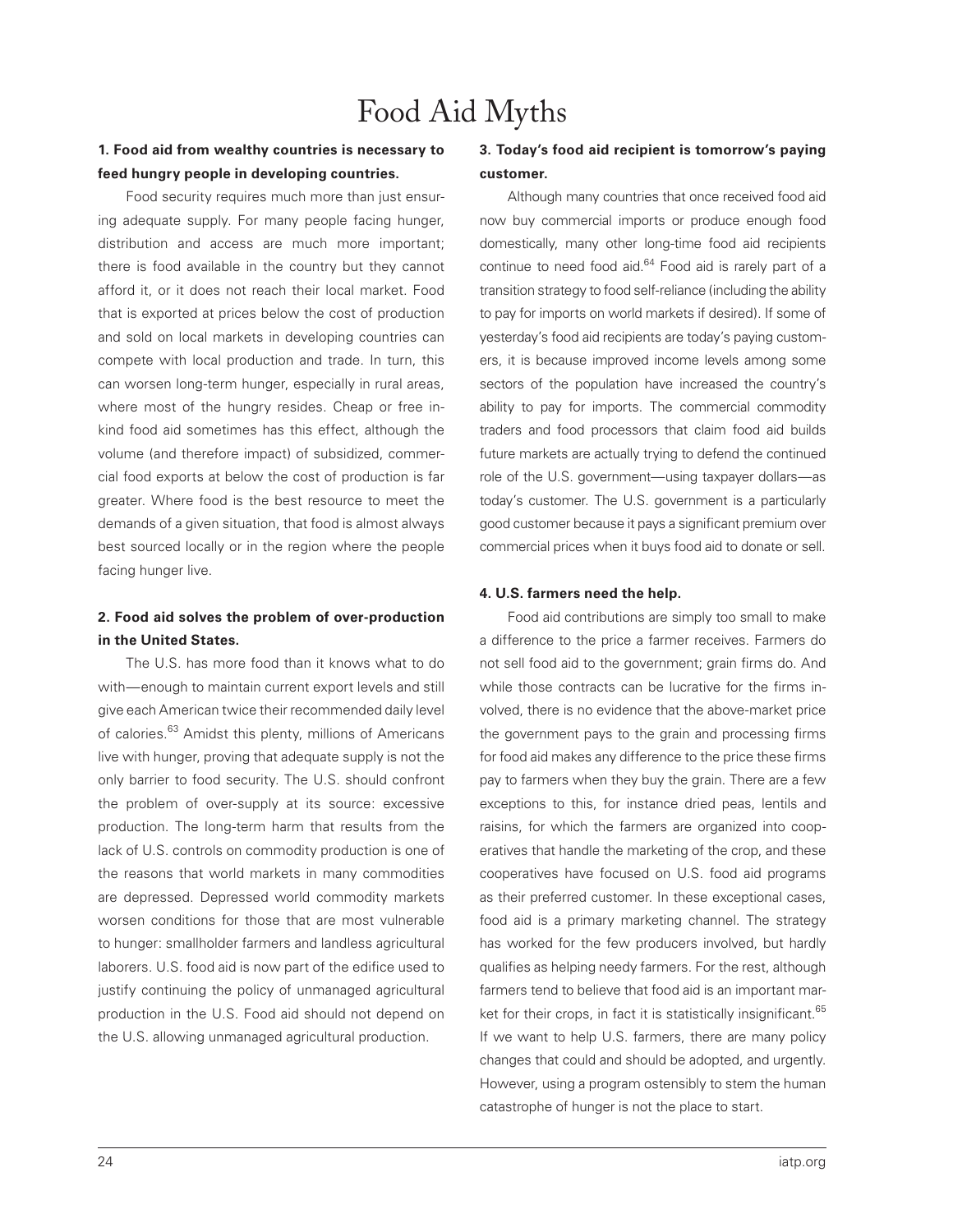# Food Aid Myths

**1. Food aid from wealthy countries is necessary to feed hungry people in developing countries.**

Food security requires much more than just ensuring adequate supply. For many people facing hunger, distribution and access are much more important; there is food available in the country but they cannot afford it, or it does not reach their local market. Food that is exported at prices below the cost of production and sold on local markets in developing countries can compete with local production and trade. In turn, this can worsen long-term hunger, especially in rural areas, where most of the hungry resides. Cheap or free in-kind food aid sometimes has this effect, although the volume (and therefore impact) of subsidized, commercial food exports at below the cost of production is far greater. Where food is the best resource to meet the demands of a given situation, that food is almost always best sourced locally or in the region where the people facing hunger live.

**2. Food aid solves the problem of over-production in the United States.**

The U.S. has more food than it knows what to do with—enough to maintain current export levels and still give each American twice their recommended daily level of calories.[63] Amidst this plenty, millions of Americans live with hunger, proving that adequate supply is not the only barrier to food security. The U.S. should confront the problem of over-supply at its source: excessive production. The long-term harm that results from the lack of U.S. controls on commodity production is one of the reasons that world markets in many commodities are depressed. Depressed world commodity markets worsen conditions for those that are most vulnerable to hunger: smallholder farmers and landless agricultural laborers. U.S. food aid is now part of the edifice used to justify continuing the policy of unmanaged agricultural production in the U.S. Food aid should not depend on the U.S. allowing unmanaged agricultural production.

**3. Today's food aid recipient is tomorrow's paying customer.**

Although many countries that once received food aid now buy commercial imports or produce enough food domestically, many other long-time food aid recipients continue to need food aid.[64] Food aid is rarely part of a transition strategy to food self-reliance (including the ability to pay for imports on world markets if desired). If some of yesterday's food aid recipients are today's paying customers, it is because improved income levels among some sectors of the population have increased the country's ability to pay for imports. The commercial commodity traders and food processors that claim food aid builds future markets are actually trying to defend the continued role of the U.S. government—using taxpayer dollars—as today's customer. The U.S. government is a particularly good customer because it pays a significant premium over commercial prices when it buys food aid to donate or sell.

**4. U.S. farmers need the help.**

Food aid contributions are simply too small to make a difference to the price a farmer receives. Farmers do not sell food aid to the government; grain firms do. And while those contracts can be lucrative for the firms involved, there is no evidence that the above-market price the government pays to the grain and processing firms for food aid makes any difference to the price these firms pay to farmers when they buy the grain. There are a few exceptions to this, for instance dried peas, lentils and raisins, for which the farmers are organized into cooperatives that handle the marketing of the crop, and these cooperatives have focused on U.S. food aid programs as their preferred customer. In these exceptional cases, food aid is a primary marketing channel. The strategy has worked for the few producers involved, but hardly qualifies as helping needy farmers. For the rest, although farmers tend to believe that food aid is an important market for their crops, in fact it is statistically insignificant.[65] If we want to help U.S. farmers, there are many policy changes that could and should be adopted, and urgently. However, using a program ostensibly to stem the human catastrophe of hunger is not the place to start.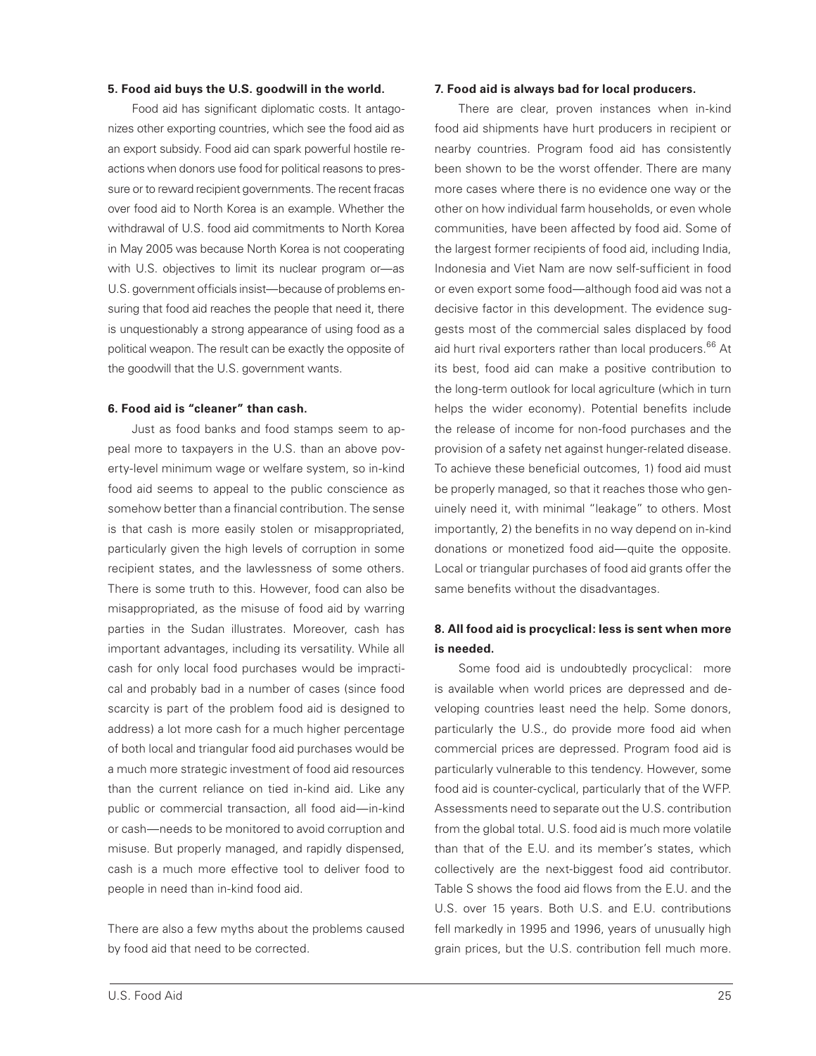**5. Food aid buys the U.S. goodwill in the world.**

Food aid has significant diplomatic costs. It antagonizes other exporting countries, which see the food aid as an export subsidy. Food aid can spark powerful hostile reactions when donors use food for political reasons to pressure or to reward recipient governments. The recent fracas over food aid to North Korea is an example. Whether the withdrawal of U.S. food aid commitments to North Korea in May 2005 was because North Korea is not cooperating with U.S. objectives to limit its nuclear program or—as U.S. government officials insist—because of problems ensuring that food aid reaches the people that need it, there is unquestionably a strong appearance of using food as a political weapon. The result can be exactly the opposite of the goodwill that the U.S. government wants.

**6. Food aid is "cleaner" than cash.**

Just as food banks and food stamps seem to appeal more to taxpayers in the U.S. than an above poverty-level minimum wage or welfare system, so in-kind food aid seems to appeal to the public conscience as somehow better than a financial contribution. The sense is that cash is more easily stolen or misappropriated, particularly given the high levels of corruption in some recipient states, and the lawlessness of some others. There is some truth to this. However, food can also be misappropriated, as the misuse of food aid by warring parties in the Sudan illustrates. Moreover, cash has important advantages, including its versatility. While all cash for only local food purchases would be impractical and probably bad in a number of cases (since food scarcity is part of the problem food aid is designed to address) a lot more cash for a much higher percentage of both local and triangular food aid purchases would be a much more strategic investment of food aid resources than the current reliance on tied in-kind aid. Like any public or commercial transaction, all food aid—in-kind or cash—needs to be monitored to avoid corruption and misuse. But properly managed, and rapidly dispensed, cash is a much more effective tool to deliver food to people in need than in-kind food aid.

There are also a few myths about the problems caused by food aid that need to be corrected.

**7. Food aid is always bad for local producers.**

There are clear, proven instances when in-kind food aid shipments have hurt producers in recipient or nearby countries. Program food aid has consistently been shown to be the worst offender. There are many more cases where there is no evidence one way or the other on how individual farm households, or even whole communities, have been affected by food aid. Some of the largest former recipients of food aid, including India, Indonesia and Viet Nam are now self-sufficient in food or even export some food—although food aid was not a decisive factor in this development. The evidence suggests most of the commercial sales displaced by food aid hurt rival exporters rather than local producers.[66] At its best, food aid can make a positive contribution to the long-term outlook for local agriculture (which in turn helps the wider economy). Potential benefits include the release of income for non-food purchases and the provision of a safety net against hunger-related disease. To achieve these beneficial outcomes, 1) food aid must be properly managed, so that it reaches those who genuinely need it, with minimal "leakage" to others. Most importantly, 2) the benefits in no way depend on in-kind donations or monetized food aid—quite the opposite. Local or triangular purchases of food aid grants offer the same benefits without the disadvantages.

**8. All food aid is procyclical: less is sent when more is needed.**

Some food aid is undoubtedly procyclical: more is available when world prices are depressed and developing countries least need the help. Some donors, particularly the U.S., do provide more food aid when commercial prices are depressed. Program food aid is particularly vulnerable to this tendency. However, some food aid is counter-cyclical, particularly that of the WFP. Assessments need to separate out the U.S. contribution from the global total. U.S. food aid is much more volatile than that of the E.U. and its member's states, which collectively are the next-biggest food aid contributor. Table S shows the food aid flows from the E.U. and the U.S. over 15 years. Both U.S. and E.U. contributions fell markedly in 1995 and 1996, years of unusually high grain prices, but the U.S. contribution fell much more.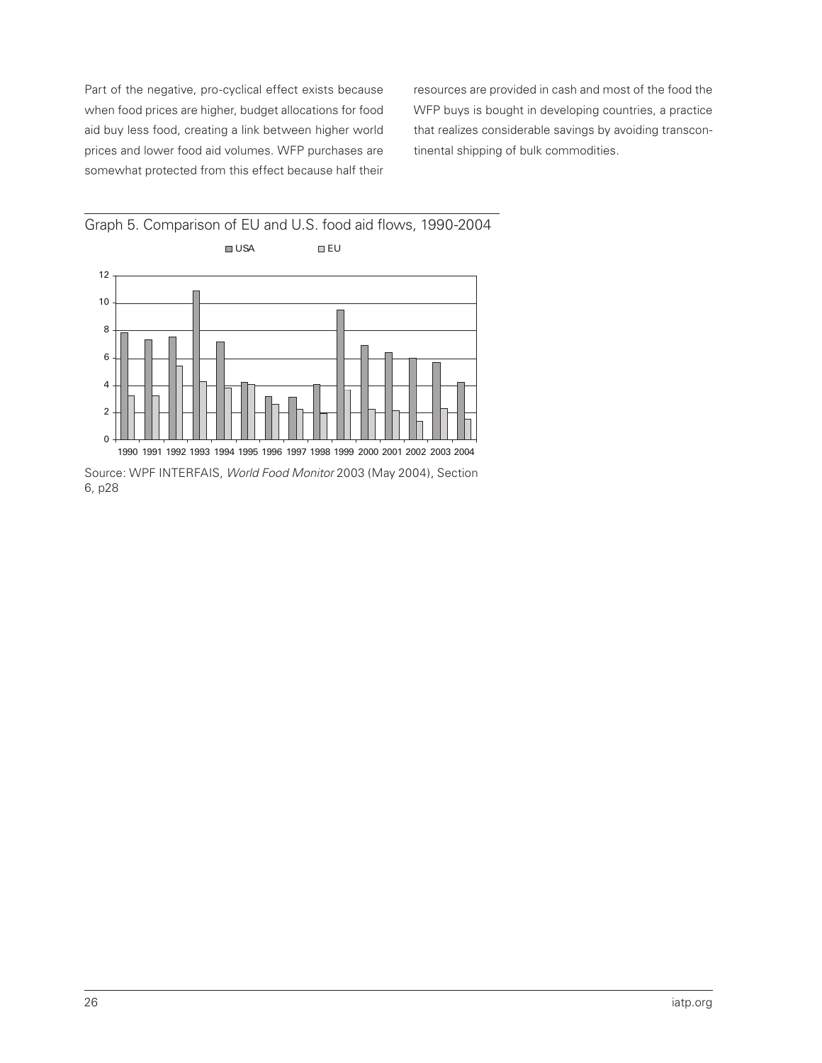Part of the negative, pro-cyclical effect exists because when food prices are higher, budget allocations for food aid buy less food, creating a link between higher world prices and lower food aid volumes. WFP purchases are somewhat protected from this effect because half their resources are provided in cash and most of the food the WFP buys is bought in developing countries, a practice that realizes considerable savings by avoiding transcontinental shipping of bulk commodities.

Graph 5. Comparison of EU and U.S. food aid flows, 1990-2004

Source: WPF INTERFAIS, *World Food Monitor* 2003 (May 2004), Section 6, p28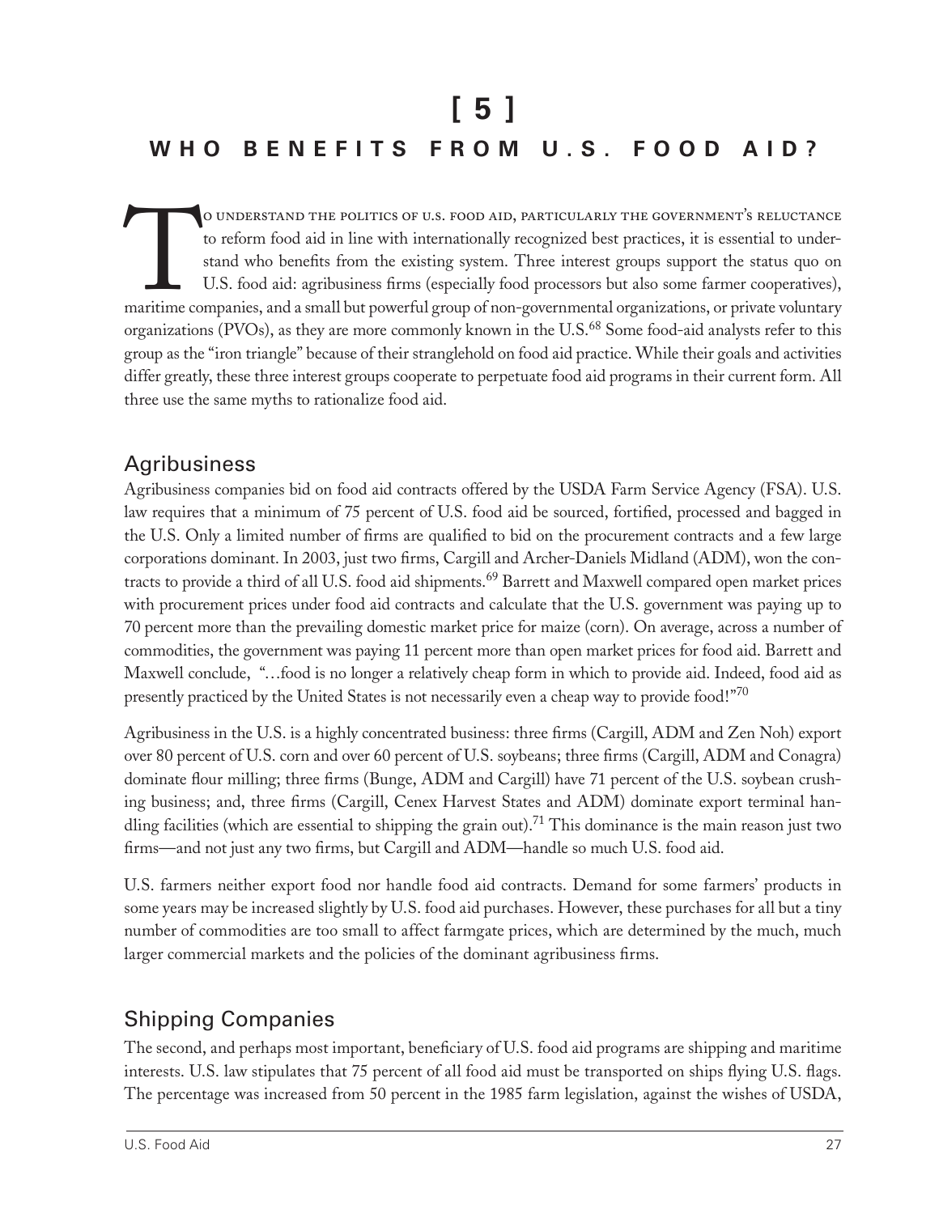# [ 5 ]

# WHO BENEFITS FROM U.S. FOOD AID?

To understand the politics of u.s. food aid, particularly the government's reluctance to reform food aid in line with internationally recognized best practices, it is essential to understand who benefits from the existing system. Three interest groups support the status quo on U.S. food aid: agribusiness firms (especially food processors but also some farmer cooperatives), maritime companies, and a small but powerful group of non-governmental organizations, or private voluntary organizations (PVOs), as they are more commonly known in the U.S.[68] Some food-aid analysts refer to this group as the "iron triangle" because of their stranglehold on food aid practice. While their goals and activities differ greatly, these three interest groups cooperate to perpetuate food aid programs in their current form. All three use the same myths to rationalize food aid.

## Agribusiness

Agribusiness companies bid on food aid contracts offered by the USDA Farm Service Agency (FSA). U.S. law requires that a minimum of 75 percent of U.S. food aid be sourced, fortified, processed and bagged in the U.S. Only a limited number of firms are qualified to bid on the procurement contracts and a few large corporations dominant. In 2003, just two firms, Cargill and Archer-Daniels Midland (ADM), won the contracts to provide a third of all U.S. food aid shipments.[69] Barrett and Maxwell compared open market prices with procurement prices under food aid contracts and calculate that the U.S. government was paying up to 70 percent more than the prevailing domestic market price for maize (corn). On average, across a number of commodities, the government was paying 11 percent more than open market prices for food aid. Barrett and Maxwell conclude, "…food is no longer a relatively cheap form in which to provide aid. Indeed, food aid as presently practiced by the United States is not necessarily even a cheap way to provide food!"[70]

Agribusiness in the U.S. is a highly concentrated business: three firms (Cargill, ADM and Zen Noh) export over 80 percent of U.S. corn and over 60 percent of U.S. soybeans; three firms (Cargill, ADM and Conagra) dominate flour milling; three firms (Bunge, ADM and Cargill) have 71 percent of the U.S. soybean crushing business; and, three firms (Cargill, Cenex Harvest States and ADM) dominate export terminal handling facilities (which are essential to shipping the grain out).[71] This dominance is the main reason just two firms—and not just any two firms, but Cargill and ADM—handle so much U.S. food aid.

U.S. farmers neither export food nor handle food aid contracts. Demand for some farmers' products in some years may be increased slightly by U.S. food aid purchases. However, these purchases for all but a tiny number of commodities are too small to affect farmgate prices, which are determined by the much, much larger commercial markets and the policies of the dominant agribusiness firms.

## Shipping Companies

The second, and perhaps most important, beneficiary of U.S. food aid programs are shipping and maritime interests. U.S. law stipulates that 75 percent of all food aid must be transported on ships flying U.S. flags. The percentage was increased from 50 percent in the 1985 farm legislation, against the wishes of USDA,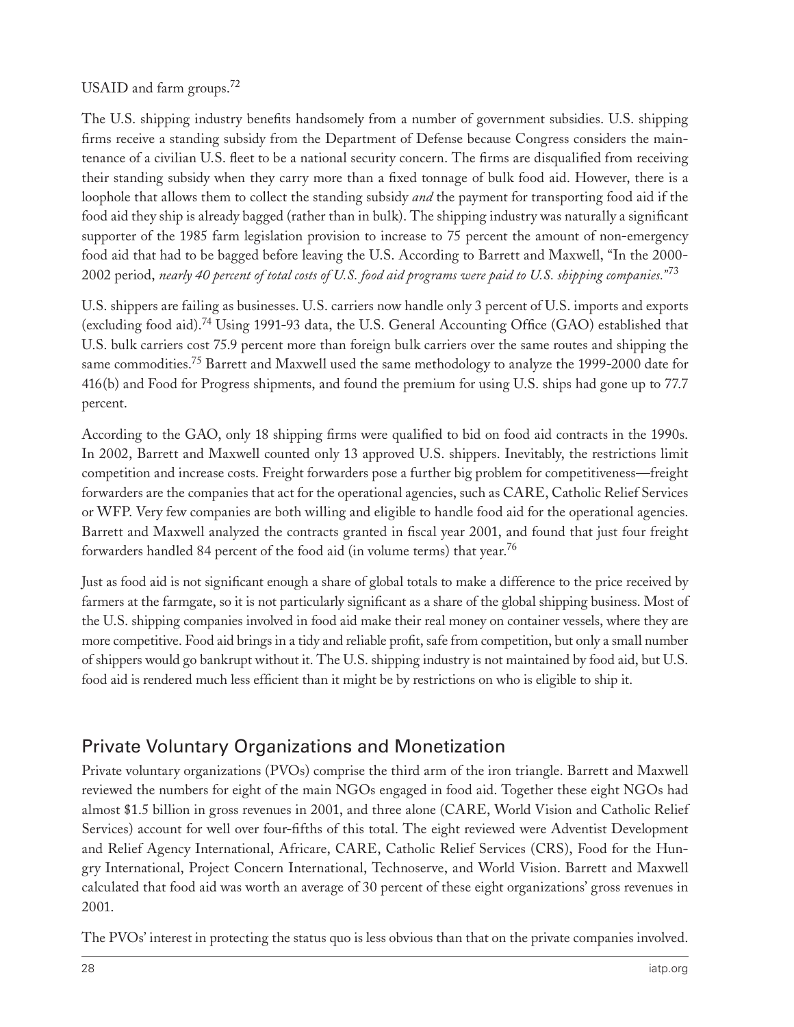USAID and farm groups.[72]

The U.S. shipping industry benefits handsomely from a number of government subsidies. U.S. shipping firms receive a standing subsidy from the Department of Defense because Congress considers the maintenance of a civilian U.S. fleet to be a national security concern. The firms are disqualified from receiving their standing subsidy when they carry more than a fixed tonnage of bulk food aid. However, there is a loophole that allows them to collect the standing subsidy *and* the payment for transporting food aid if the food aid they ship is already bagged (rather than in bulk). The shipping industry was naturally a significant supporter of the 1985 farm legislation provision to increase to 75 percent the amount of non-emergency food aid that had to be bagged before leaving the U.S. According to Barrett and Maxwell, "In the 2000-2002 period, *nearly 40 percent of total costs of U.S. food aid programs were paid to U.S. shipping companies.*"[73]

U.S. shippers are failing as businesses. U.S. carriers now handle only 3 percent of U.S. imports and exports (excluding food aid).[74] Using 1991-93 data, the U.S. General Accounting Office (GAO) established that U.S. bulk carriers cost 75.9 percent more than foreign bulk carriers over the same routes and shipping the same commodities.[75] Barrett and Maxwell used the same methodology to analyze the 1999-2000 date for 416(b) and Food for Progress shipments, and found the premium for using U.S. ships had gone up to 77.7 percent.

According to the GAO, only 18 shipping firms were qualified to bid on food aid contracts in the 1990s. In 2002, Barrett and Maxwell counted only 13 approved U.S. shippers. Inevitably, the restrictions limit competition and increase costs. Freight forwarders pose a further big problem for competitiveness—freight forwarders are the companies that act for the operational agencies, such as CARE, Catholic Relief Services or WFP. Very few companies are both willing and eligible to handle food aid for the operational agencies. Barrett and Maxwell analyzed the contracts granted in fiscal year 2001, and found that just four freight forwarders handled 84 percent of the food aid (in volume terms) that year.[76]

Just as food aid is not significant enough a share of global totals to make a difference to the price received by farmers at the farmgate, so it is not particularly significant as a share of the global shipping business. Most of the U.S. shipping companies involved in food aid make their real money on container vessels, where they are more competitive. Food aid brings in a tidy and reliable profit, safe from competition, but only a small number of shippers would go bankrupt without it. The U.S. shipping industry is not maintained by food aid, but U.S. food aid is rendered much less efficient than it might be by restrictions on who is eligible to ship it.

## Private Voluntary Organizations and Monetization

Private voluntary organizations (PVOs) comprise the third arm of the iron triangle. Barrett and Maxwell reviewed the numbers for eight of the main NGOs engaged in food aid. Together these eight NGOs had almost $1.5 billion in gross revenues in 2001, and three alone (CARE, World Vision and Catholic Relief Services) account for well over four-fifths of this total. The eight reviewed were Adventist Development and Relief Agency International, Africare, CARE, Catholic Relief Services (CRS), Food for the Hungry International, Project Concern International, Technoserve, and World Vision. Barrett and Maxwell calculated that food aid was worth an average of 30 percent of these eight organizations' gross revenues in 2001.

The PVOs' interest in protecting the status quo is less obvious than that on the private companies involved.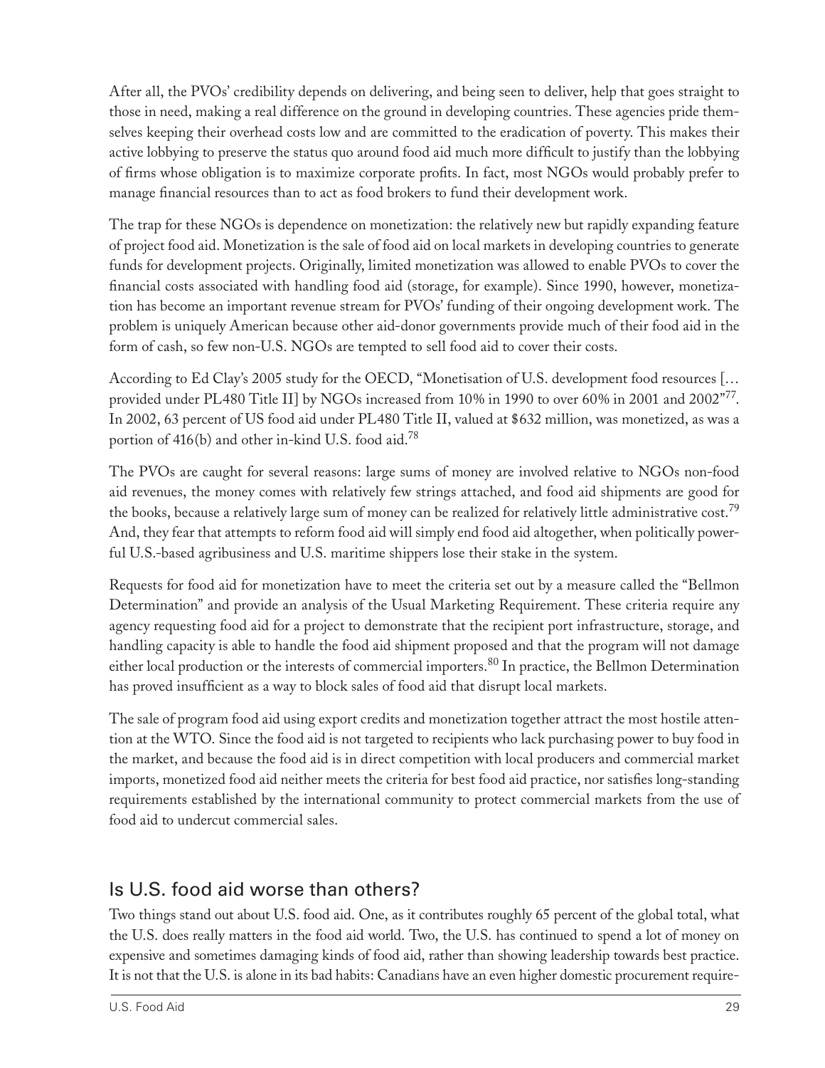After all, the PVOs' credibility depends on delivering, and being seen to deliver, help that goes straight to those in need, making a real difference on the ground in developing countries. These agencies pride themselves keeping their overhead costs low and are committed to the eradication of poverty. This makes their active lobbying to preserve the status quo around food aid much more difficult to justify than the lobbying of firms whose obligation is to maximize corporate profits. In fact, most NGOs would probably prefer to manage financial resources than to act as food brokers to fund their development work.

The trap for these NGOs is dependence on monetization: the relatively new but rapidly expanding feature of project food aid. Monetization is the sale of food aid on local markets in developing countries to generate funds for development projects. Originally, limited monetization was allowed to enable PVOs to cover the financial costs associated with handling food aid (storage, for example). Since 1990, however, monetization has become an important revenue stream for PVOs' funding of their ongoing development work. The problem is uniquely American because other aid-donor governments provide much of their food aid in the form of cash, so few non-U.S. NGOs are tempted to sell food aid to cover their costs.

According to Ed Clay's 2005 study for the OECD, "Monetisation of U.S. development food resources [… provided under PL480 Title II] by NGOs increased from 10% in 1990 to over 60% in 2001 and 2002"[77]. In 2002, 63 percent of US food aid under PL480 Title II, valued at $632 million, was monetized, as was a portion of 416(b) and other in-kind U.S. food aid.[78]

The PVOs are caught for several reasons: large sums of money are involved relative to NGOs non-food aid revenues, the money comes with relatively few strings attached, and food aid shipments are good for the books, because a relatively large sum of money can be realized for relatively little administrative cost.[79] And, they fear that attempts to reform food aid will simply end food aid altogether, when politically powerful U.S.-based agribusiness and U.S. maritime shippers lose their stake in the system.

Requests for food aid for monetization have to meet the criteria set out by a measure called the "Bellmon Determination" and provide an analysis of the Usual Marketing Requirement. These criteria require any agency requesting food aid for a project to demonstrate that the recipient port infrastructure, storage, and handling capacity is able to handle the food aid shipment proposed and that the program will not damage either local production or the interests of commercial importers.[80] In practice, the Bellmon Determination has proved insufficient as a way to block sales of food aid that disrupt local markets.

The sale of program food aid using export credits and monetization together attract the most hostile attention at the WTO. Since the food aid is not targeted to recipients who lack purchasing power to buy food in the market, and because the food aid is in direct competition with local producers and commercial market imports, monetized food aid neither meets the criteria for best food aid practice, nor satisfies long-standing requirements established by the international community to protect commercial markets from the use of food aid to undercut commercial sales.

## Is U.S. food aid worse than others?

Two things stand out about U.S. food aid. One, as it contributes roughly 65 percent of the global total, what the U.S. does really matters in the food aid world. Two, the U.S. has continued to spend a lot of money on expensive and sometimes damaging kinds of food aid, rather than showing leadership towards best practice. It is not that the U.S. is alone in its bad habits: Canadians have an even higher domestic procurement require-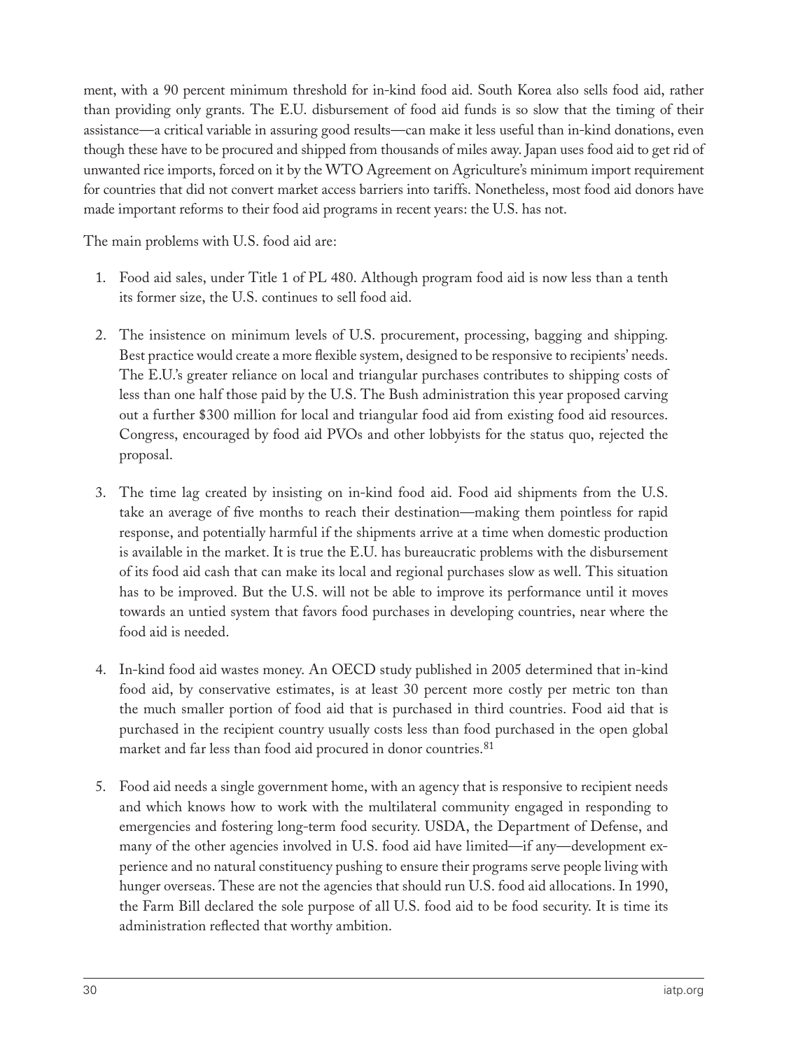ment, with a 90 percent minimum threshold for in-kind food aid. South Korea also sells food aid, rather than providing only grants. The E.U. disbursement of food aid funds is so slow that the timing of their assistance—a critical variable in assuring good results—can make it less useful than in-kind donations, even though these have to be procured and shipped from thousands of miles away. Japan uses food aid to get rid of unwanted rice imports, forced on it by the WTO Agreement on Agriculture's minimum import requirement for countries that did not convert market access barriers into tariffs. Nonetheless, most food aid donors have made important reforms to their food aid programs in recent years: the U.S. has not.

The main problems with U.S. food aid are:

1. Food aid sales, under Title 1 of PL 480. Although program food aid is now less than a tenth its former size, the U.S. continues to sell food aid.

2. The insistence on minimum levels of U.S. procurement, processing, bagging and shipping. Best practice would create a more flexible system, designed to be responsive to recipients' needs. The E.U.'s greater reliance on local and triangular purchases contributes to shipping costs of less than one half those paid by the U.S. The Bush administration this year proposed carving out a further $300 million for local and triangular food aid from existing food aid resources. Congress, encouraged by food aid PVOs and other lobbyists for the status quo, rejected the proposal.

3. The time lag created by insisting on in-kind food aid. Food aid shipments from the U.S. take an average of five months to reach their destination—making them pointless for rapid response, and potentially harmful if the shipments arrive at a time when domestic production is available in the market. It is true the E.U. has bureaucratic problems with the disbursement of its food aid cash that can make its local and regional purchases slow as well. This situation has to be improved. But the U.S. will not be able to improve its performance until it moves towards an untied system that favors food purchases in developing countries, near where the food aid is needed.

4. In-kind food aid wastes money. An OECD study published in 2005 determined that in-kind food aid, by conservative estimates, is at least 30 percent more costly per metric ton than the much smaller portion of food aid that is purchased in third countries. Food aid that is purchased in the recipient country usually costs less than food purchased in the open global market and far less than food aid procured in donor countries.[81]

5. Food aid needs a single government home, with an agency that is responsive to recipient needs and which knows how to work with the multilateral community engaged in responding to emergencies and fostering long-term food security. USDA, the Department of Defense, and many of the other agencies involved in U.S. food aid have limited—if any—development experience and no natural constituency pushing to ensure their programs serve people living with hunger overseas. These are not the agencies that should run U.S. food aid allocations. In 1990, the Farm Bill declared the sole purpose of all U.S. food aid to be food security. It is time its administration reflected that worthy ambition.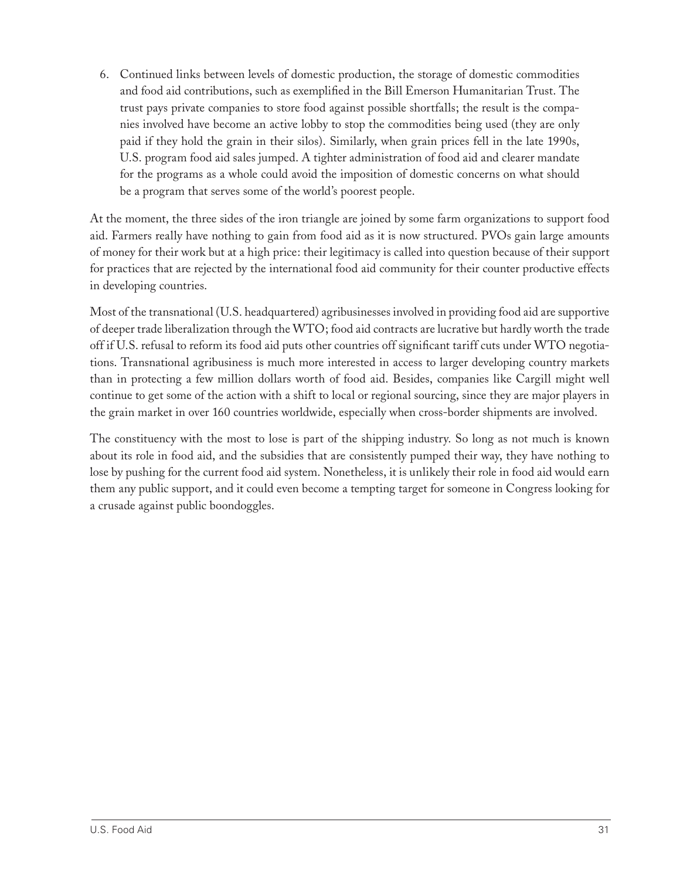6. Continued links between levels of domestic production, the storage of domestic commodities and food aid contributions, such as exemplified in the Bill Emerson Humanitarian Trust. The trust pays private companies to store food against possible shortfalls; the result is the companies involved have become an active lobby to stop the commodities being used (they are only paid if they hold the grain in their silos). Similarly, when grain prices fell in the late 1990s, U.S. program food aid sales jumped. A tighter administration of food aid and clearer mandate for the programs as a whole could avoid the imposition of domestic concerns on what should be a program that serves some of the world's poorest people.

At the moment, the three sides of the iron triangle are joined by some farm organizations to support food aid. Farmers really have nothing to gain from food aid as it is now structured. PVOs gain large amounts of money for their work but at a high price: their legitimacy is called into question because of their support for practices that are rejected by the international food aid community for their counter productive effects in developing countries.

Most of the transnational (U.S. headquartered) agribusinesses involved in providing food aid are supportive of deeper trade liberalization through the WTO; food aid contracts are lucrative but hardly worth the trade off if U.S. refusal to reform its food aid puts other countries off significant tariff cuts under WTO negotiations. Transnational agribusiness is much more interested in access to larger developing country markets than in protecting a few million dollars worth of food aid. Besides, companies like Cargill might well continue to get some of the action with a shift to local or regional sourcing, since they are major players in the grain market in over 160 countries worldwide, especially when cross-border shipments are involved.

The constituency with the most to lose is part of the shipping industry. So long as not much is known about its role in food aid, and the subsidies that are consistently pumped their way, they have nothing to lose by pushing for the current food aid system. Nonetheless, it is unlikely their role in food aid would earn them any public support, and it could even become a tempting target for someone in Congress looking for a crusade against public boondoggles.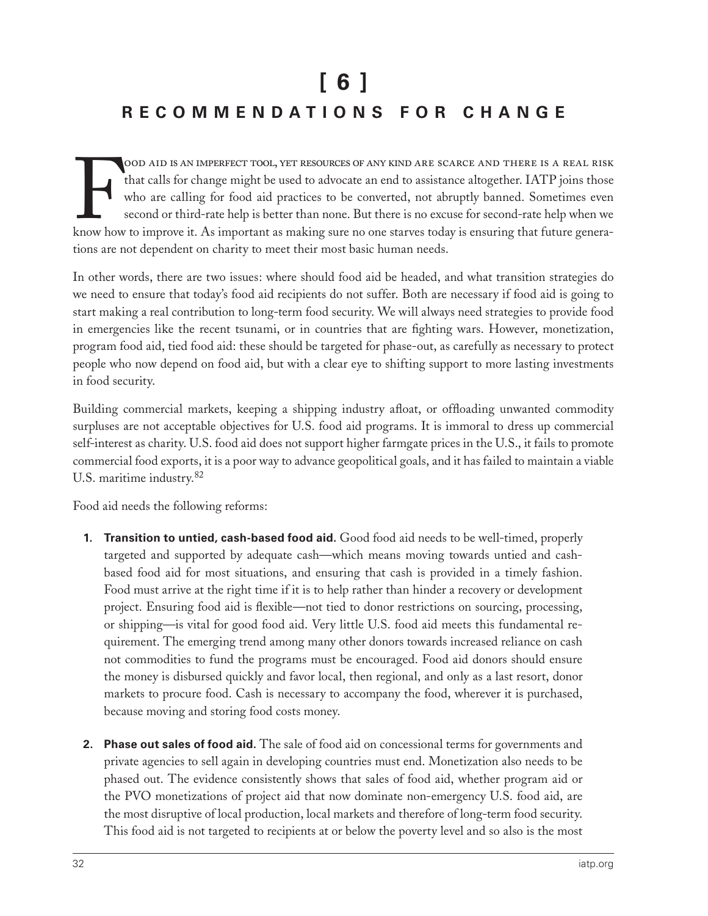# [ 6 ]

## RECOMMENDATIONS FOR CHANGE

Food aid is an imperfect tool, yet resources of any kind are scarce and there is a real risk that calls for change might be used to advocate an end to assistance altogether. IATP joins those who are calling for food aid practices to be converted, not abruptly banned. Sometimes even second or third-rate help is better than none. But there is no excuse for second-rate help when we know how to improve it. As important as making sure no one starves today is ensuring that future generations are not dependent on charity to meet their most basic human needs.

In other words, there are two issues: where should food aid be headed, and what transition strategies do we need to ensure that today's food aid recipients do not suffer. Both are necessary if food aid is going to start making a real contribution to long-term food security. We will always need strategies to provide food in emergencies like the recent tsunami, or in countries that are fighting wars. However, monetization, program food aid, tied food aid: these should be targeted for phase-out, as carefully as necessary to protect people who now depend on food aid, but with a clear eye to shifting support to more lasting investments in food security.

Building commercial markets, keeping a shipping industry afloat, or offloading unwanted commodity surpluses are not acceptable objectives for U.S. food aid programs. It is immoral to dress up commercial self-interest as charity. U.S. food aid does not support higher farmgate prices in the U.S., it fails to promote commercial food exports, it is a poor way to advance geopolitical goals, and it has failed to maintain a viable U.S. maritime industry.[82]

Food aid needs the following reforms:

1. **Transition to untied, cash-based food aid.** Good food aid needs to be well-timed, properly targeted and supported by adequate cash—which means moving towards untied and cash-based food aid for most situations, and ensuring that cash is provided in a timely fashion. Food must arrive at the right time if it is to help rather than hinder a recovery or development project. Ensuring food aid is flexible—not tied to donor restrictions on sourcing, processing, or shipping—is vital for good food aid. Very little U.S. food aid meets this fundamental requirement. The emerging trend among many other donors towards increased reliance on cash not commodities to fund the programs must be encouraged. Food aid donors should ensure the money is disbursed quickly and favor local, then regional, and only as a last resort, donor markets to procure food. Cash is necessary to accompany the food, wherever it is purchased, because moving and storing food costs money.

2. **Phase out sales of food aid.** The sale of food aid on concessional terms for governments and private agencies to sell again in developing countries must end. Monetization also needs to be phased out. The evidence consistently shows that sales of food aid, whether program aid or the PVO monetizations of project aid that now dominate non-emergency U.S. food aid, are the most disruptive of local production, local markets and therefore of long-term food security. This food aid is not targeted to recipients at or below the poverty level and so also is the most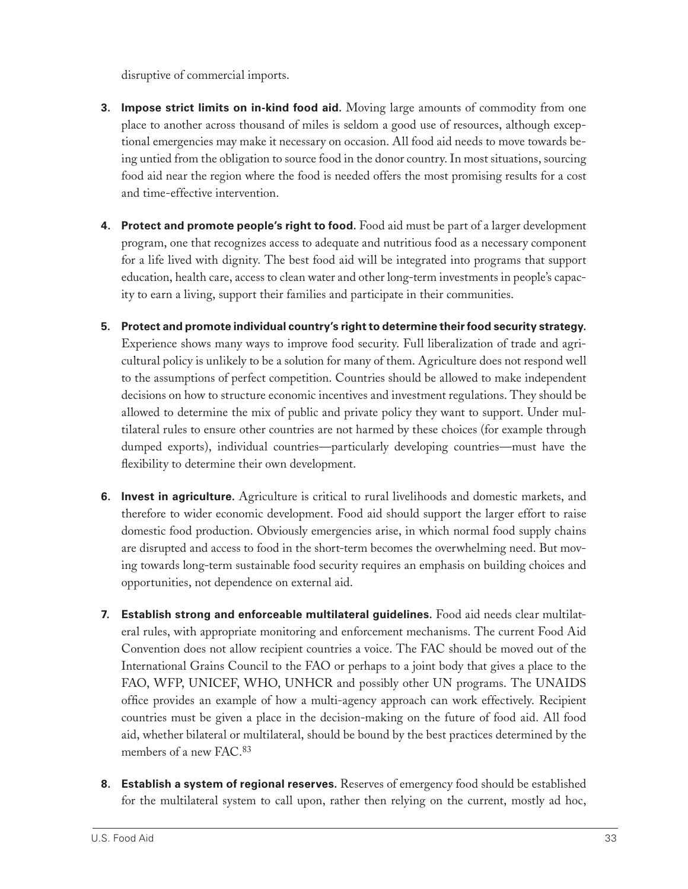disruptive of commercial imports.

3. **Impose strict limits on in-kind food aid.** Moving large amounts of commodity from one place to another across thousand of miles is seldom a good use of resources, although exceptional emergencies may make it necessary on occasion. All food aid needs to move towards being untied from the obligation to source food in the donor country. In most situations, sourcing food aid near the region where the food is needed offers the most promising results for a cost and time-effective intervention.

4. **Protect and promote people's right to food.** Food aid must be part of a larger development program, one that recognizes access to adequate and nutritious food as a necessary component for a life lived with dignity. The best food aid will be integrated into programs that support education, health care, access to clean water and other long-term investments in people's capacity to earn a living, support their families and participate in their communities.

5. **Protect and promote individual country's right to determine their food security strategy.** Experience shows many ways to improve food security. Full liberalization of trade and agricultural policy is unlikely to be a solution for many of them. Agriculture does not respond well to the assumptions of perfect competition. Countries should be allowed to make independent decisions on how to structure economic incentives and investment regulations. They should be allowed to determine the mix of public and private policy they want to support. Under multilateral rules to ensure other countries are not harmed by these choices (for example through dumped exports), individual countries—particularly developing countries—must have the flexibility to determine their own development.

6. **Invest in agriculture.** Agriculture is critical to rural livelihoods and domestic markets, and therefore to wider economic development. Food aid should support the larger effort to raise domestic food production. Obviously emergencies arise, in which normal food supply chains are disrupted and access to food in the short-term becomes the overwhelming need. But moving towards long-term sustainable food security requires an emphasis on building choices and opportunities, not dependence on external aid.

7. **Establish strong and enforceable multilateral guidelines.** Food aid needs clear multilateral rules, with appropriate monitoring and enforcement mechanisms. The current Food Aid Convention does not allow recipient countries a voice. The FAC should be moved out of the International Grains Council to the FAO or perhaps to a joint body that gives a place to the FAO, WFP, UNICEF, WHO, UNHCR and possibly other UN programs. The UNAIDS office provides an example of how a multi-agency approach can work effectively. Recipient countries must be given a place in the decision-making on the future of food aid. All food aid, whether bilateral or multilateral, should be bound by the best practices determined by the members of a new FAC.[83]

8. **Establish a system of regional reserves.** Reserves of emergency food should be established for the multilateral system to call upon, rather then relying on the current, mostly ad hoc,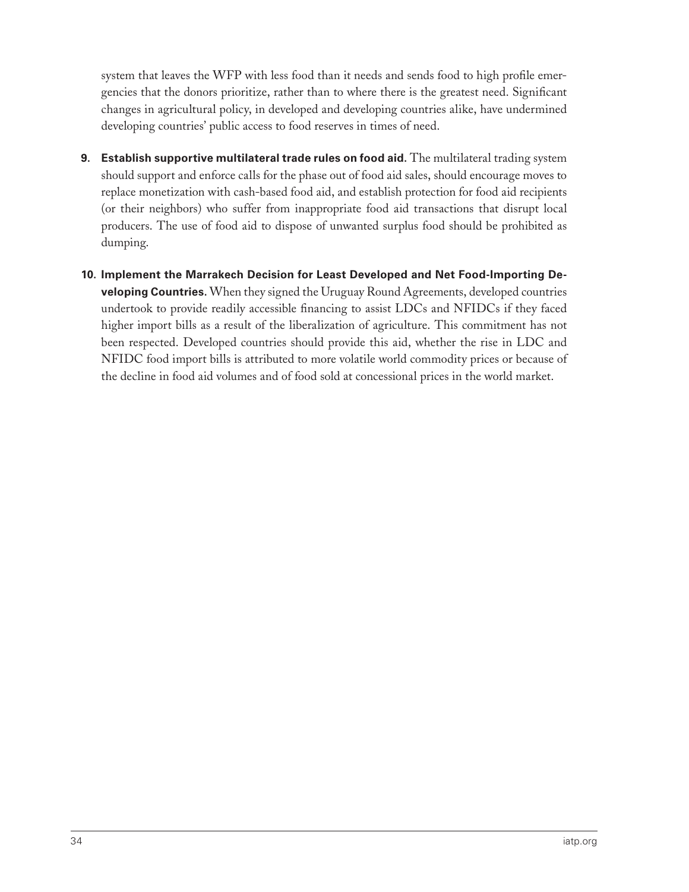system that leaves the WFP with less food than it needs and sends food to high profile emergencies that the donors prioritize, rather than to where there is the greatest need. Significant changes in agricultural policy, in developed and developing countries alike, have undermined developing countries' public access to food reserves in times of need.

9. **Establish supportive multilateral trade rules on food aid.** The multilateral trading system should support and enforce calls for the phase out of food aid sales, should encourage moves to replace monetization with cash-based food aid, and establish protection for food aid recipients (or their neighbors) who suffer from inappropriate food aid transactions that disrupt local producers. The use of food aid to dispose of unwanted surplus food should be prohibited as dumping.

10. **Implement the Marrakech Decision for Least Developed and Net Food-Importing Developing Countries.** When they signed the Uruguay Round Agreements, developed countries undertook to provide readily accessible financing to assist LDCs and NFIDCs if they faced higher import bills as a result of the liberalization of agriculture. This commitment has not been respected. Developed countries should provide this aid, whether the rise in LDC and NFIDC food import bills is attributed to more volatile world commodity prices or because of the decline in food aid volumes and of food sold at concessional prices in the world market.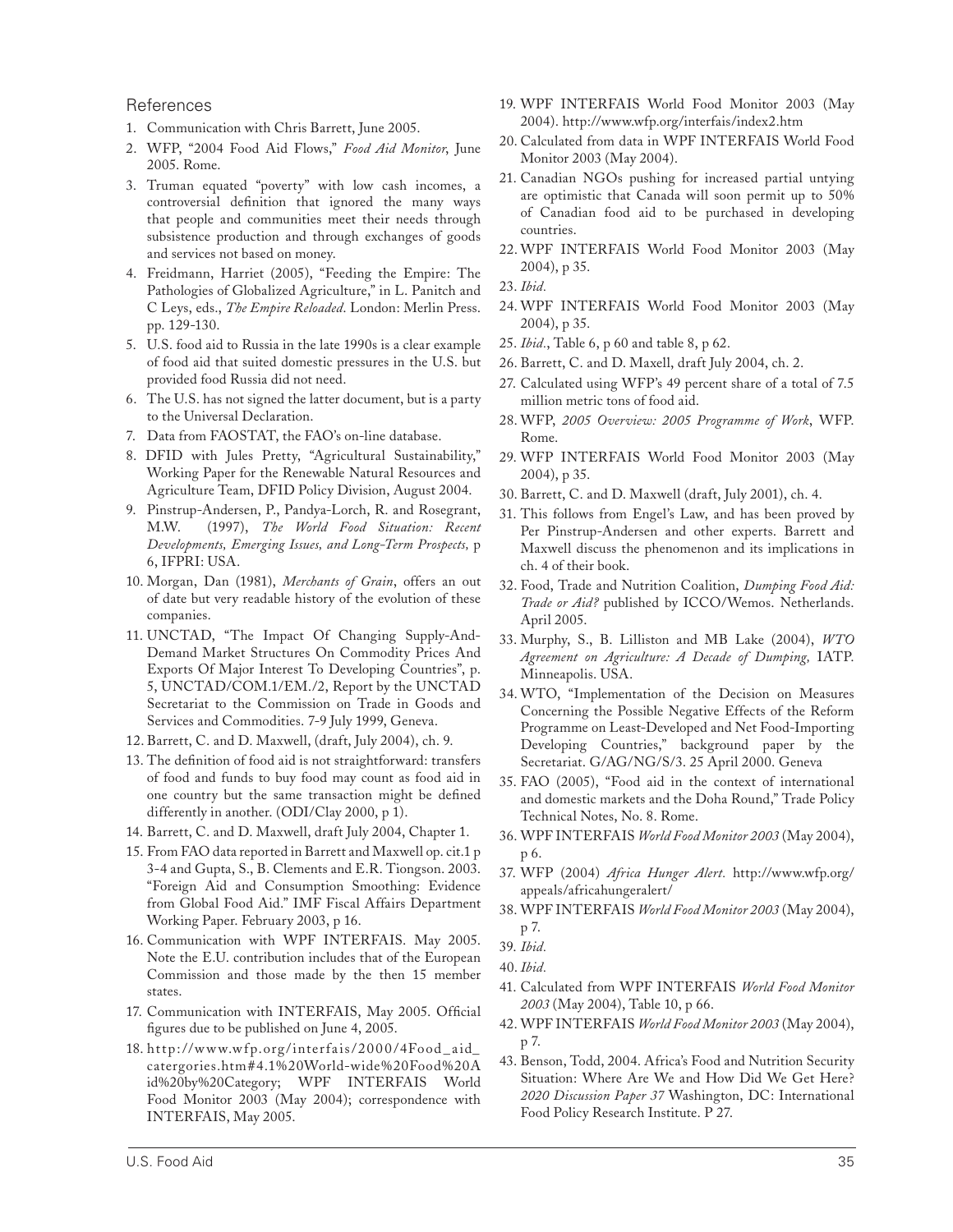## References

1. Communication with Chris Barrett, June 2005.
2. WFP, "2004 Food Aid Flows," *Food Aid Monitor*, June 2005. Rome.
3. Truman equated "poverty" with low cash incomes, a controversial definition that ignored the many ways that people and communities meet their needs through subsistence production and through exchanges of goods and services not based on money.
4. Freidmann, Harriet (2005), "Feeding the Empire: The Pathologies of Globalized Agriculture," in L. Panitch and C Leys, eds., *The Empire Reloaded*. London: Merlin Press. pp. 129-130.
5. U.S. food aid to Russia in the late 1990s is a clear example of food aid that suited domestic pressures in the U.S. but provided food Russia did not need.
6. The U.S. has not signed the latter document, but is a party to the Universal Declaration.
7. Data from FAOSTAT, the FAO's on-line database.
8. DFID with Jules Pretty, "Agricultural Sustainability," Working Paper for the Renewable Natural Resources and Agriculture Team, DFID Policy Division, August 2004.
9. Pinstrup-Andersen, P., Pandya-Lorch, R. and Rosegrant, M.W. (1997), *The World Food Situation: Recent Developments, Emerging Issues, and Long-Term Prospects,* p 6, IFPRI: USA.
10. Morgan, Dan (1981), *Merchants of Grain*, offers an out of date but very readable history of the evolution of these companies.
11. UNCTAD, "The Impact Of Changing Supply-And-Demand Market Structures On Commodity Prices And Exports Of Major Interest To Developing Countries", p. 5, UNCTAD/COM.1/EM./2, Report by the UNCTAD Secretariat to the Commission on Trade in Goods and Services and Commodities. 7-9 July 1999, Geneva.
12. Barrett, C. and D. Maxwell, (draft, July 2004), ch. 9.
13. The definition of food aid is not straightforward: transfers of food and funds to buy food may count as food aid in one country but the same transaction might be defined differently in another. (ODI/Clay 2000, p 1).
14. Barrett, C. and D. Maxwell, draft July 2004, Chapter 1.
15. From FAO data reported in Barrett and Maxwell op. cit.1 p 3-4 and Gupta, S., B. Clements and E.R. Tiongson. 2003. "Foreign Aid and Consumption Smoothing: Evidence from Global Food Aid." IMF Fiscal Affairs Department Working Paper. February 2003, p 16.
16. Communication with WPF INTERFAIS. May 2005. Note the E.U. contribution includes that of the European Commission and those made by the then 15 member states.
17. Communication with INTERFAIS, May 2005. Official figures due to be published on June 4, 2005.
18. http://www.wfp.org/interfais/2000/4Food_aid_catergories.htm#4.1%20World-wide%20Food%20Aid%20by%20Category; WPF INTERFAIS World Food Monitor 2003 (May 2004); correspondence with INTERFAIS, May 2005.
19. WPF INTERFAIS World Food Monitor 2003 (May 2004). http://www.wfp.org/interfais/index2.htm
20. Calculated from data in WPF INTERFAIS World Food Monitor 2003 (May 2004).
21. Canadian NGOs pushing for increased partial untying are optimistic that Canada will soon permit up to 50% of Canadian food aid to be purchased in developing countries.
22. WPF INTERFAIS World Food Monitor 2003 (May 2004), p 35.
23. *Ibid.*
24. WPF INTERFAIS World Food Monitor 2003 (May 2004), p 35.
25. *Ibid*., Table 6, p 60 and table 8, p 62.
26. Barrett, C. and D. Maxell, draft July 2004, ch. 2.
27. Calculated using WFP's 49 percent share of a total of 7.5 million metric tons of food aid.
28. WFP, *2005 Overview: 2005 Programme of Work*, WFP. Rome.
29. WPF INTERFAIS World Food Monitor 2003 (May 2004), p 35.
30. Barrett, C. and D. Maxwell (draft, July 2001), ch. 4.
31. This follows from Engel's Law, and has been proved by Per Pinstrup-Andersen and other experts. Barrett and Maxwell discuss the phenomenon and its implications in ch. 4 of their book.
32. Food, Trade and Nutrition Coalition, *Dumping Food Aid: Trade or Aid?* published by ICCO/Wemos. Netherlands. April 2005.
33. Murphy, S., B. Lilliston and MB Lake (2004), *WTO Agreement on Agriculture: A Decade of Dumping,* IATP. Minneapolis. USA.
34. WTO, "Implementation of the Decision on Measures Concerning the Possible Negative Effects of the Reform Programme on Least-Developed and Net Food-Importing Developing Countries," background paper by the Secretariat. G/AG/NG/S/3. 25 April 2000. Geneva
35. FAO (2005), "Food aid in the context of international and domestic markets and the Doha Round," Trade Policy Technical Notes, No. 8. Rome.
36. WPF INTERFAIS *World Food Monitor 2003* (May 2004), p 6.
37. WFP (2004) *Africa Hunger Alert.* http://www.wfp.org/appeals/africahungeralert/
38. WPF INTERFAIS *World Food Monitor 2003* (May 2004), p 7.
39. *Ibid.*
40. *Ibid.*
41. Calculated from WPF INTERFAIS *World Food Monitor 2003* (May 2004), Table 10, p 66.
42. WPF INTERFAIS *World Food Monitor 2003* (May 2004), p 7.
43. Benson, Todd, 2004. Africa's Food and Nutrition Security Situation: Where Are We and How Did We Get Here? *2020 Discussion Paper 37* Washington, DC: International Food Policy Research Institute. P 27.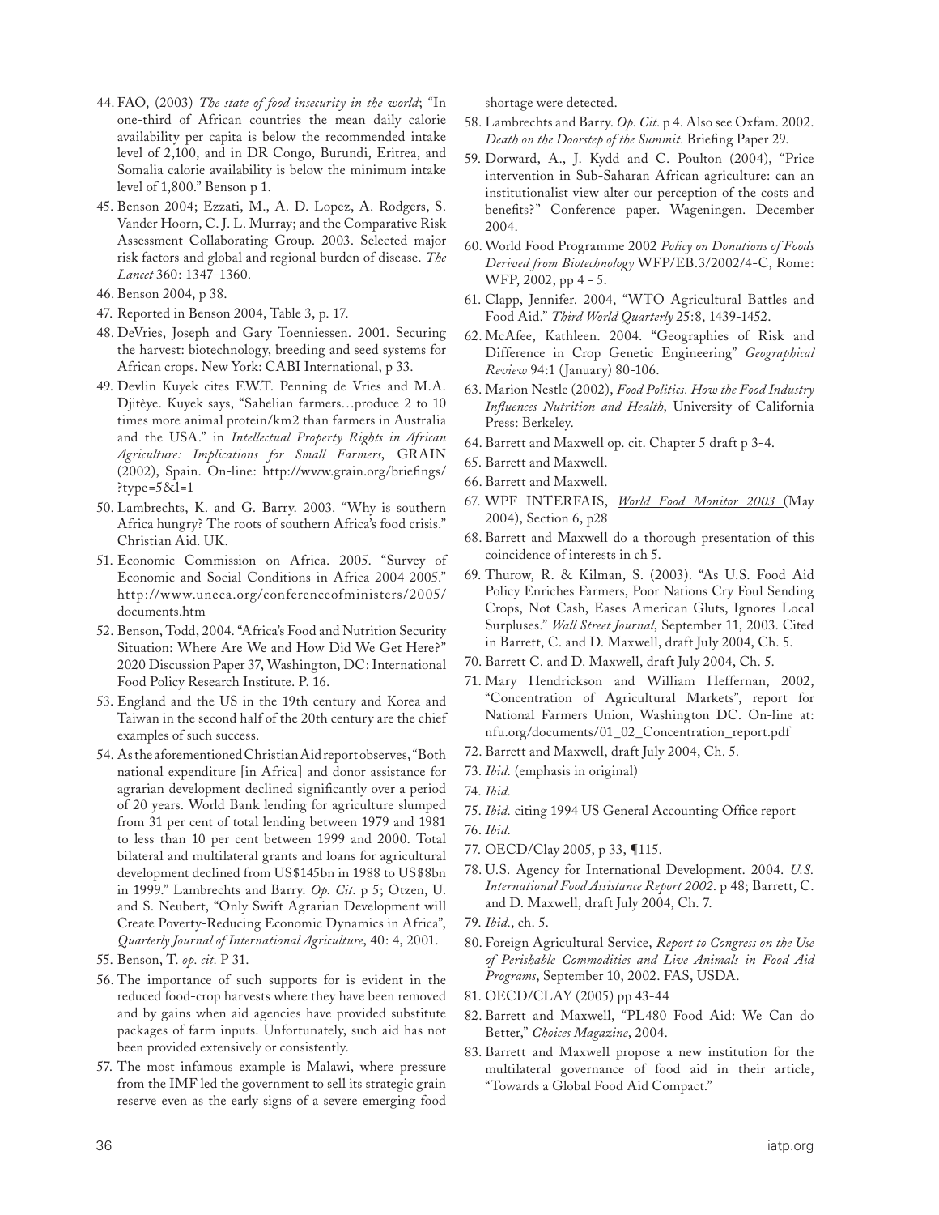44. FAO, (2003) *The state of food insecurity in the world*; "In one-third of African countries the mean daily calorie availability per capita is below the recommended intake level of 2,100, and in DR Congo, Burundi, Eritrea, and Somalia calorie availability is below the minimum intake level of 1,800." Benson p 1.
45. Benson 2004; Ezzati, M., A. D. Lopez, A. Rodgers, S. Vander Hoorn, C. J. L. Murray; and the Comparative Risk Assessment Collaborating Group. 2003. Selected major risk factors and global and regional burden of disease. *The Lancet* 360: 1347–1360.
46. Benson 2004, p 38.
47. Reported in Benson 2004, Table 3, p. 17.
48. DeVries, Joseph and Gary Toenniessen. 2001. Securing the harvest: biotechnology, breeding and seed systems for African crops. New York: CABI International, p 33.
49. Devlin Kuyek cites F.W.T. Penning de Vries and M.A. Djitèye. Kuyek says, "Sahelian farmers…produce 2 to 10 times more animal protein/km2 than farmers in Australia and the USA." in *Intellectual Property Rights in African Agriculture: Implications for Small Farmers*, GRAIN (2002), Spain. On-line: http://www.grain.org/briefings/?type=5&l=1
50. Lambrechts, K. and G. Barry. 2003. "Why is southern Africa hungry? The roots of southern Africa's food crisis." Christian Aid. UK.
51. Economic Commission on Africa. 2005. "Survey of Economic and Social Conditions in Africa 2004-2005." http://www.uneca.org/conferenceofministers/2005/documents.htm
52. Benson, Todd, 2004. "Africa's Food and Nutrition Security Situation: Where Are We and How Did We Get Here?" 2020 Discussion Paper 37, Washington, DC: International Food Policy Research Institute. P. 16.
53. England and the US in the 19th century and Korea and Taiwan in the second half of the 20th century are the chief examples of such success.
54. As the aforementioned Christian Aid report observes, "Both national expenditure [in Africa] and donor assistance for agrarian development declined significantly over a period of 20 years. World Bank lending for agriculture slumped from 31 per cent of total lending between 1979 and 1981 to less than 10 per cent between 1999 and 2000. Total bilateral and multilateral grants and loans for agricultural development declined from US$145bn in 1988 to US$8bn in 1999." Lambrechts and Barry. *Op. Cit.* p 5; Otzen, U. and S. Neubert, "Only Swift Agrarian Development will Create Poverty-Reducing Economic Dynamics in Africa", *Quarterly Journal of International Agriculture*, 40: 4, 2001.
55. Benson, T. *op. cit.* P 31.
56. The importance of such supports for is evident in the reduced food-crop harvests where they have been removed and by gains when aid agencies have provided substitute packages of farm inputs. Unfortunately, such aid has not been provided extensively or consistently.
57. The most infamous example is Malawi, where pressure from the IMF led the government to sell its strategic grain reserve even as the early signs of a severe emerging food shortage were detected.
58. Lambrechts and Barry. *Op. Cit.* p 4. Also see Oxfam. 2002. *Death on the Doorstep of the Summit.* Briefing Paper 29.
59. Dorward, A., J. Kydd and C. Poulton (2004), "Price intervention in Sub-Saharan African agriculture: can an institutionalist view alter our perception of the costs and benefits?" Conference paper. Wageningen. December 2004.
60. World Food Programme 2002 *Policy on Donations of Foods Derived from Biotechnology* WFP/EB.3/2002/4-C, Rome: WFP, 2002, pp 4 - 5.
61. Clapp, Jennifer. 2004, "WTO Agricultural Battles and Food Aid." *Third World Quarterly* 25:8, 1439-1452.
62. McAfee, Kathleen. 2004. "Geographies of Risk and Difference in Crop Genetic Engineering" *Geographical Review* 94:1 (January) 80-106.
63. Marion Nestle (2002), *Food Politics. How the Food Industry Influences Nutrition and Health*, University of California Press: Berkeley.
64. Barrett and Maxwell op. cit. Chapter 5 draft p 3-4.
65. Barrett and Maxwell.
66. Barrett and Maxwell.
67. WPF INTERFAIS, *World Food Monitor 2003* (May 2004), Section 6, p28
68. Barrett and Maxwell do a thorough presentation of this coincidence of interests in ch 5.
69. Thurow, R. & Kilman, S. (2003). "As U.S. Food Aid Policy Enriches Farmers, Poor Nations Cry Foul Sending Crops, Not Cash, Eases American Gluts, Ignores Local Surpluses." *Wall Street Journal*, September 11, 2003. Cited in Barrett, C. and D. Maxwell, draft July 2004, Ch. 5.
70. Barrett C. and D. Maxwell, draft July 2004, Ch. 5.
71. Mary Hendrickson and William Heffernan, 2002, "Concentration of Agricultural Markets", report for National Farmers Union, Washington DC. On-line at: nfu.org/documents/01_02_Concentration_report.pdf
72. Barrett and Maxwell, draft July 2004, Ch. 5.
73. *Ibid.* (emphasis in original)
74. *Ibid.*
75. *Ibid.* citing 1994 US General Accounting Office report
76. *Ibid.*
77. OECD/Clay 2005, p 33, ¶115.
78. U.S. Agency for International Development. 2004. *U.S. International Food Assistance Report 2002*. p 48; Barrett, C. and D. Maxwell, draft July 2004, Ch. 7.
79. *Ibid.*, ch. 5.
80. Foreign Agricultural Service, *Report to Congress on the Use of Perishable Commodities and Live Animals in Food Aid Programs*, September 10, 2002. FAS, USDA.
81. OECD/CLAY (2005) pp 43-44
82. Barrett and Maxwell, "PL480 Food Aid: We Can do Better," *Choices Magazine*, 2004.
83. Barrett and Maxwell propose a new institution for the multilateral governance of food aid in their article, "Towards a Global Food Aid Compact."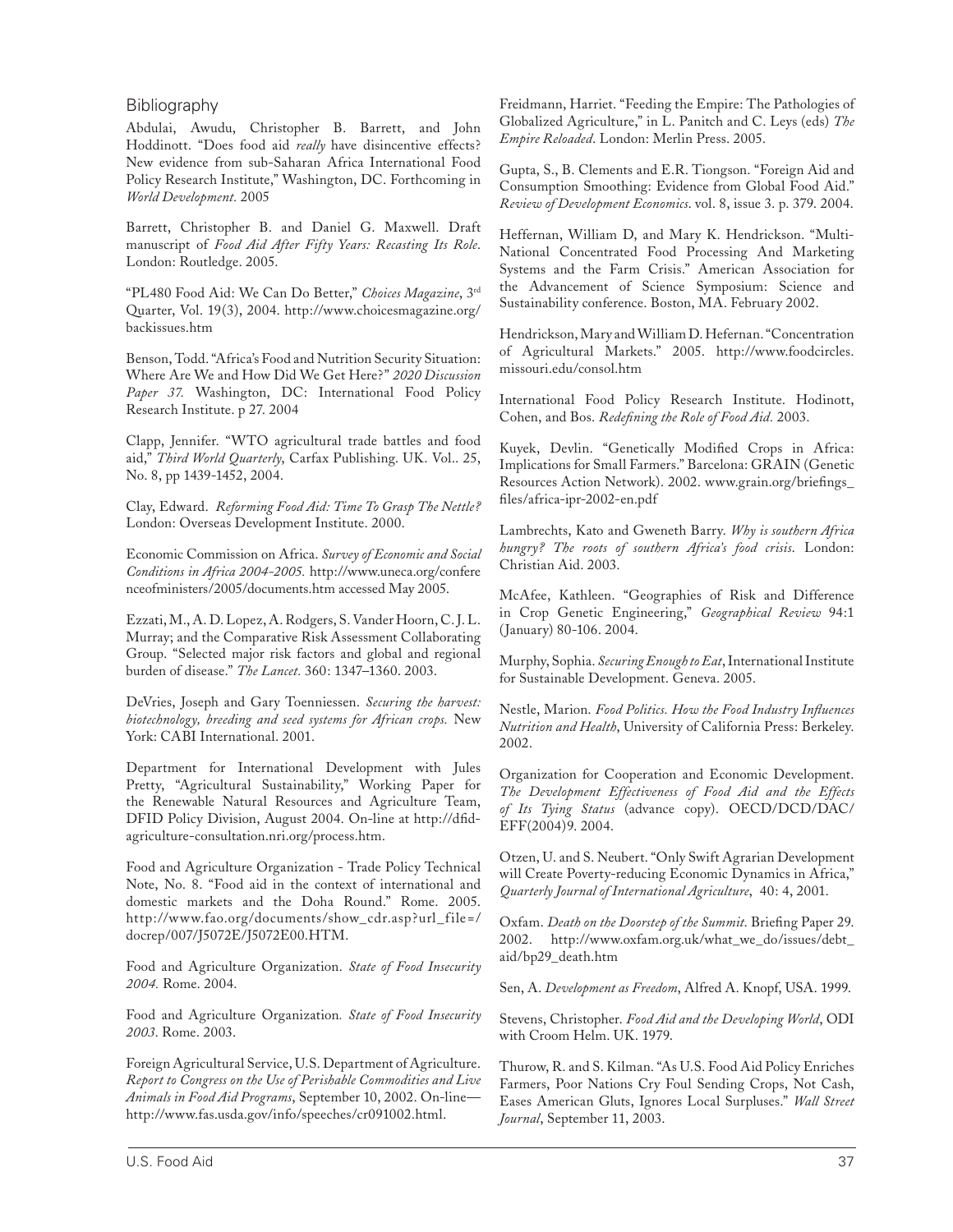## Bibliography

Abdulai, Awudu, Christopher B. Barrett, and John Hoddinott. "Does food aid *really* have disincentive effects? New evidence from sub-Saharan Africa International Food Policy Research Institute," Washington, DC. Forthcoming in *World Development.* 2005

Barrett, Christopher B. and Daniel G. Maxwell. Draft manuscript of *Food Aid After Fifty Years: Recasting Its Role.* London: Routledge. 2005.

"PL480 Food Aid: We Can Do Better," *Choices Magazine*, 3rd Quarter, Vol. 19(3), 2004. http://www.choicesmagazine.org/backissues.htm

Benson, Todd. "Africa's Food and Nutrition Security Situation: Where Are We and How Did We Get Here?" *2020 Discussion Paper 37.* Washington, DC: International Food Policy Research Institute. p 27. 2004

Clapp, Jennifer. "WTO agricultural trade battles and food aid," *Third World Quarterly*, Carfax Publishing. UK. Vol.. 25, No. 8, pp 1439-1452, 2004.

Clay, Edward. *Reforming Food Aid: Time To Grasp The Nettle?* London: Overseas Development Institute. 2000.

Economic Commission on Africa. *Survey of Economic and Social Conditions in Africa 2004-2005.* http://www.uneca.org/conferenceofministers/2005/documents.htm accessed May 2005.

Ezzati, M., A. D. Lopez, A. Rodgers, S. Vander Hoorn, C. J. L. Murray; and the Comparative Risk Assessment Collaborating Group. "Selected major risk factors and global and regional burden of disease." *The Lancet.* 360: 1347–1360. 2003.

DeVries, Joseph and Gary Toenniessen. *Securing the harvest: biotechnology, breeding and seed systems for African crops.* New York: CABI International. 2001.

Department for International Development with Jules Pretty, "Agricultural Sustainability," Working Paper for the Renewable Natural Resources and Agriculture Team, DFID Policy Division, August 2004. On-line at http://dfid-agriculture-consultation.nri.org/process.htm.

Food and Agriculture Organization - Trade Policy Technical Note, No. 8. "Food aid in the context of international and domestic markets and the Doha Round." Rome. 2005. http://www.fao.org/documents/show_cdr.asp?url_file=/docrep/007/J5072E/J5072E00.HTM.

Food and Agriculture Organization. *State of Food Insecurity 2004.* Rome. 2004.

Food and Agriculture Organization. *State of Food Insecurity 2003.* Rome. 2003.

Foreign Agricultural Service, U.S. Department of Agriculture. *Report to Congress on the Use of Perishable Commodities and Live Animals in Food Aid Programs*, September 10, 2002. On-line—http://www.fas.usda.gov/info/speeches/cr091002.html.

Freidmann, Harriet. "Feeding the Empire: The Pathologies of Globalized Agriculture," in L. Panitch and C. Leys (eds) *The Empire Reloaded.* London: Merlin Press. 2005.

Gupta, S., B. Clements and E.R. Tiongson. "Foreign Aid and Consumption Smoothing: Evidence from Global Food Aid." *Review of Development Economics.* vol. 8, issue 3. p. 379. 2004.

Heffernan, William D, and Mary K. Hendrickson. "Multi-National Concentrated Food Processing And Marketing Systems and the Farm Crisis." American Association for the Advancement of Science Symposium: Science and Sustainability conference. Boston, MA. February 2002.

Hendrickson, Mary and William D. Hefernan. "Concentration of Agricultural Markets." 2005. http://www.foodcircles.missouri.edu/consol.htm

International Food Policy Research Institute. Hodinott, Cohen, and Bos. *Redefining the Role of Food Aid.* 2003.

Kuyek, Devlin. "Genetically Modified Crops in Africa: Implications for Small Farmers." Barcelona: GRAIN (Genetic Resources Action Network). 2002. www.grain.org/briefings_files/africa-ipr-2002-en.pdf

Lambrechts, Kato and Gweneth Barry. *Why is southern Africa hungry? The roots of southern Africa's food crisis.* London: Christian Aid. 2003.

McAfee, Kathleen. "Geographies of Risk and Difference in Crop Genetic Engineering," *Geographical Review* 94:1 (January) 80-106. 2004.

Murphy, Sophia. *Securing Enough to Eat*, International Institute for Sustainable Development. Geneva. 2005.

Nestle, Marion. *Food Politics. How the Food Industry Influences Nutrition and Health*, University of California Press: Berkeley. 2002.

Organization for Cooperation and Economic Development. *The Development Effectiveness of Food Aid and the Effects of Its Tying Status* (advance copy). OECD/DCD/DAC/EFF(2004)9. 2004.

Otzen, U. and S. Neubert. "Only Swift Agrarian Development will Create Poverty-reducing Economic Dynamics in Africa," *Quarterly Journal of International Agriculture*, 40: 4, 2001.

Oxfam. *Death on the Doorstep of the Summit.* Briefing Paper 29. 2002. http://www.oxfam.org.uk/what_we_do/issues/debt_aid/bp29_death.htm

Sen, A. *Development as Freedom*, Alfred A. Knopf, USA. 1999.

Stevens, Christopher. *Food Aid and the Developing World*, ODI with Croom Helm. UK. 1979.

Thurow, R. and S. Kilman. "As U.S. Food Aid Policy Enriches Farmers, Poor Nations Cry Foul Sending Crops, Not Cash, Eases American Gluts, Ignores Local Surpluses." *Wall Street Journal*, September 11, 2003.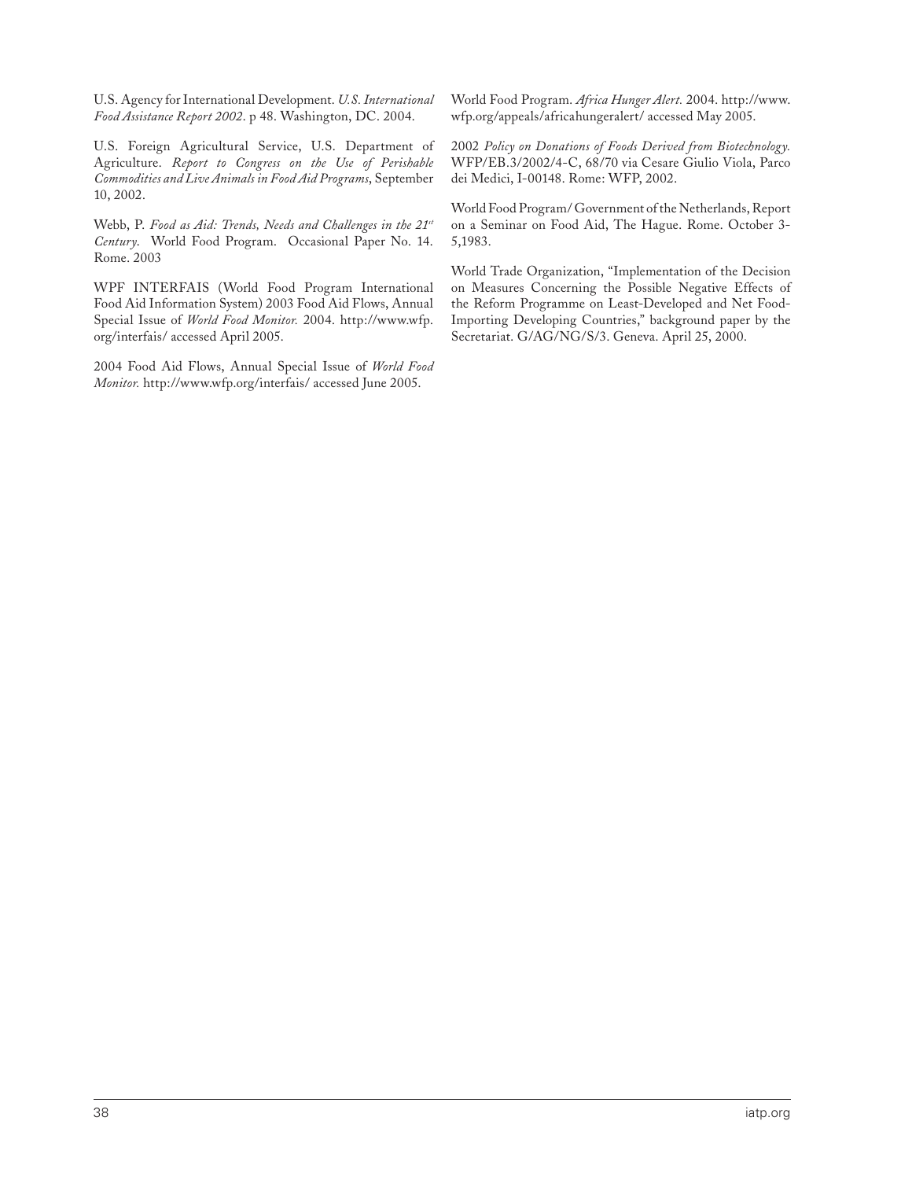U.S. Agency for International Development. *U.S. International Food Assistance Report 2002*. p 48. Washington, DC. 2004.

U.S. Foreign Agricultural Service, U.S. Department of Agriculture. *Report to Congress on the Use of Perishable Commodities and Live Animals in Food Aid Programs*, September 10, 2002.

Webb, P. *Food as Aid: Trends, Needs and Challenges in the 21st Century*. World Food Program. Occasional Paper No. 14. Rome. 2003

WPF INTERFAIS (World Food Program International Food Aid Information System) 2003 Food Aid Flows, Annual Special Issue of *World Food Monitor*. 2004. http://www.wfp.org/interfais/ accessed April 2005.

2004 Food Aid Flows, Annual Special Issue of *World Food Monitor*. http://www.wfp.org/interfais/ accessed June 2005.

World Food Program. *Africa Hunger Alert*. 2004. http://www.wfp.org/appeals/africahungeralert/ accessed May 2005.

2002 *Policy on Donations of Foods Derived from Biotechnology*. WFP/EB.3/2002/4-C, 68/70 via Cesare Giulio Viola, Parco dei Medici, I-00148. Rome: WFP, 2002.

World Food Program/ Government of the Netherlands, Report on a Seminar on Food Aid, The Hague. Rome. October 3-5,1983.

World Trade Organization, "Implementation of the Decision on Measures Concerning the Possible Negative Effects of the Reform Programme on Least-Developed and Net Food-Importing Developing Countries," background paper by the Secretariat. G/AG/NG/S/3. Geneva. April 25, 2000.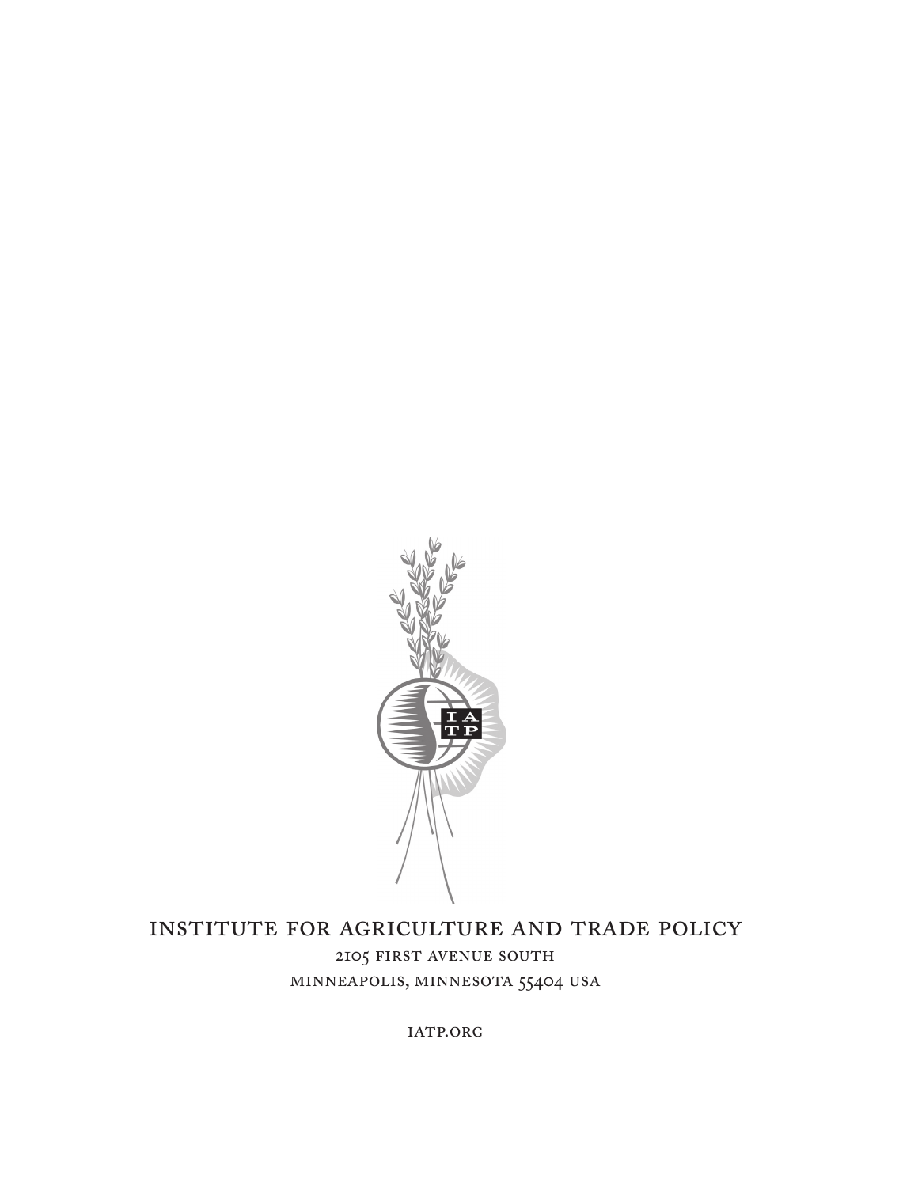Institute for Agriculture and Trade Policy

2105 First Avenue South

Minneapolis, Minnesota 55404 USA

iatp.org